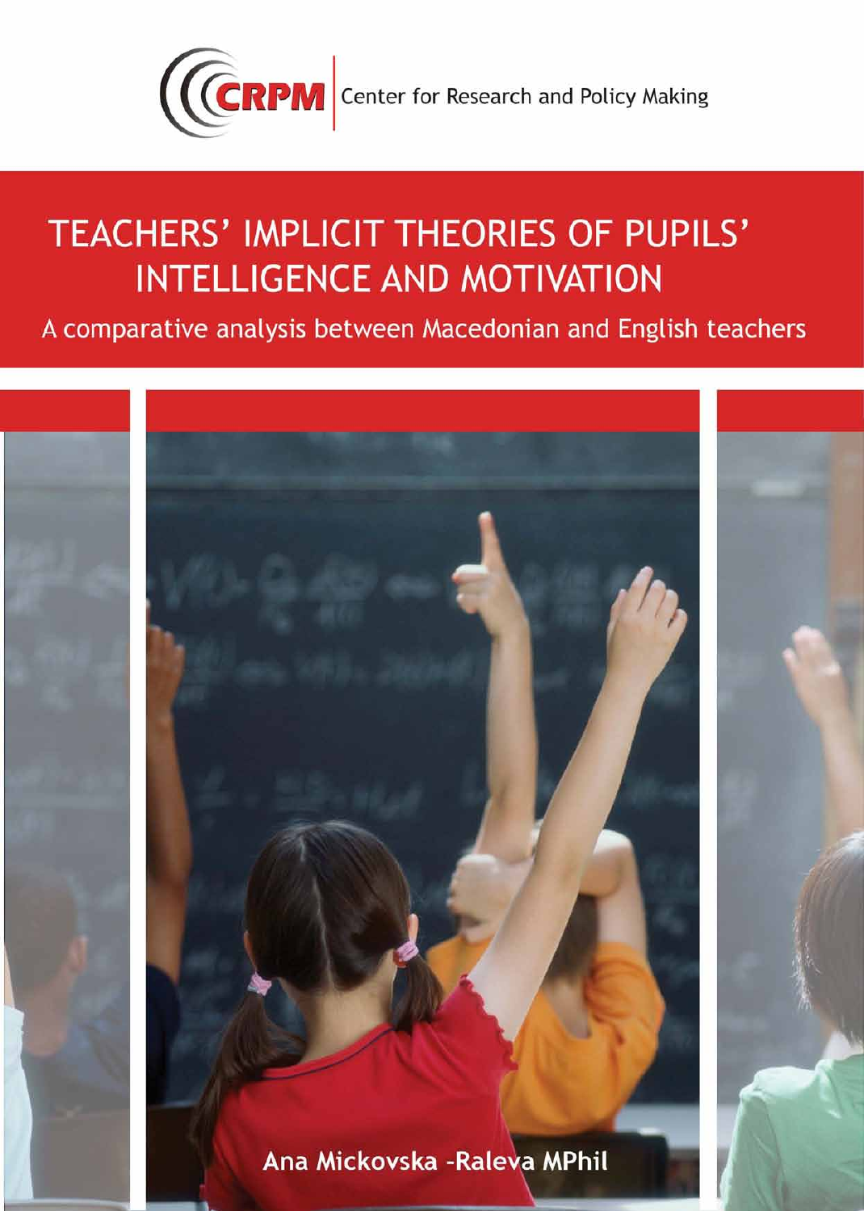CRPM Center for Research and Policy Making

# TEACHERS' IMPLICIT THEORIES OF PUPILS' INTELLIGENCE AND MOTIVATION

## A comparative analysis between Macedonian and English teachers

Ana Mickovska -Raleva MPhil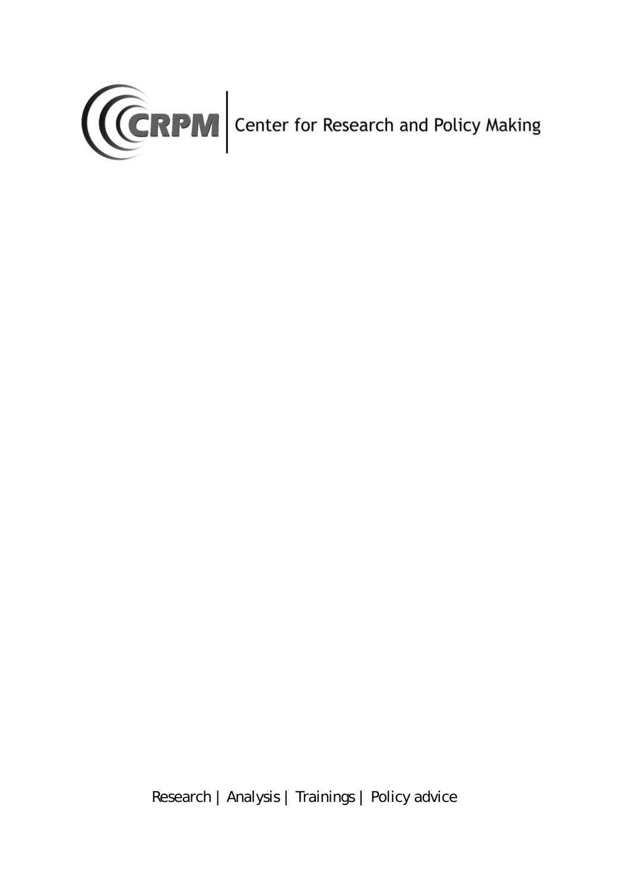CRPM | Center for Research and Policy Making

Research | Analysis | Trainings | Policy advice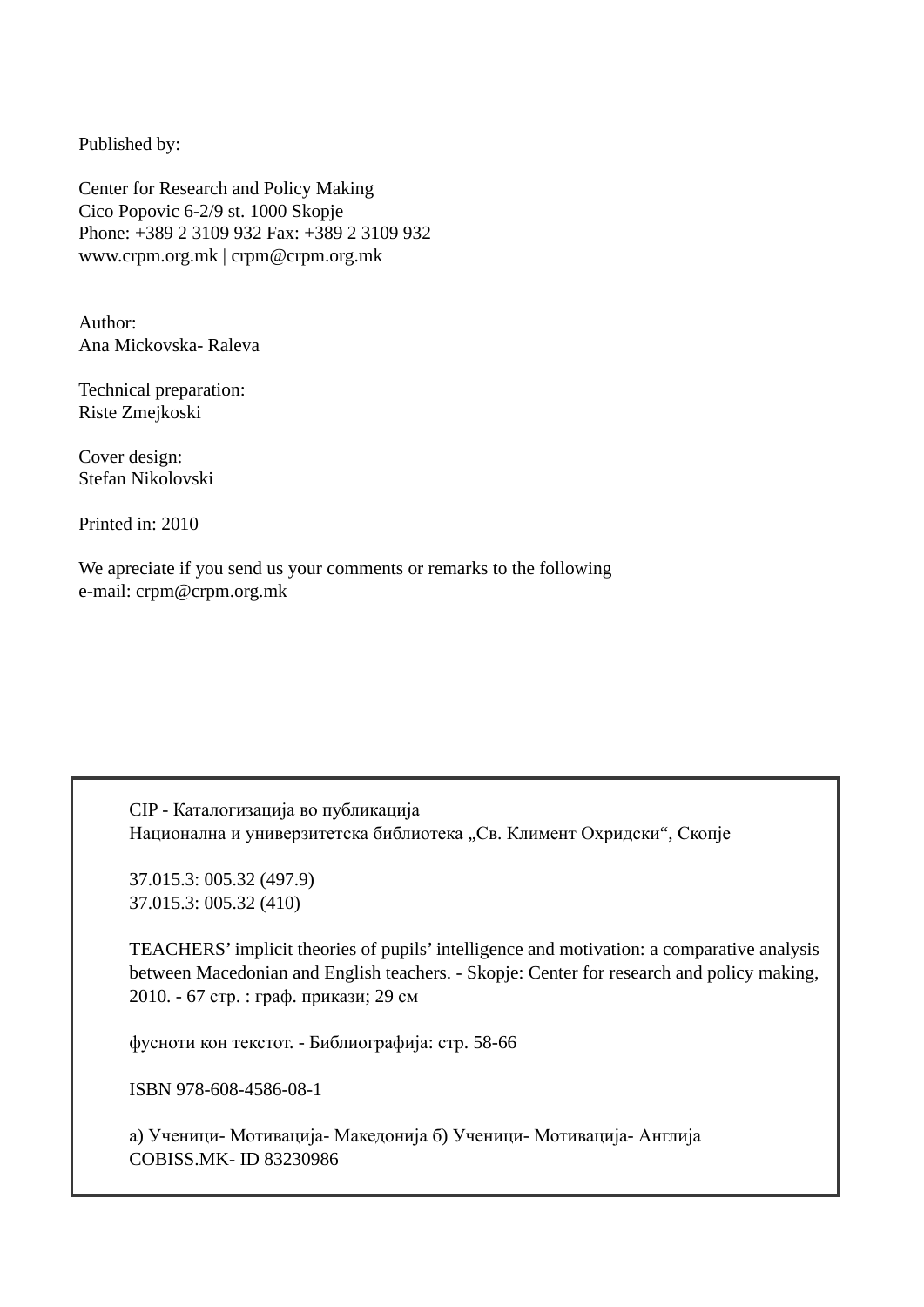Published by:

Center for Research and Policy Making
Cico Popovic 6-2/9 st. 1000 Skopje
Phone: +389 2 3109 932 Fax: +389 2 3109 932
www.crpm.org.mk | crpm@crpm.org.mk

Author:
Ana Mickovska- Raleva

Technical preparation:
Riste Zmejkoski

Cover design:
Stefan Nikolovski

Printed in: 2010

We apreciate if you send us your comments or remarks to the following
e-mail: crpm@crpm.org.mk

CIP - Каталогизација во публикација
Национална и универзитетска библиотека „Св. Климент Охридски“, Скопје

37.015.3: 005.32 (497.9)
37.015.3: 005.32 (410)

TEACHERS' implicit theories of pupils' intelligence and motivation: a comparative analysis between Macedonian and English teachers. - Skopje: Center for research and policy making, 2010. - 67 стр. : граф. прикази; 29 см

фусноти кон текстот. - Библиографија: стр. 58-66

ISBN 978-608-4586-08-1

а) Ученици- Мотивација- Македонија б) Ученици- Мотивација- Англија
COBISS.MK- ID 83230986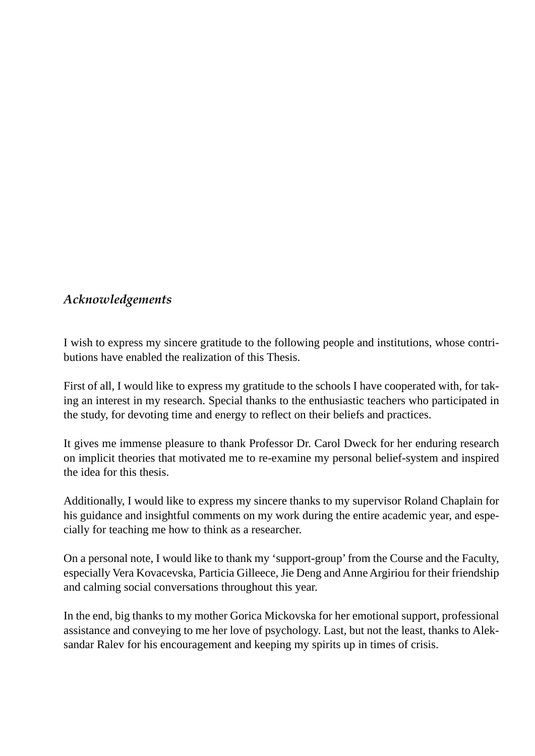## *Acknowledgements*

I wish to express my sincere gratitude to the following people and institutions, whose contributions have enabled the realization of this Thesis.

First of all, I would like to express my gratitude to the schools I have cooperated with, for taking an interest in my research. Special thanks to the enthusiastic teachers who participated in the study, for devoting time and energy to reflect on their beliefs and practices.

It gives me immense pleasure to thank Professor Dr. Carol Dweck for her enduring research on implicit theories that motivated me to re-examine my personal belief-system and inspired the idea for this thesis.

Additionally, I would like to express my sincere thanks to my supervisor Roland Chaplain for his guidance and insightful comments on my work during the entire academic year, and especially for teaching me how to think as a researcher.

On a personal note, I would like to thank my 'support-group' from the Course and the Faculty, especially Vera Kovacevska, Particia Gilleece, Jie Deng and Anne Argiriou for their friendship and calming social conversations throughout this year.

In the end, big thanks to my mother Gorica Mickovska for her emotional support, professional assistance and conveying to me her love of psychology. Last, but not the least, thanks to Aleksandar Ralev for his encouragement and keeping my spirits up in times of crisis.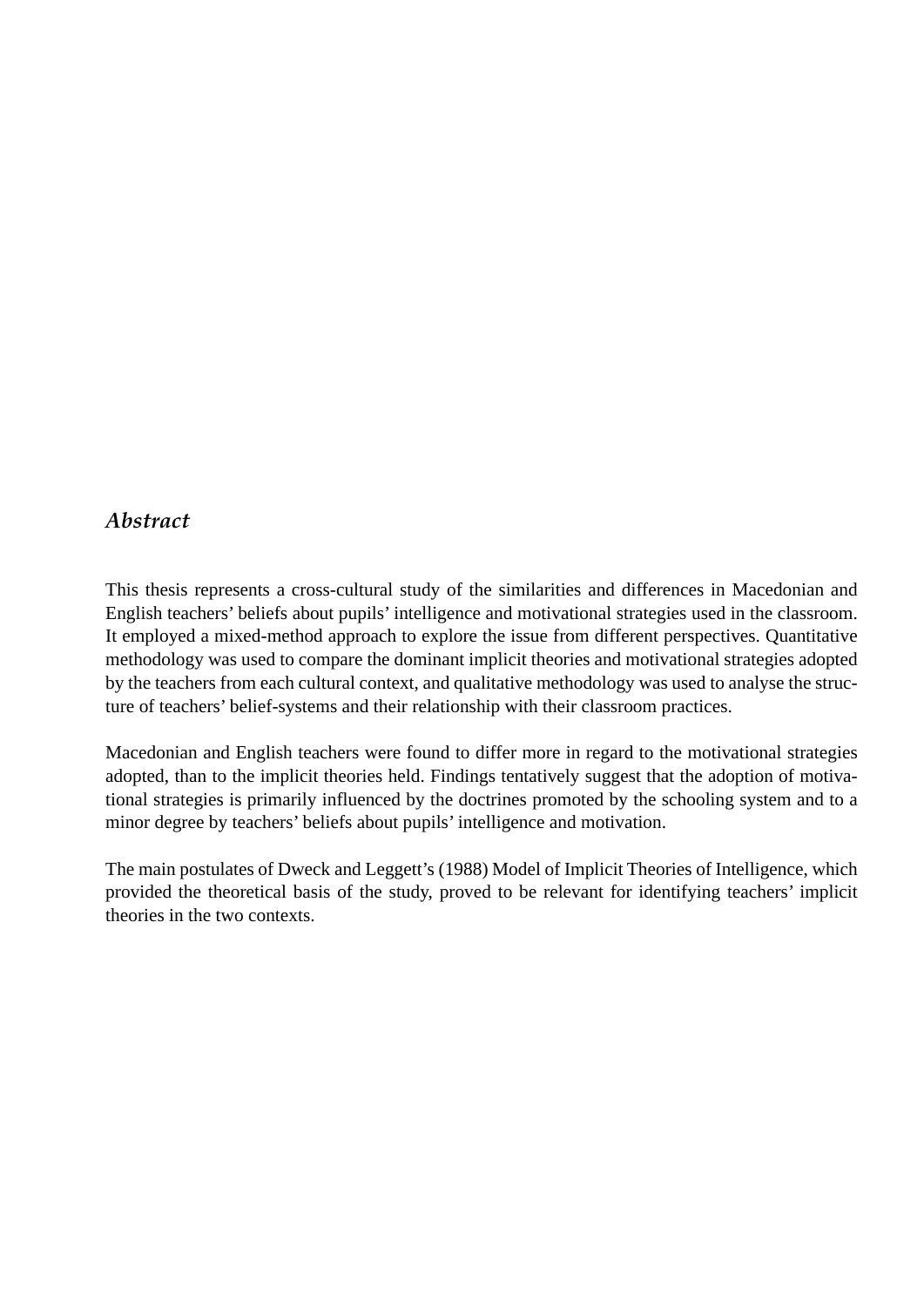## *Abstract*

This thesis represents a cross-cultural study of the similarities and differences in Macedonian and English teachers' beliefs about pupils' intelligence and motivational strategies used in the classroom. It employed a mixed-method approach to explore the issue from different perspectives. Quantitative methodology was used to compare the dominant implicit theories and motivational strategies adopted by the teachers from each cultural context, and qualitative methodology was used to analyse the structure of teachers' belief-systems and their relationship with their classroom practices.

Macedonian and English teachers were found to differ more in regard to the motivational strategies adopted, than to the implicit theories held. Findings tentatively suggest that the adoption of motivational strategies is primarily influenced by the doctrines promoted by the schooling system and to a minor degree by teachers' beliefs about pupils' intelligence and motivation.

The main postulates of Dweck and Leggett's (1988) Model of Implicit Theories of Intelligence, which provided the theoretical basis of the study, proved to be relevant for identifying teachers' implicit theories in the two contexts.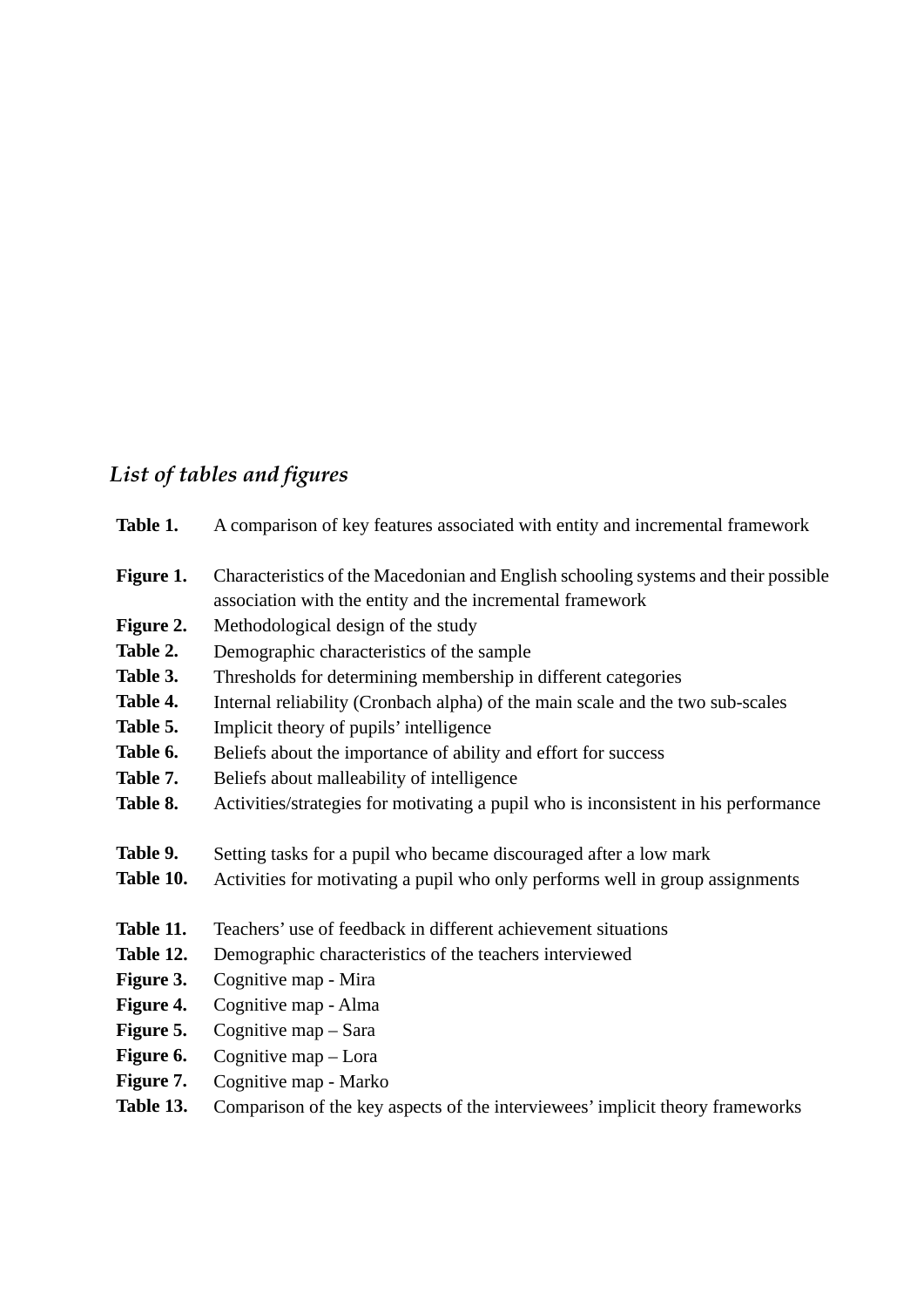## *List of tables and figures*

**Table 1.** A comparison of key features associated with entity and incremental framework

**Figure 1.** Characteristics of the Macedonian and English schooling systems and their possible association with the entity and the incremental framework
**Figure 2.** Methodological design of the study
**Table 2.** Demographic characteristics of the sample
**Table 3.** Thresholds for determining membership in different categories
**Table 4.** Internal reliability (Cronbach alpha) of the main scale and the two sub-scales
**Table 5.** Implicit theory of pupils' intelligence
**Table 6.** Beliefs about the importance of ability and effort for success
**Table 7.** Beliefs about malleability of intelligence
**Table 8.** Activities/strategies for motivating a pupil who is inconsistent in his performance

**Table 9.** Setting tasks for a pupil who became discouraged after a low mark
**Table 10.** Activities for motivating a pupil who only performs well in group assignments

**Table 11.** Teachers' use of feedback in different achievement situations
**Table 12.** Demographic characteristics of the teachers interviewed
**Figure 3.** Cognitive map - Mira
**Figure 4.** Cognitive map - Alma
**Figure 5.** Cognitive map – Sara
**Figure 6.** Cognitive map – Lora
**Figure 7.** Cognitive map - Marko
**Table 13.** Comparison of the key aspects of the interviewees' implicit theory frameworks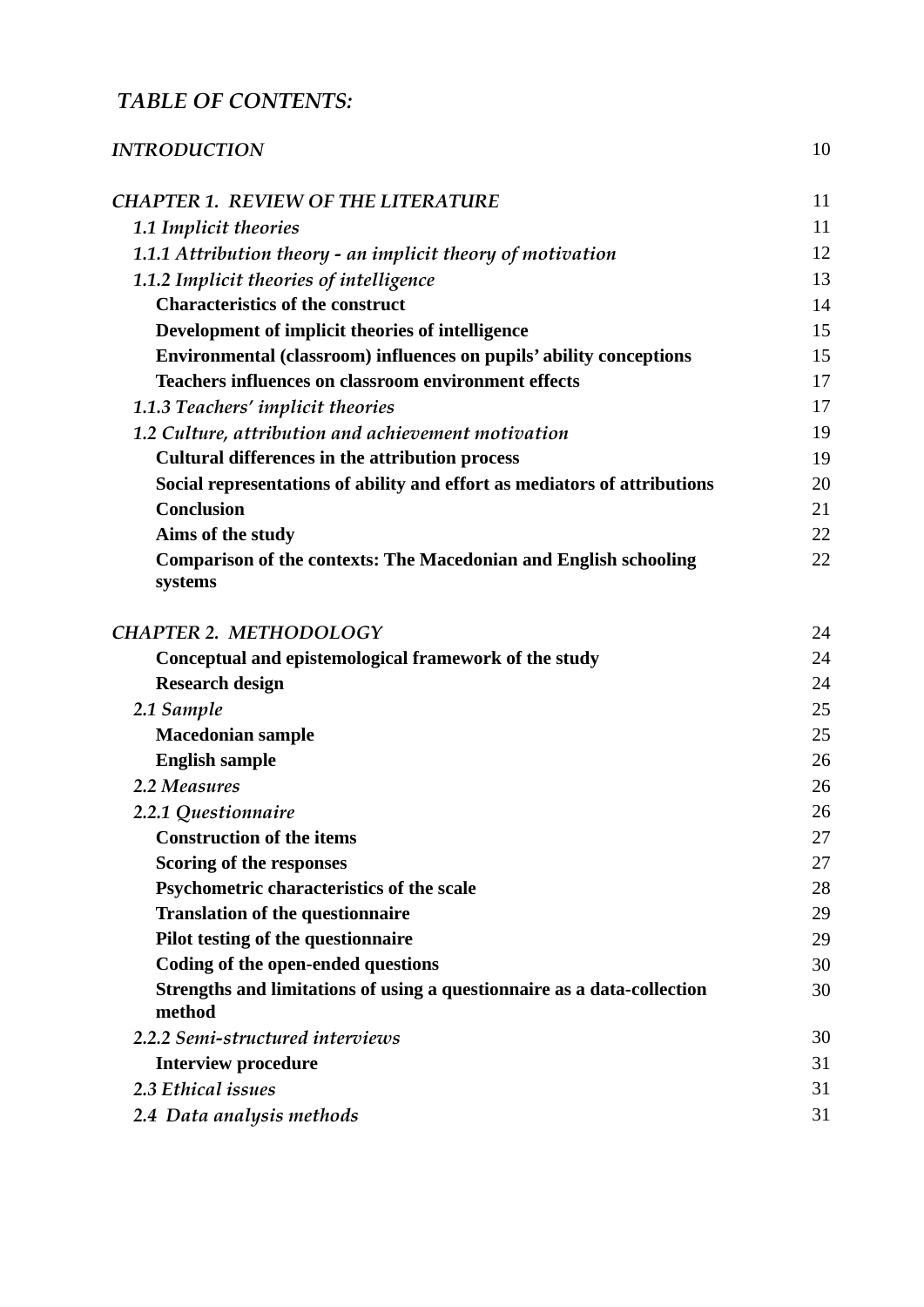*TABLE OF CONTENTS:*

| | |
|---|---|
| *INTRODUCTION* | 10 |
| | |
| *CHAPTER 1. REVIEW OF THE LITERATURE* | 11 |
| *1.1 Implicit theories* | 11 |
| *1.1.1 Attribution theory - an implicit theory of motivation* | 12 |
| *1.1.2 Implicit theories of intelligence* | 13 |
| **Characteristics of the construct** | 14 |
| **Development of implicit theories of intelligence** | 15 |
| **Environmental (classroom) influences on pupils' ability conceptions** | 15 |
| **Teachers influences on classroom environment effects** | 17 |
| *1.1.3 Teachers' implicit theories* | 17 |
| *1.2 Culture, attribution and achievement motivation* | 19 |
| **Cultural differences in the attribution process** | 19 |
| **Social representations of ability and effort as mediators of attributions** | 20 |
| **Conclusion** | 21 |
| **Aims of the study** | 22 |
| **Comparison of the contexts: The Macedonian and English schooling systems** | 22 |
| | |
| *CHAPTER 2. METHODOLOGY* | 24 |
| **Conceptual and epistemological framework of the study** | 24 |
| **Research design** | 24 |
| *2.1 Sample* | 25 |
| **Macedonian sample** | 25 |
| **English sample** | 26 |
| *2.2 Measures* | 26 |
| *2.2.1 Questionnaire* | 26 |
| **Construction of the items** | 27 |
| **Scoring of the responses** | 27 |
| **Psychometric characteristics of the scale** | 28 |
| **Translation of the questionnaire** | 29 |
| **Pilot testing of the questionnaire** | 29 |
| **Coding of the open-ended questions** | 30 |
| **Strengths and limitations of using a questionnaire as a data-collection method** | 30 |
| *2.2.2 Semi-structured interviews* | 30 |
| **Interview procedure** | 31 |
| *2.3 Ethical issues* | 31 |
| *2.4 Data analysis methods* | 31 |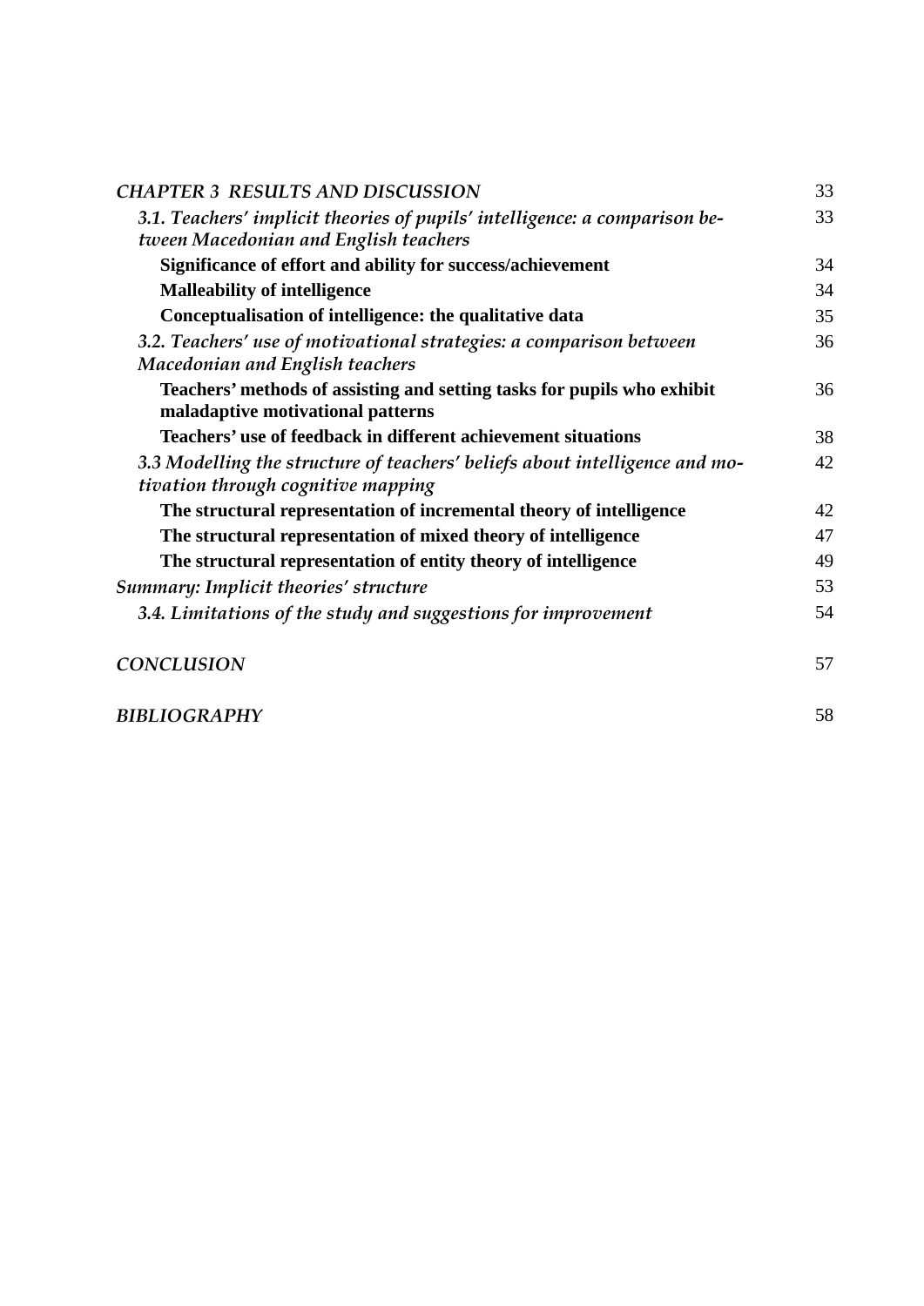| | |
|---|---|
| *CHAPTER 3 RESULTS AND DISCUSSION* | 33 |
| *3.1. Teachers' implicit theories of pupils' intelligence: a comparison between Macedonian and English teachers* | 33 |
| **Significance of effort and ability for success/achievement** | 34 |
| **Malleability of intelligence** | 34 |
| **Conceptualisation of intelligence: the qualitative data** | 35 |
| *3.2. Teachers' use of motivational strategies: a comparison between Macedonian and English teachers* | 36 |
| **Teachers' methods of assisting and setting tasks for pupils who exhibit maladaptive motivational patterns** | 36 |
| **Teachers' use of feedback in different achievement situations** | 38 |
| *3.3 Modelling the structure of teachers' beliefs about intelligence and motivation through cognitive mapping* | 42 |
| **The structural representation of incremental theory of intelligence** | 42 |
| **The structural representation of mixed theory of intelligence** | 47 |
| **The structural representation of entity theory of intelligence** | 49 |
| *Summary: Implicit theories' structure* | 53 |
| *3.4. Limitations of the study and suggestions for improvement* | 54 |
| *CONCLUSION* | 57 |
| *BIBLIOGRAPHY* | 58 |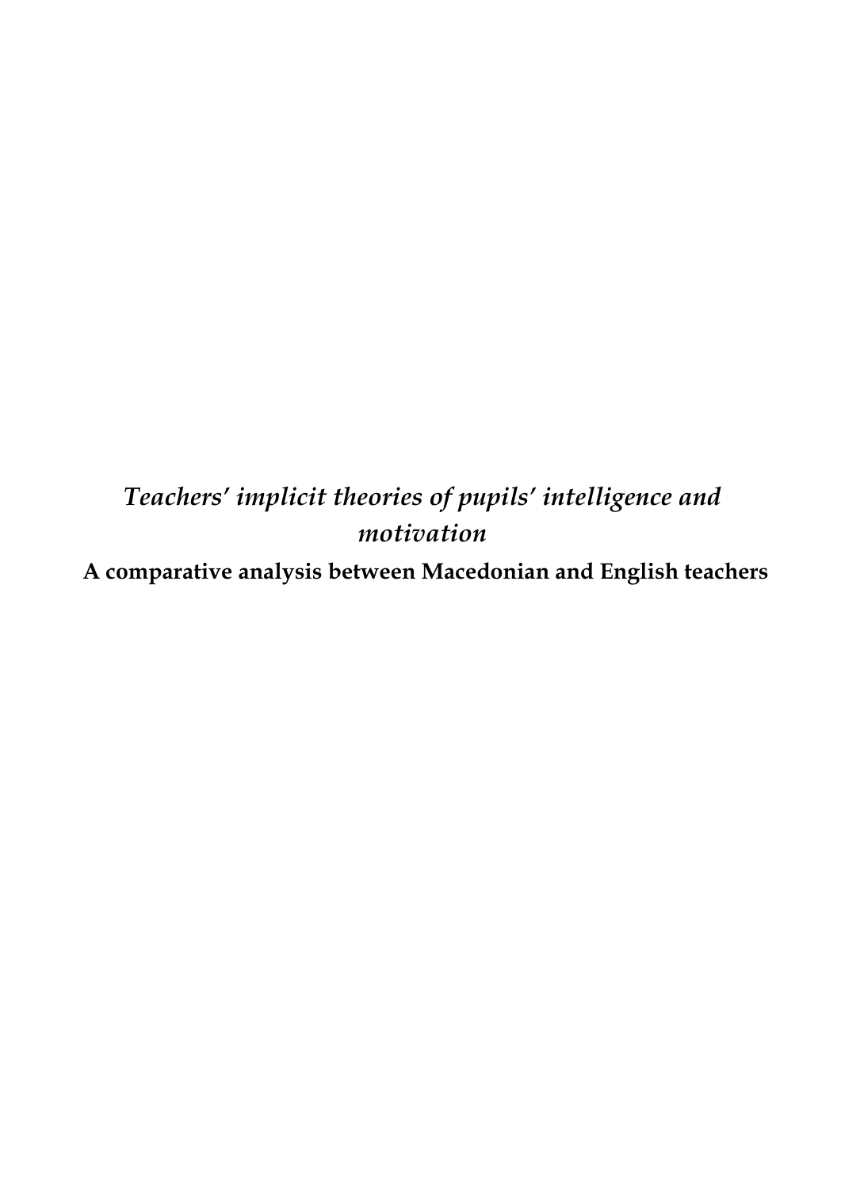*Teachers' implicit theories of pupils' intelligence and motivation*

**A comparative analysis between Macedonian and English teachers**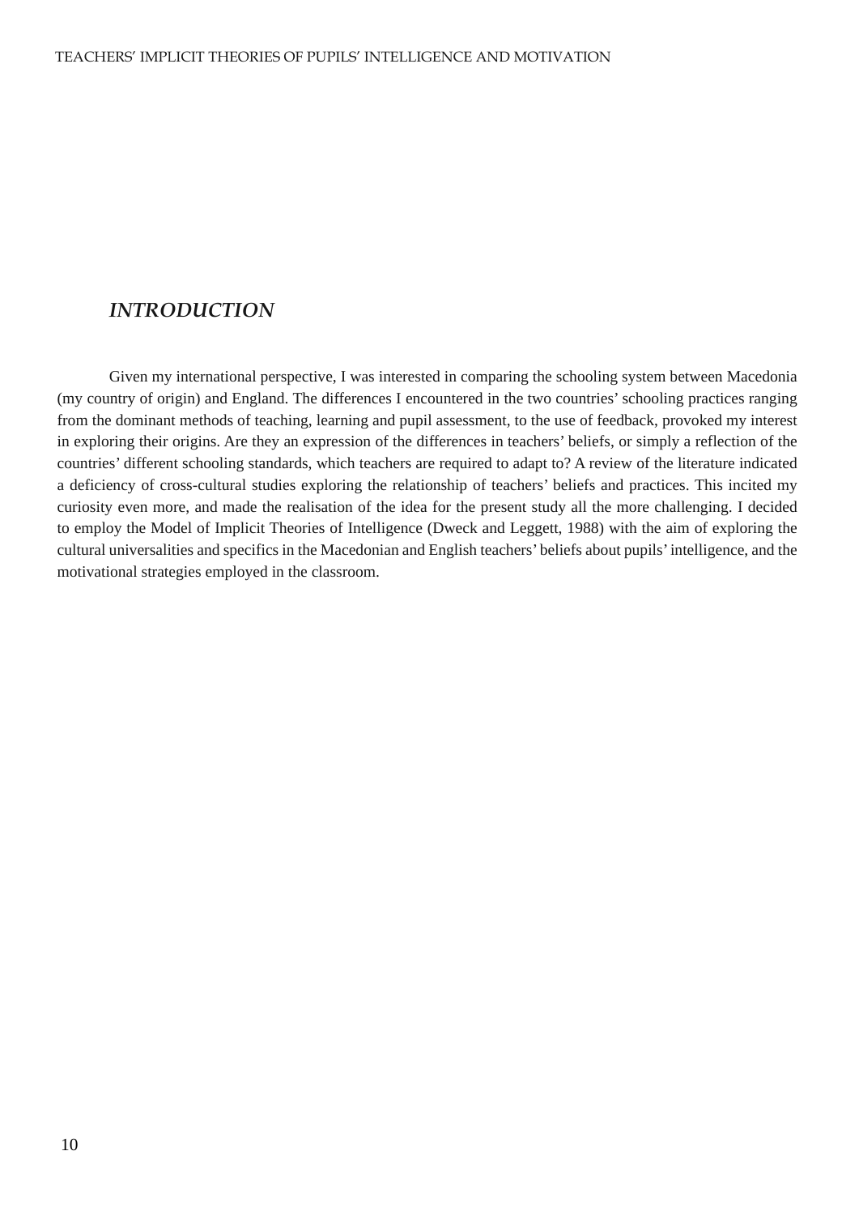# *INTRODUCTION*

Given my international perspective, I was interested in comparing the schooling system between Macedonia (my country of origin) and England. The differences I encountered in the two countries' schooling practices ranging from the dominant methods of teaching, learning and pupil assessment, to the use of feedback, provoked my interest in exploring their origins. Are they an expression of the differences in teachers' beliefs, or simply a reflection of the countries' different schooling standards, which teachers are required to adapt to? A review of the literature indicated a deficiency of cross-cultural studies exploring the relationship of teachers' beliefs and practices. This incited my curiosity even more, and made the realisation of the idea for the present study all the more challenging. I decided to employ the Model of Implicit Theories of Intelligence (Dweck and Leggett, 1988) with the aim of exploring the cultural universalities and specifics in the Macedonian and English teachers' beliefs about pupils' intelligence, and the motivational strategies employed in the classroom.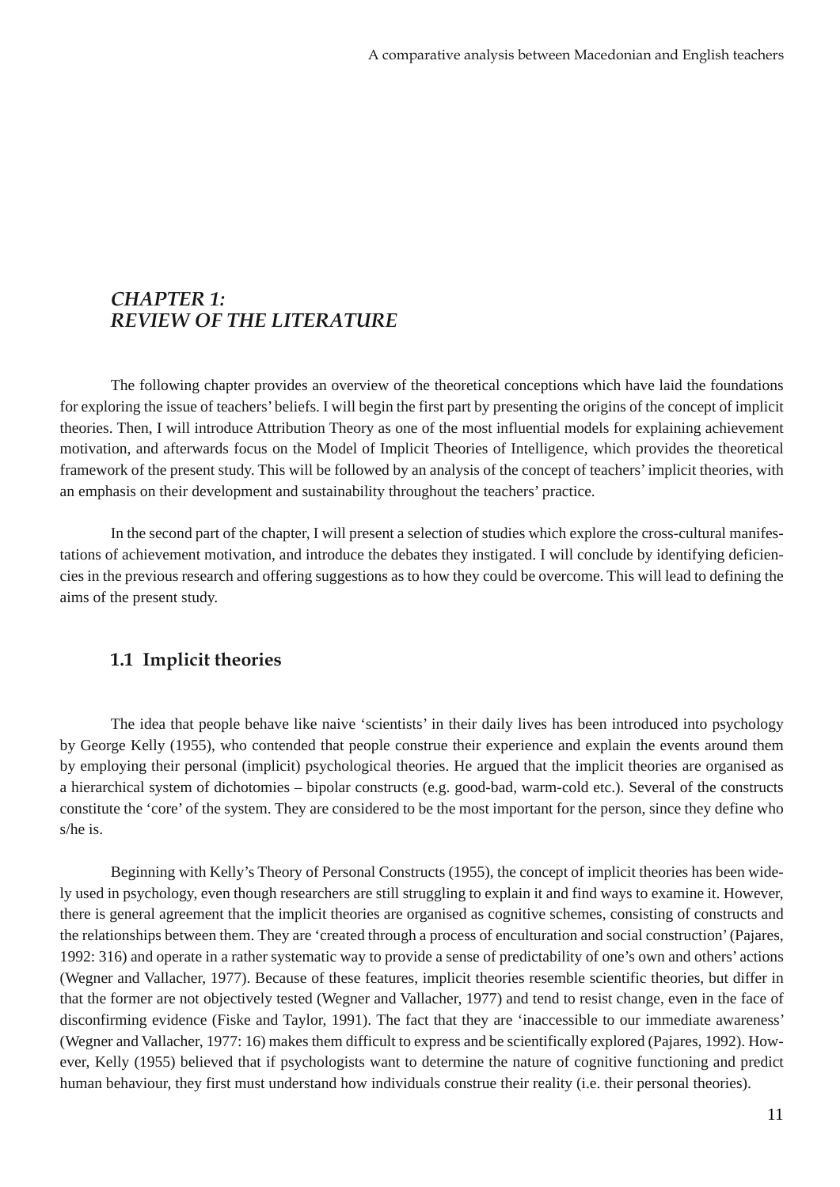# *CHAPTER 1: REVIEW OF THE LITERATURE*

The following chapter provides an overview of the theoretical conceptions which have laid the foundations for exploring the issue of teachers' beliefs. I will begin the first part by presenting the origins of the concept of implicit theories. Then, I will introduce Attribution Theory as one of the most influential models for explaining achievement motivation, and afterwards focus on the Model of Implicit Theories of Intelligence, which provides the theoretical framework of the present study. This will be followed by an analysis of the concept of teachers' implicit theories, with an emphasis on their development and sustainability throughout the teachers' practice.

In the second part of the chapter, I will present a selection of studies which explore the cross-cultural manifestations of achievement motivation, and introduce the debates they instigated. I will conclude by identifying deficiencies in the previous research and offering suggestions as to how they could be overcome. This will lead to defining the aims of the present study.

## 1.1 Implicit theories

The idea that people behave like naive 'scientists' in their daily lives has been introduced into psychology by George Kelly (1955), who contended that people construe their experience and explain the events around them by employing their personal (implicit) psychological theories. He argued that the implicit theories are organised as a hierarchical system of dichotomies – bipolar constructs (e.g. good-bad, warm-cold etc.). Several of the constructs constitute the 'core' of the system. They are considered to be the most important for the person, since they define who s/he is.

Beginning with Kelly's Theory of Personal Constructs (1955), the concept of implicit theories has been widely used in psychology, even though researchers are still struggling to explain it and find ways to examine it. However, there is general agreement that the implicit theories are organised as cognitive schemes, consisting of constructs and the relationships between them. They are 'created through a process of enculturation and social construction' (Pajares, 1992: 316) and operate in a rather systematic way to provide a sense of predictability of one's own and others' actions (Wegner and Vallacher, 1977). Because of these features, implicit theories resemble scientific theories, but differ in that the former are not objectively tested (Wegner and Vallacher, 1977) and tend to resist change, even in the face of disconfirming evidence (Fiske and Taylor, 1991). The fact that they are 'inaccessible to our immediate awareness' (Wegner and Vallacher, 1977: 16) makes them difficult to express and be scientifically explored (Pajares, 1992). However, Kelly (1955) believed that if psychologists want to determine the nature of cognitive functioning and predict human behaviour, they first must understand how individuals construe their reality (i.e. their personal theories).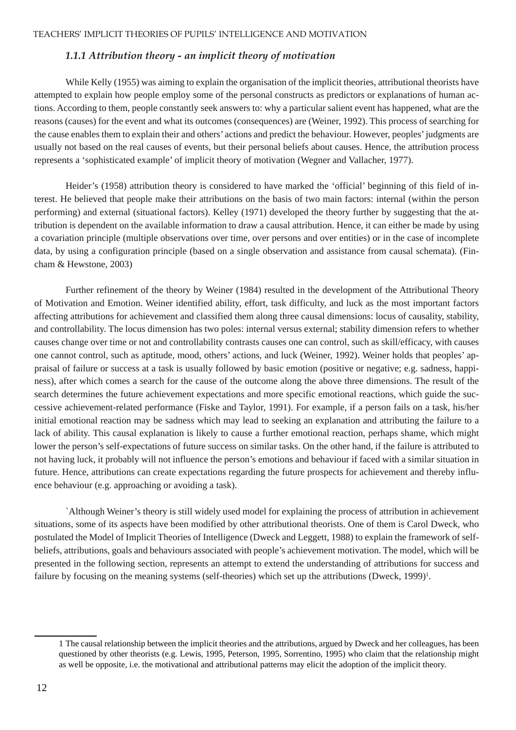### *1.1.1 Attribution theory - an implicit theory of motivation*

While Kelly (1955) was aiming to explain the organisation of the implicit theories, attributional theorists have attempted to explain how people employ some of the personal constructs as predictors or explanations of human actions. According to them, people constantly seek answers to: why a particular salient event has happened, what are the reasons (causes) for the event and what its outcomes (consequences) are (Weiner, 1992). This process of searching for the cause enables them to explain their and others' actions and predict the behaviour. However, peoples' judgments are usually not based on the real causes of events, but their personal beliefs about causes. Hence, the attribution process represents a 'sophisticated example' of implicit theory of motivation (Wegner and Vallacher, 1977).

Heider's (1958) attribution theory is considered to have marked the 'official' beginning of this field of interest. He believed that people make their attributions on the basis of two main factors: internal (within the person performing) and external (situational factors). Kelley (1971) developed the theory further by suggesting that the attribution is dependent on the available information to draw a causal attribution. Hence, it can either be made by using a covariation principle (multiple observations over time, over persons and over entities) or in the case of incomplete data, by using a configuration principle (based on a single observation and assistance from causal schemata). (Fincham & Hewstone, 2003)

Further refinement of the theory by Weiner (1984) resulted in the development of the Attributional Theory of Motivation and Emotion. Weiner identified ability, effort, task difficulty, and luck as the most important factors affecting attributions for achievement and classified them along three causal dimensions: locus of causality, stability, and controllability. The locus dimension has two poles: internal versus external; stability dimension refers to whether causes change over time or not and controllability contrasts causes one can control, such as skill/efficacy, with causes one cannot control, such as aptitude, mood, others' actions, and luck (Weiner, 1992). Weiner holds that peoples' appraisal of failure or success at a task is usually followed by basic emotion (positive or negative; e.g. sadness, happiness), after which comes a search for the cause of the outcome along the above three dimensions. The result of the search determines the future achievement expectations and more specific emotional reactions, which guide the successive achievement-related performance (Fiske and Taylor, 1991). For example, if a person fails on a task, his/her initial emotional reaction may be sadness which may lead to seeking an explanation and attributing the failure to a lack of ability. This causal explanation is likely to cause a further emotional reaction, perhaps shame, which might lower the person's self-expectations of future success on similar tasks. On the other hand, if the failure is attributed to not having luck, it probably will not influence the person's emotions and behaviour if faced with a similar situation in future. Hence, attributions can create expectations regarding the future prospects for achievement and thereby influence behaviour (e.g. approaching or avoiding a task).

`Although Weiner's theory is still widely used model for explaining the process of attribution in achievement situations, some of its aspects have been modified by other attributional theorists. One of them is Carol Dweck, who postulated the Model of Implicit Theories of Intelligence (Dweck and Leggett, 1988) to explain the framework of self-beliefs, attributions, goals and behaviours associated with people's achievement motivation. The model, which will be presented in the following section, represents an attempt to extend the understanding of attributions for success and failure by focusing on the meaning systems (self-theories) which set up the attributions (Dweck, 1999)[1].

---

1 The causal relationship between the implicit theories and the attributions, argued by Dweck and her colleagues, has been questioned by other theorists (e.g. Lewis, 1995, Peterson, 1995, Sorrentino, 1995) who claim that the relationship might as well be opposite, i.e. the motivational and attributional patterns may elicit the adoption of the implicit theory.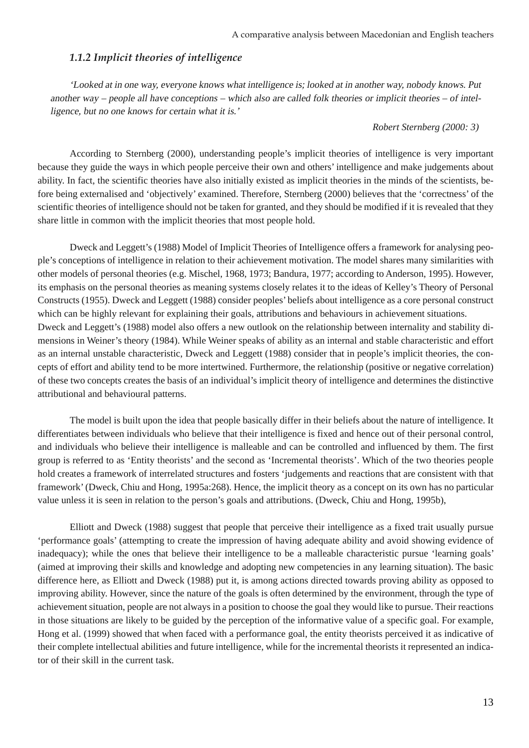### *1.1.2 Implicit theories of intelligence*

> *'Looked at in one way, everyone knows what intelligence is; looked at in another way, nobody knows. Put another way – people all have conceptions – which also are called folk theories or implicit theories – of intelligence, but no one knows for certain what it is.'*
>
> *Robert Sternberg (2000: 3)*

According to Sternberg (2000), understanding people's implicit theories of intelligence is very important because they guide the ways in which people perceive their own and others' intelligence and make judgements about ability. In fact, the scientific theories have also initially existed as implicit theories in the minds of the scientists, before being externalised and 'objectively' examined. Therefore, Sternberg (2000) believes that the 'correctness' of the scientific theories of intelligence should not be taken for granted, and they should be modified if it is revealed that they share little in common with the implicit theories that most people hold.

Dweck and Leggett's (1988) Model of Implicit Theories of Intelligence offers a framework for analysing people's conceptions of intelligence in relation to their achievement motivation. The model shares many similarities with other models of personal theories (e.g. Mischel, 1968, 1973; Bandura, 1977; according to Anderson, 1995). However, its emphasis on the personal theories as meaning systems closely relates it to the ideas of Kelley's Theory of Personal Constructs (1955). Dweck and Leggett (1988) consider peoples' beliefs about intelligence as a core personal construct which can be highly relevant for explaining their goals, attributions and behaviours in achievement situations.
Dweck and Leggett's (1988) model also offers a new outlook on the relationship between internality and stability dimensions in Weiner's theory (1984). While Weiner speaks of ability as an internal and stable characteristic and effort as an internal unstable characteristic, Dweck and Leggett (1988) consider that in people's implicit theories, the concepts of effort and ability tend to be more intertwined. Furthermore, the relationship (positive or negative correlation) of these two concepts creates the basis of an individual's implicit theory of intelligence and determines the distinctive attributional and behavioural patterns.

The model is built upon the idea that people basically differ in their beliefs about the nature of intelligence. It differentiates between individuals who believe that their intelligence is fixed and hence out of their personal control, and individuals who believe their intelligence is malleable and can be controlled and influenced by them. The first group is referred to as 'Entity theorists' and the second as 'Incremental theorists'. Which of the two theories people hold creates a framework of interrelated structures and fosters 'judgements and reactions that are consistent with that framework' (Dweck, Chiu and Hong, 1995a:268). Hence, the implicit theory as a concept on its own has no particular value unless it is seen in relation to the person's goals and attributions. (Dweck, Chiu and Hong, 1995b),

Elliott and Dweck (1988) suggest that people that perceive their intelligence as a fixed trait usually pursue 'performance goals' (attempting to create the impression of having adequate ability and avoid showing evidence of inadequacy); while the ones that believe their intelligence to be a malleable characteristic pursue 'learning goals' (aimed at improving their skills and knowledge and adopting new competencies in any learning situation). The basic difference here, as Elliott and Dweck (1988) put it, is among actions directed towards proving ability as opposed to improving ability. However, since the nature of the goals is often determined by the environment, through the type of achievement situation, people are not always in a position to choose the goal they would like to pursue. Their reactions in those situations are likely to be guided by the perception of the informative value of a specific goal. For example, Hong et al. (1999) showed that when faced with a performance goal, the entity theorists perceived it as indicative of their complete intellectual abilities and future intelligence, while for the incremental theorists it represented an indicator of their skill in the current task.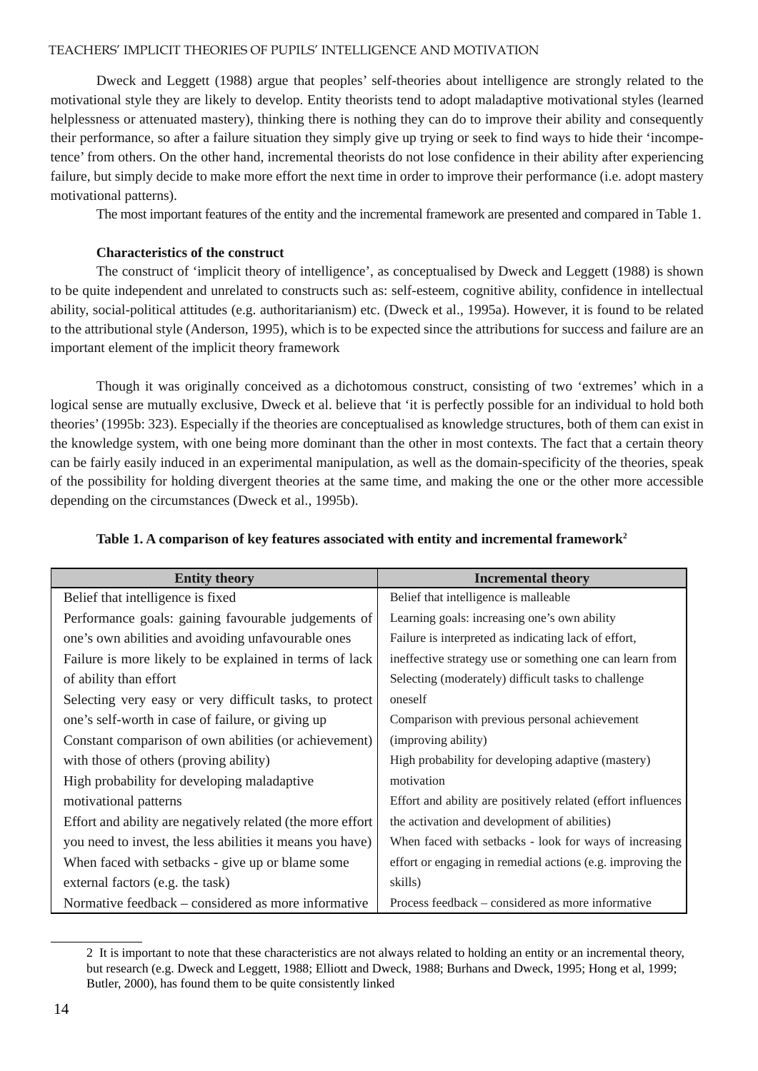Dweck and Leggett (1988) argue that peoples' self-theories about intelligence are strongly related to the motivational style they are likely to develop. Entity theorists tend to adopt maladaptive motivational styles (learned helplessness or attenuated mastery), thinking there is nothing they can do to improve their ability and consequently their performance, so after a failure situation they simply give up trying or seek to find ways to hide their 'incompetence' from others. On the other hand, incremental theorists do not lose confidence in their ability after experiencing failure, but simply decide to make more effort the next time in order to improve their performance (i.e. adopt mastery motivational patterns).

The most important features of the entity and the incremental framework are presented and compared in Table 1.

**Characteristics of the construct**

The construct of 'implicit theory of intelligence', as conceptualised by Dweck and Leggett (1988) is shown to be quite independent and unrelated to constructs such as: self-esteem, cognitive ability, confidence in intellectual ability, social-political attitudes (e.g. authoritarianism) etc. (Dweck et al., 1995a). However, it is found to be related to the attributional style (Anderson, 1995), which is to be expected since the attributions for success and failure are an important element of the implicit theory framework

Though it was originally conceived as a dichotomous construct, consisting of two 'extremes' which in a logical sense are mutually exclusive, Dweck et al. believe that 'it is perfectly possible for an individual to hold both theories' (1995b: 323). Especially if the theories are conceptualised as knowledge structures, both of them can exist in the knowledge system, with one being more dominant than the other in most contexts. The fact that a certain theory can be fairly easily induced in an experimental manipulation, as well as the domain-specificity of the theories, speak of the possibility for holding divergent theories at the same time, and making the one or the other more accessible depending on the circumstances (Dweck et al., 1995b).

**Table 1. A comparison of key features associated with entity and incremental framework[2]**

| Entity theory | Incremental theory |
|---|---|
| Belief that intelligence is fixed | Belief that intelligence is malleable |
| Performance goals: gaining favourable judgements of one's own abilities and avoiding unfavourable ones | Learning goals: increasing one's own ability |
| Failure is more likely to be explained in terms of lack of ability than effort | Failure is interpreted as indicating lack of effort, ineffective strategy use or something one can learn from |
| Selecting very easy or very difficult tasks, to protect one's self-worth in case of failure, or giving up | Selecting (moderately) difficult tasks to challenge oneself |
| Constant comparison of own abilities (or achievement) with those of others (proving ability) | Comparison with previous personal achievement (improving ability) |
| High probability for developing maladaptive motivational patterns | High probability for developing adaptive (mastery) motivation |
| Effort and ability are negatively related (the more effort you need to invest, the less abilities it means you have) | Effort and ability are positively related (effort influences the activation and development of abilities) |
| When faced with setbacks - give up or blame some external factors (e.g. the task) | When faced with setbacks - look for ways of increasing effort or engaging in remedial actions (e.g. improving the skills) |
| Normative feedback – considered as more informative | Process feedback – considered as more informative |

2 It is important to note that these characteristics are not always related to holding an entity or an incremental theory, but research (e.g. Dweck and Leggett, 1988; Elliott and Dweck, 1988; Burhans and Dweck, 1995; Hong et al, 1999; Butler, 2000), has found them to be quite consistently linked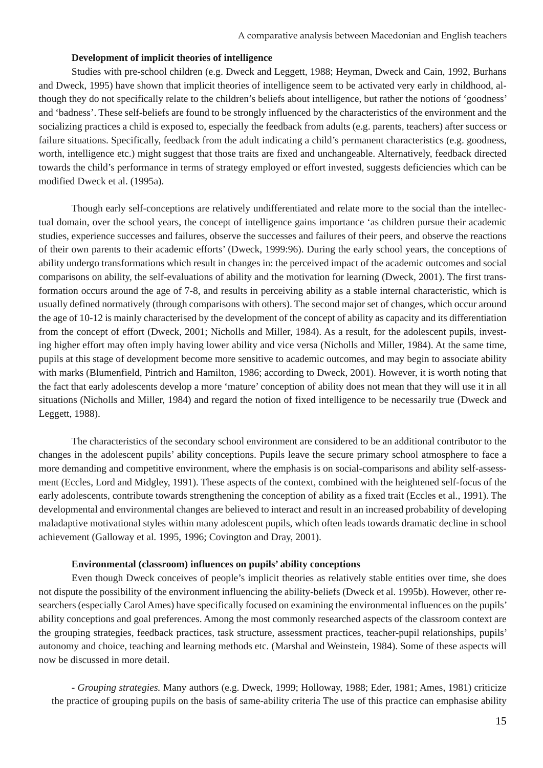**Development of implicit theories of intelligence**

Studies with pre-school children (e.g. Dweck and Leggett, 1988; Heyman, Dweck and Cain, 1992, Burhans and Dweck, 1995) have shown that implicit theories of intelligence seem to be activated very early in childhood, although they do not specifically relate to the children's beliefs about intelligence, but rather the notions of 'goodness' and 'badness'. These self-beliefs are found to be strongly influenced by the characteristics of the environment and the socializing practices a child is exposed to, especially the feedback from adults (e.g. parents, teachers) after success or failure situations. Specifically, feedback from the adult indicating a child's permanent characteristics (e.g. goodness, worth, intelligence etc.) might suggest that those traits are fixed and unchangeable. Alternatively, feedback directed towards the child's performance in terms of strategy employed or effort invested, suggests deficiencies which can be modified Dweck et al. (1995a).

Though early self-conceptions are relatively undifferentiated and relate more to the social than the intellectual domain, over the school years, the concept of intelligence gains importance 'as children pursue their academic studies, experience successes and failures, observe the successes and failures of their peers, and observe the reactions of their own parents to their academic efforts' (Dweck, 1999:96). During the early school years, the conceptions of ability undergo transformations which result in changes in: the perceived impact of the academic outcomes and social comparisons on ability, the self-evaluations of ability and the motivation for learning (Dweck, 2001). The first transformation occurs around the age of 7-8, and results in perceiving ability as a stable internal characteristic, which is usually defined normatively (through comparisons with others). The second major set of changes, which occur around the age of 10-12 is mainly characterised by the development of the concept of ability as capacity and its differentiation from the concept of effort (Dweck, 2001; Nicholls and Miller, 1984). As a result, for the adolescent pupils, investing higher effort may often imply having lower ability and vice versa (Nicholls and Miller, 1984). At the same time, pupils at this stage of development become more sensitive to academic outcomes, and may begin to associate ability with marks (Blumenfield, Pintrich and Hamilton, 1986; according to Dweck, 2001). However, it is worth noting that the fact that early adolescents develop a more 'mature' conception of ability does not mean that they will use it in all situations (Nicholls and Miller, 1984) and regard the notion of fixed intelligence to be necessarily true (Dweck and Leggett, 1988).

The characteristics of the secondary school environment are considered to be an additional contributor to the changes in the adolescent pupils' ability conceptions. Pupils leave the secure primary school atmosphere to face a more demanding and competitive environment, where the emphasis is on social-comparisons and ability self-assessment (Eccles, Lord and Midgley, 1991). These aspects of the context, combined with the heightened self-focus of the early adolescents, contribute towards strengthening the conception of ability as a fixed trait (Eccles et al., 1991). The developmental and environmental changes are believed to interact and result in an increased probability of developing maladaptive motivational styles within many adolescent pupils, which often leads towards dramatic decline in school achievement (Galloway et al. 1995, 1996; Covington and Dray, 2001).

**Environmental (classroom) influences on pupils' ability conceptions**

Even though Dweck conceives of people's implicit theories as relatively stable entities over time, she does not dispute the possibility of the environment influencing the ability-beliefs (Dweck et al. 1995b). However, other researchers (especially Carol Ames) have specifically focused on examining the environmental influences on the pupils' ability conceptions and goal preferences. Among the most commonly researched aspects of the classroom context are the grouping strategies, feedback practices, task structure, assessment practices, teacher-pupil relationships, pupils' autonomy and choice, teaching and learning methods etc. (Marshal and Weinstein, 1984). Some of these aspects will now be discussed in more detail.

- *Grouping strategies.* Many authors (e.g. Dweck, 1999; Holloway, 1988; Eder, 1981; Ames, 1981) criticize the practice of grouping pupils on the basis of same-ability criteria The use of this practice can emphasise ability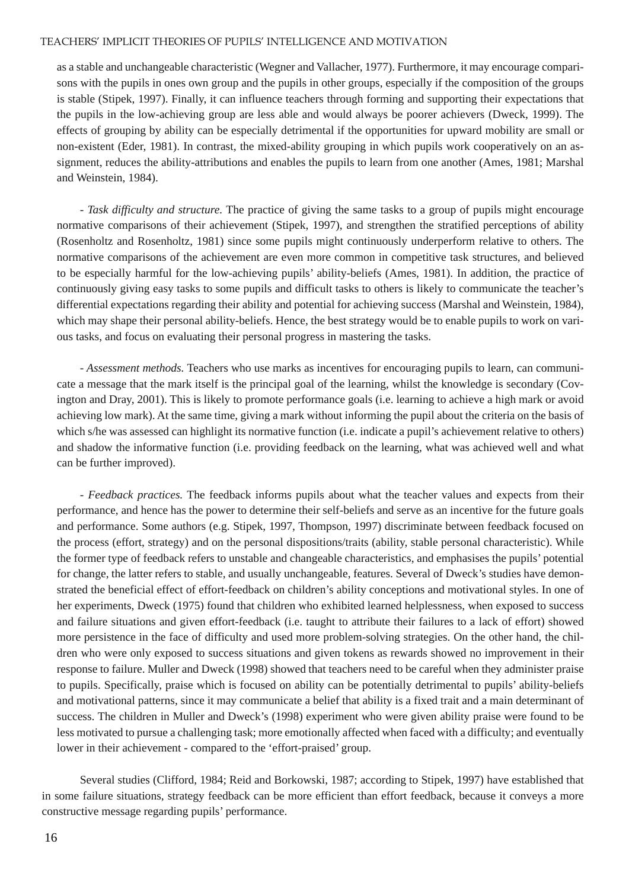as a stable and unchangeable characteristic (Wegner and Vallacher, 1977). Furthermore, it may encourage comparisons with the pupils in ones own group and the pupils in other groups, especially if the composition of the groups is stable (Stipek, 1997). Finally, it can influence teachers through forming and supporting their expectations that the pupils in the low-achieving group are less able and would always be poorer achievers (Dweck, 1999). The effects of grouping by ability can be especially detrimental if the opportunities for upward mobility are small or non-existent (Eder, 1981). In contrast, the mixed-ability grouping in which pupils work cooperatively on an assignment, reduces the ability-attributions and enables the pupils to learn from one another (Ames, 1981; Marshal and Weinstein, 1984).

- *Task difficulty and structure.* The practice of giving the same tasks to a group of pupils might encourage normative comparisons of their achievement (Stipek, 1997), and strengthen the stratified perceptions of ability (Rosenholtz and Rosenholtz, 1981) since some pupils might continuously underperform relative to others. The normative comparisons of the achievement are even more common in competitive task structures, and believed to be especially harmful for the low-achieving pupils' ability-beliefs (Ames, 1981). In addition, the practice of continuously giving easy tasks to some pupils and difficult tasks to others is likely to communicate the teacher's differential expectations regarding their ability and potential for achieving success (Marshal and Weinstein, 1984), which may shape their personal ability-beliefs. Hence, the best strategy would be to enable pupils to work on various tasks, and focus on evaluating their personal progress in mastering the tasks.

- *Assessment methods.* Teachers who use marks as incentives for encouraging pupils to learn, can communicate a message that the mark itself is the principal goal of the learning, whilst the knowledge is secondary (Covington and Dray, 2001). This is likely to promote performance goals (i.e. learning to achieve a high mark or avoid achieving low mark). At the same time, giving a mark without informing the pupil about the criteria on the basis of which s/he was assessed can highlight its normative function (i.e. indicate a pupil's achievement relative to others) and shadow the informative function (i.e. providing feedback on the learning, what was achieved well and what can be further improved).

- *Feedback practices.* The feedback informs pupils about what the teacher values and expects from their performance, and hence has the power to determine their self-beliefs and serve as an incentive for the future goals and performance. Some authors (e.g. Stipek, 1997, Thompson, 1997) discriminate between feedback focused on the process (effort, strategy) and on the personal dispositions/traits (ability, stable personal characteristic). While the former type of feedback refers to unstable and changeable characteristics, and emphasises the pupils' potential for change, the latter refers to stable, and usually unchangeable, features. Several of Dweck's studies have demonstrated the beneficial effect of effort-feedback on children's ability conceptions and motivational styles. In one of her experiments, Dweck (1975) found that children who exhibited learned helplessness, when exposed to success and failure situations and given effort-feedback (i.e. taught to attribute their failures to a lack of effort) showed more persistence in the face of difficulty and used more problem-solving strategies. On the other hand, the children who were only exposed to success situations and given tokens as rewards showed no improvement in their response to failure. Muller and Dweck (1998) showed that teachers need to be careful when they administer praise to pupils. Specifically, praise which is focused on ability can be potentially detrimental to pupils' ability-beliefs and motivational patterns, since it may communicate a belief that ability is a fixed trait and a main determinant of success. The children in Muller and Dweck's (1998) experiment who were given ability praise were found to be less motivated to pursue a challenging task; more emotionally affected when faced with a difficulty; and eventually lower in their achievement - compared to the 'effort-praised' group.

Several studies (Clifford, 1984; Reid and Borkowski, 1987; according to Stipek, 1997) have established that in some failure situations, strategy feedback can be more efficient than effort feedback, because it conveys a more constructive message regarding pupils' performance.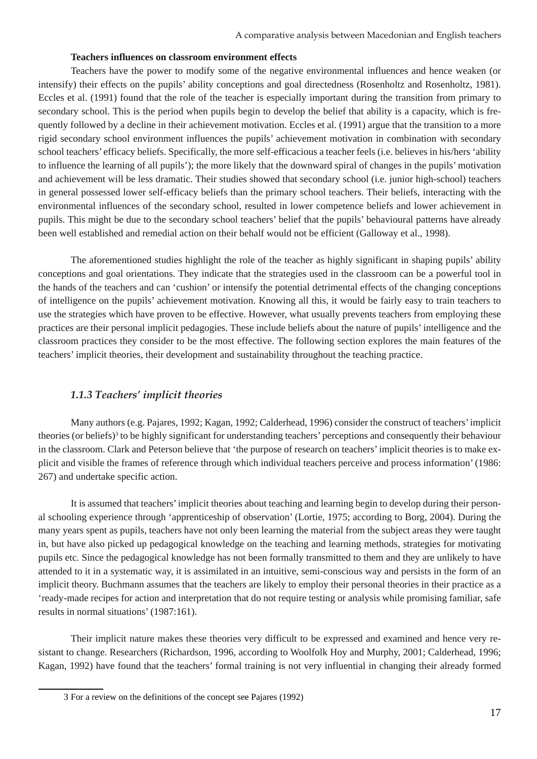**Teachers influences on classroom environment effects**

Teachers have the power to modify some of the negative environmental influences and hence weaken (or intensify) their effects on the pupils' ability conceptions and goal directedness (Rosenholtz and Rosenholtz, 1981). Eccles et al. (1991) found that the role of the teacher is especially important during the transition from primary to secondary school. This is the period when pupils begin to develop the belief that ability is a capacity, which is frequently followed by a decline in their achievement motivation. Eccles et al. (1991) argue that the transition to a more rigid secondary school environment influences the pupils' achievement motivation in combination with secondary school teachers' efficacy beliefs. Specifically, the more self-efficacious a teacher feels (i.e. believes in his/hers 'ability to influence the learning of all pupils'); the more likely that the downward spiral of changes in the pupils' motivation and achievement will be less dramatic. Their studies showed that secondary school (i.e. junior high-school) teachers in general possessed lower self-efficacy beliefs than the primary school teachers. Their beliefs, interacting with the environmental influences of the secondary school, resulted in lower competence beliefs and lower achievement in pupils. This might be due to the secondary school teachers' belief that the pupils' behavioural patterns have already been well established and remedial action on their behalf would not be efficient (Galloway et al., 1998).

The aforementioned studies highlight the role of the teacher as highly significant in shaping pupils' ability conceptions and goal orientations. They indicate that the strategies used in the classroom can be a powerful tool in the hands of the teachers and can 'cushion' or intensify the potential detrimental effects of the changing conceptions of intelligence on the pupils' achievement motivation. Knowing all this, it would be fairly easy to train teachers to use the strategies which have proven to be effective. However, what usually prevents teachers from employing these practices are their personal implicit pedagogies. These include beliefs about the nature of pupils' intelligence and the classroom practices they consider to be the most effective. The following section explores the main features of the teachers' implicit theories, their development and sustainability throughout the teaching practice.

### *1.1.3 Teachers' implicit theories*

Many authors (e.g. Pajares, 1992; Kagan, 1992; Calderhead, 1996) consider the construct of teachers' implicit theories (or beliefs)[3] to be highly significant for understanding teachers' perceptions and consequently their behaviour in the classroom. Clark and Peterson believe that 'the purpose of research on teachers' implicit theories is to make explicit and visible the frames of reference through which individual teachers perceive and process information' (1986: 267) and undertake specific action.

It is assumed that teachers' implicit theories about teaching and learning begin to develop during their personal schooling experience through 'apprenticeship of observation' (Lortie, 1975; according to Borg, 2004). During the many years spent as pupils, teachers have not only been learning the material from the subject areas they were taught in, but have also picked up pedagogical knowledge on the teaching and learning methods, strategies for motivating pupils etc. Since the pedagogical knowledge has not been formally transmitted to them and they are unlikely to have attended to it in a systematic way, it is assimilated in an intuitive, semi-conscious way and persists in the form of an implicit theory. Buchmann assumes that the teachers are likely to employ their personal theories in their practice as a 'ready-made recipes for action and interpretation that do not require testing or analysis while promising familiar, safe results in normal situations' (1987:161).

Their implicit nature makes these theories very difficult to be expressed and examined and hence very resistant to change. Researchers (Richardson, 1996, according to Woolfolk Hoy and Murphy, 2001; Calderhead, 1996; Kagan, 1992) have found that the teachers' formal training is not very influential in changing their already formed

3 For a review on the definitions of the concept see Pajares (1992)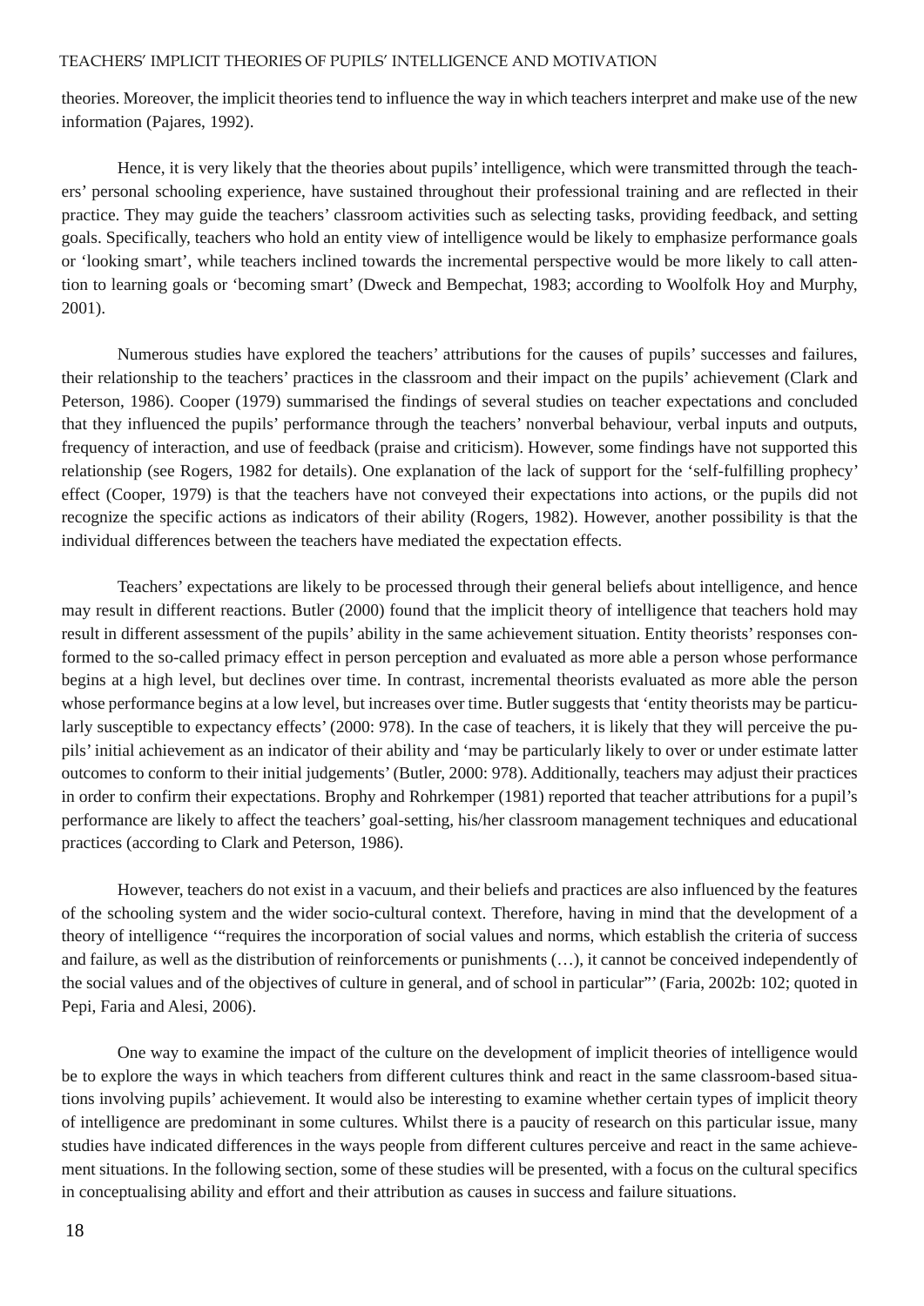theories. Moreover, the implicit theories tend to influence the way in which teachers interpret and make use of the new information (Pajares, 1992).

Hence, it is very likely that the theories about pupils' intelligence, which were transmitted through the teachers' personal schooling experience, have sustained throughout their professional training and are reflected in their practice. They may guide the teachers' classroom activities such as selecting tasks, providing feedback, and setting goals. Specifically, teachers who hold an entity view of intelligence would be likely to emphasize performance goals or 'looking smart', while teachers inclined towards the incremental perspective would be more likely to call attention to learning goals or 'becoming smart' (Dweck and Bempechat, 1983; according to Woolfolk Hoy and Murphy, 2001).

Numerous studies have explored the teachers' attributions for the causes of pupils' successes and failures, their relationship to the teachers' practices in the classroom and their impact on the pupils' achievement (Clark and Peterson, 1986). Cooper (1979) summarised the findings of several studies on teacher expectations and concluded that they influenced the pupils' performance through the teachers' nonverbal behaviour, verbal inputs and outputs, frequency of interaction, and use of feedback (praise and criticism). However, some findings have not supported this relationship (see Rogers, 1982 for details). One explanation of the lack of support for the 'self-fulfilling prophecy' effect (Cooper, 1979) is that the teachers have not conveyed their expectations into actions, or the pupils did not recognize the specific actions as indicators of their ability (Rogers, 1982). However, another possibility is that the individual differences between the teachers have mediated the expectation effects.

Teachers' expectations are likely to be processed through their general beliefs about intelligence, and hence may result in different reactions. Butler (2000) found that the implicit theory of intelligence that teachers hold may result in different assessment of the pupils' ability in the same achievement situation. Entity theorists' responses conformed to the so-called primacy effect in person perception and evaluated as more able a person whose performance begins at a high level, but declines over time. In contrast, incremental theorists evaluated as more able the person whose performance begins at a low level, but increases over time. Butler suggests that 'entity theorists may be particularly susceptible to expectancy effects' (2000: 978). In the case of teachers, it is likely that they will perceive the pupils' initial achievement as an indicator of their ability and 'may be particularly likely to over or under estimate latter outcomes to conform to their initial judgements' (Butler, 2000: 978). Additionally, teachers may adjust their practices in order to confirm their expectations. Brophy and Rohrkemper (1981) reported that teacher attributions for a pupil's performance are likely to affect the teachers' goal-setting, his/her classroom management techniques and educational practices (according to Clark and Peterson, 1986).

However, teachers do not exist in a vacuum, and their beliefs and practices are also influenced by the features of the schooling system and the wider socio-cultural context. Therefore, having in mind that the development of a theory of intelligence '"requires the incorporation of social values and norms, which establish the criteria of success and failure, as well as the distribution of reinforcements or punishments (…), it cannot be conceived independently of the social values and of the objectives of culture in general, and of school in particular"' (Faria, 2002b: 102; quoted in Pepi, Faria and Alesi, 2006).

One way to examine the impact of the culture on the development of implicit theories of intelligence would be to explore the ways in which teachers from different cultures think and react in the same classroom-based situations involving pupils' achievement. It would also be interesting to examine whether certain types of implicit theory of intelligence are predominant in some cultures. Whilst there is a paucity of research on this particular issue, many studies have indicated differences in the ways people from different cultures perceive and react in the same achievement situations. In the following section, some of these studies will be presented, with a focus on the cultural specifics in conceptualising ability and effort and their attribution as causes in success and failure situations.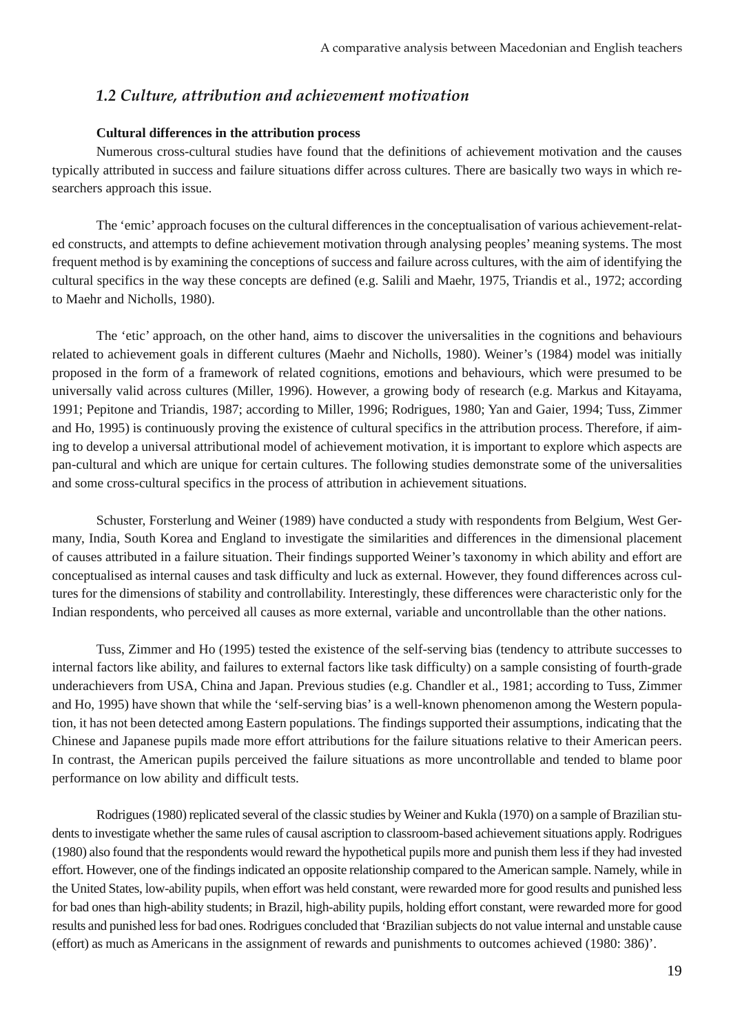## *1.2 Culture, attribution and achievement motivation*

**Cultural differences in the attribution process**

Numerous cross-cultural studies have found that the definitions of achievement motivation and the causes typically attributed in success and failure situations differ across cultures. There are basically two ways in which researchers approach this issue.

The 'emic' approach focuses on the cultural differences in the conceptualisation of various achievement-related constructs, and attempts to define achievement motivation through analysing peoples' meaning systems. The most frequent method is by examining the conceptions of success and failure across cultures, with the aim of identifying the cultural specifics in the way these concepts are defined (e.g. Salili and Maehr, 1975, Triandis et al., 1972; according to Maehr and Nicholls, 1980).

The 'etic' approach, on the other hand, aims to discover the universalities in the cognitions and behaviours related to achievement goals in different cultures (Maehr and Nicholls, 1980). Weiner's (1984) model was initially proposed in the form of a framework of related cognitions, emotions and behaviours, which were presumed to be universally valid across cultures (Miller, 1996). However, a growing body of research (e.g. Markus and Kitayama, 1991; Pepitone and Triandis, 1987; according to Miller, 1996; Rodrigues, 1980; Yan and Gaier, 1994; Tuss, Zimmer and Ho, 1995) is continuously proving the existence of cultural specifics in the attribution process. Therefore, if aiming to develop a universal attributional model of achievement motivation, it is important to explore which aspects are pan-cultural and which are unique for certain cultures. The following studies demonstrate some of the universalities and some cross-cultural specifics in the process of attribution in achievement situations.

Schuster, Forsterlung and Weiner (1989) have conducted a study with respondents from Belgium, West Germany, India, South Korea and England to investigate the similarities and differences in the dimensional placement of causes attributed in a failure situation. Their findings supported Weiner's taxonomy in which ability and effort are conceptualised as internal causes and task difficulty and luck as external. However, they found differences across cultures for the dimensions of stability and controllability. Interestingly, these differences were characteristic only for the Indian respondents, who perceived all causes as more external, variable and uncontrollable than the other nations.

Tuss, Zimmer and Ho (1995) tested the existence of the self-serving bias (tendency to attribute successes to internal factors like ability, and failures to external factors like task difficulty) on a sample consisting of fourth-grade underachievers from USA, China and Japan. Previous studies (e.g. Chandler et al., 1981; according to Tuss, Zimmer and Ho, 1995) have shown that while the 'self-serving bias' is a well-known phenomenon among the Western population, it has not been detected among Eastern populations. The findings supported their assumptions, indicating that the Chinese and Japanese pupils made more effort attributions for the failure situations relative to their American peers. In contrast, the American pupils perceived the failure situations as more uncontrollable and tended to blame poor performance on low ability and difficult tests.

Rodrigues (1980) replicated several of the classic studies by Weiner and Kukla (1970) on a sample of Brazilian students to investigate whether the same rules of causal ascription to classroom-based achievement situations apply. Rodrigues (1980) also found that the respondents would reward the hypothetical pupils more and punish them less if they had invested effort. However, one of the findings indicated an opposite relationship compared to the American sample. Namely, while in the United States, low-ability pupils, when effort was held constant, were rewarded more for good results and punished less for bad ones than high-ability students; in Brazil, high-ability pupils, holding effort constant, were rewarded more for good results and punished less for bad ones. Rodrigues concluded that 'Brazilian subjects do not value internal and unstable cause (effort) as much as Americans in the assignment of rewards and punishments to outcomes achieved (1980: 386)'.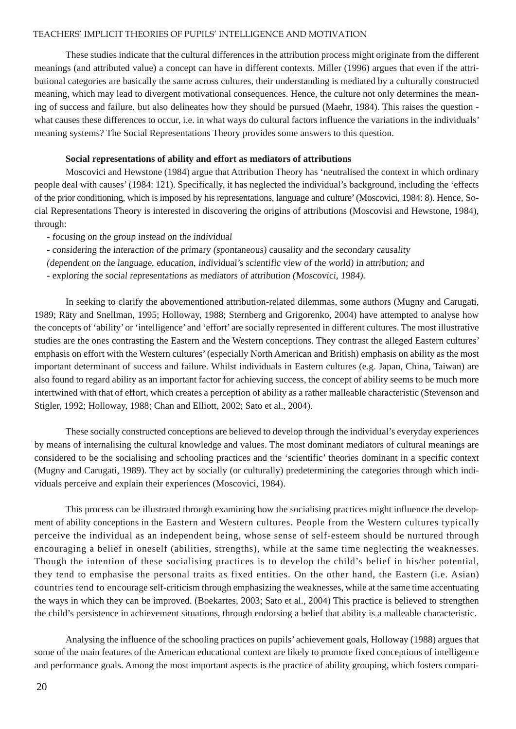These studies indicate that the cultural differences in the attribution process might originate from the different meanings (and attributed value) a concept can have in different contexts. Miller (1996) argues that even if the attributional categories are basically the same across cultures, their understanding is mediated by a culturally constructed meaning, which may lead to divergent motivational consequences. Hence, the culture not only determines the meaning of success and failure, but also delineates how they should be pursued (Maehr, 1984). This raises the question - what causes these differences to occur, i.e. in what ways do cultural factors influence the variations in the individuals' meaning systems? The Social Representations Theory provides some answers to this question.

**Social representations of ability and effort as mediators of attributions**

Moscovici and Hewstone (1984) argue that Attribution Theory has 'neutralised the context in which ordinary people deal with causes' (1984: 121). Specifically, it has neglected the individual's background, including the 'effects of the prior conditioning, which is imposed by his representations, language and culture' (Moscovici, 1984: 8). Hence, Social Representations Theory is interested in discovering the origins of attributions (Moscovisi and Hewstone, 1984), through:

- *focusing on the group instead on the individual*
- *considering the interaction of the primary (spontaneous) causality and the secondary causality (dependent on the language, education, individual's scientific view of the world) in attribution; and*
- *exploring the social representations as mediators of attribution (Moscovici, 1984).*

In seeking to clarify the abovementioned attribution-related dilemmas, some authors (Mugny and Carugati, 1989; Räty and Snellman, 1995; Holloway, 1988; Sternberg and Grigorenko, 2004) have attempted to analyse how the concepts of 'ability' or 'intelligence' and 'effort' are socially represented in different cultures. The most illustrative studies are the ones contrasting the Eastern and the Western conceptions. They contrast the alleged Eastern cultures' emphasis on effort with the Western cultures' (especially North American and British) emphasis on ability as the most important determinant of success and failure. Whilst individuals in Eastern cultures (e.g. Japan, China, Taiwan) are also found to regard ability as an important factor for achieving success, the concept of ability seems to be much more intertwined with that of effort, which creates a perception of ability as a rather malleable characteristic (Stevenson and Stigler, 1992; Holloway, 1988; Chan and Elliott, 2002; Sato et al., 2004).

These socially constructed conceptions are believed to develop through the individual's everyday experiences by means of internalising the cultural knowledge and values. The most dominant mediators of cultural meanings are considered to be the socialising and schooling practices and the 'scientific' theories dominant in a specific context (Mugny and Carugati, 1989). They act by socially (or culturally) predetermining the categories through which individuals perceive and explain their experiences (Moscovici, 1984).

This process can be illustrated through examining how the socialising practices might influence the development of ability conceptions in the Eastern and Western cultures. People from the Western cultures typically perceive the individual as an independent being, whose sense of self-esteem should be nurtured through encouraging a belief in oneself (abilities, strengths), while at the same time neglecting the weaknesses. Though the intention of these socialising practices is to develop the child's belief in his/her potential, they tend to emphasise the personal traits as fixed entities. On the other hand, the Eastern (i.e. Asian) countries tend to encourage self-criticism through emphasizing the weaknesses, while at the same time accentuating the ways in which they can be improved. (Boekartes, 2003; Sato et al., 2004) This practice is believed to strengthen the child's persistence in achievement situations, through endorsing a belief that ability is a malleable characteristic.

Analysing the influence of the schooling practices on pupils' achievement goals, Holloway (1988) argues that some of the main features of the American educational context are likely to promote fixed conceptions of intelligence and performance goals. Among the most important aspects is the practice of ability grouping, which fosters compari-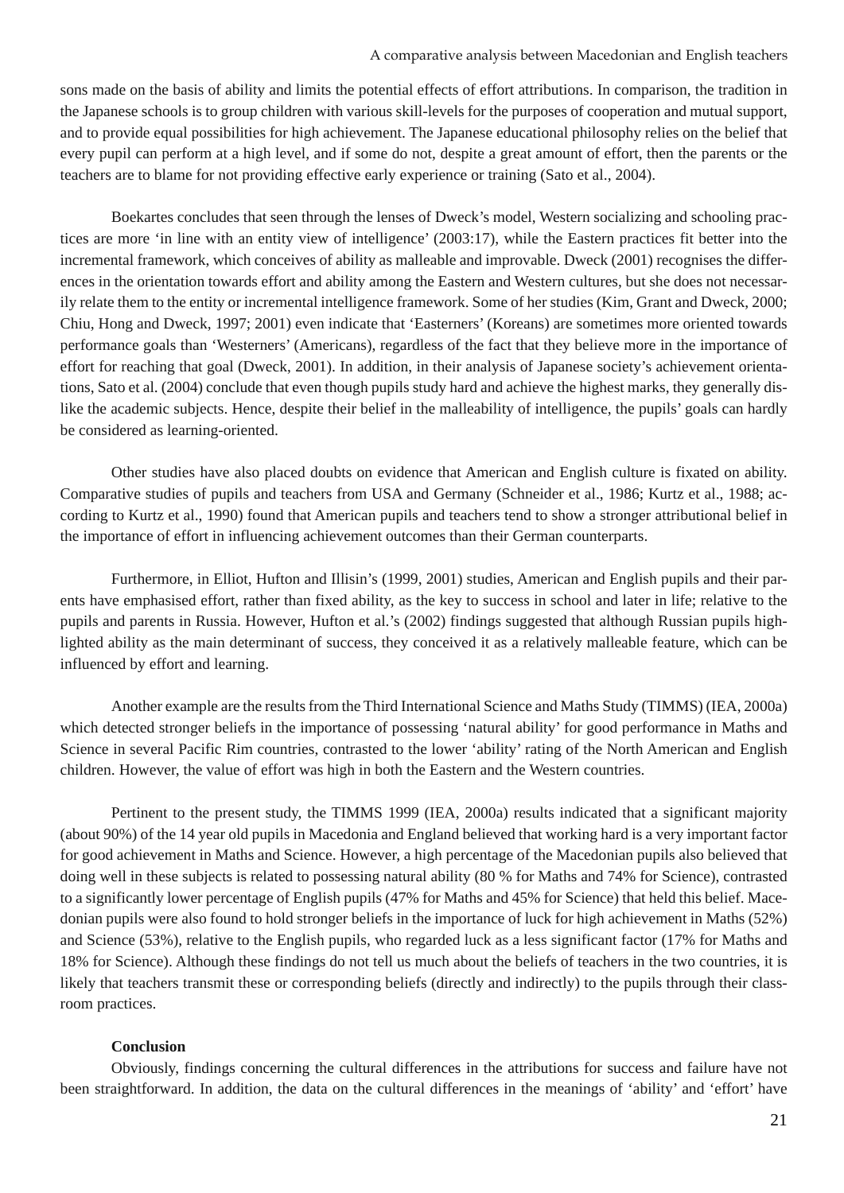sons made on the basis of ability and limits the potential effects of effort attributions. In comparison, the tradition in the Japanese schools is to group children with various skill-levels for the purposes of cooperation and mutual support, and to provide equal possibilities for high achievement. The Japanese educational philosophy relies on the belief that every pupil can perform at a high level, and if some do not, despite a great amount of effort, then the parents or the teachers are to blame for not providing effective early experience or training (Sato et al., 2004).

Boekartes concludes that seen through the lenses of Dweck's model, Western socializing and schooling practices are more 'in line with an entity view of intelligence' (2003:17), while the Eastern practices fit better into the incremental framework, which conceives of ability as malleable and improvable. Dweck (2001) recognises the differences in the orientation towards effort and ability among the Eastern and Western cultures, but she does not necessarily relate them to the entity or incremental intelligence framework. Some of her studies (Kim, Grant and Dweck, 2000; Chiu, Hong and Dweck, 1997; 2001) even indicate that 'Easterners' (Koreans) are sometimes more oriented towards performance goals than 'Westerners' (Americans), regardless of the fact that they believe more in the importance of effort for reaching that goal (Dweck, 2001). In addition, in their analysis of Japanese society's achievement orientations, Sato et al. (2004) conclude that even though pupils study hard and achieve the highest marks, they generally dislike the academic subjects. Hence, despite their belief in the malleability of intelligence, the pupils' goals can hardly be considered as learning-oriented.

Other studies have also placed doubts on evidence that American and English culture is fixated on ability. Comparative studies of pupils and teachers from USA and Germany (Schneider et al., 1986; Kurtz et al., 1988; according to Kurtz et al., 1990) found that American pupils and teachers tend to show a stronger attributional belief in the importance of effort in influencing achievement outcomes than their German counterparts.

Furthermore, in Elliot, Hufton and Illisin's (1999, 2001) studies, American and English pupils and their parents have emphasised effort, rather than fixed ability, as the key to success in school and later in life; relative to the pupils and parents in Russia. However, Hufton et al.'s (2002) findings suggested that although Russian pupils highlighted ability as the main determinant of success, they conceived it as a relatively malleable feature, which can be influenced by effort and learning.

Another example are the results from the Third International Science and Maths Study (TIMMS) (IEA, 2000a) which detected stronger beliefs in the importance of possessing 'natural ability' for good performance in Maths and Science in several Pacific Rim countries, contrasted to the lower 'ability' rating of the North American and English children. However, the value of effort was high in both the Eastern and the Western countries.

Pertinent to the present study, the TIMMS 1999 (IEA, 2000a) results indicated that a significant majority (about 90%) of the 14 year old pupils in Macedonia and England believed that working hard is a very important factor for good achievement in Maths and Science. However, a high percentage of the Macedonian pupils also believed that doing well in these subjects is related to possessing natural ability (80 % for Maths and 74% for Science), contrasted to a significantly lower percentage of English pupils (47% for Maths and 45% for Science) that held this belief. Macedonian pupils were also found to hold stronger beliefs in the importance of luck for high achievement in Maths (52%) and Science (53%), relative to the English pupils, who regarded luck as a less significant factor (17% for Maths and 18% for Science). Although these findings do not tell us much about the beliefs of teachers in the two countries, it is likely that teachers transmit these or corresponding beliefs (directly and indirectly) to the pupils through their classroom practices.

**Conclusion**

Obviously, findings concerning the cultural differences in the attributions for success and failure have not been straightforward. In addition, the data on the cultural differences in the meanings of 'ability' and 'effort' have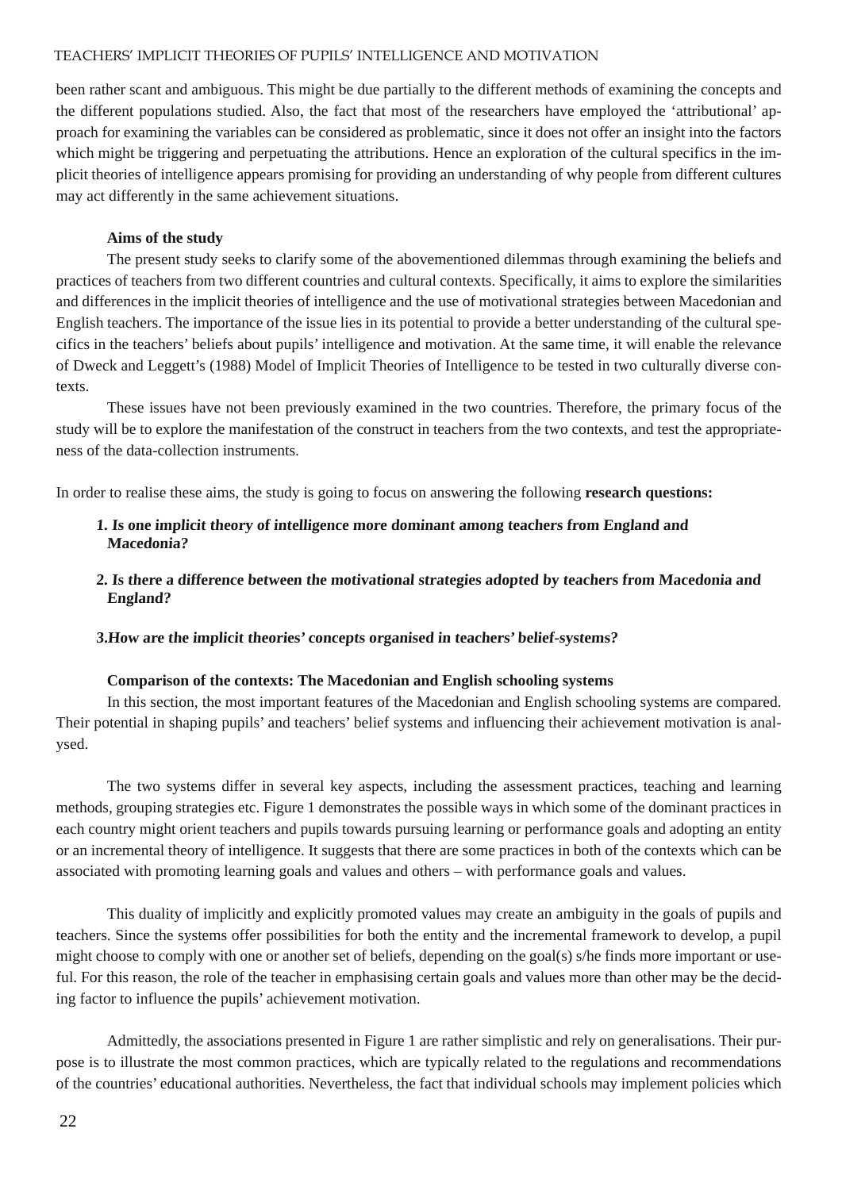been rather scant and ambiguous. This might be due partially to the different methods of examining the concepts and the different populations studied. Also, the fact that most of the researchers have employed the 'attributional' approach for examining the variables can be considered as problematic, since it does not offer an insight into the factors which might be triggering and perpetuating the attributions. Hence an exploration of the cultural specifics in the implicit theories of intelligence appears promising for providing an understanding of why people from different cultures may act differently in the same achievement situations.

**Aims of the study**

The present study seeks to clarify some of the abovementioned dilemmas through examining the beliefs and practices of teachers from two different countries and cultural contexts. Specifically, it aims to explore the similarities and differences in the implicit theories of intelligence and the use of motivational strategies between Macedonian and English teachers. The importance of the issue lies in its potential to provide a better understanding of the cultural specifics in the teachers' beliefs about pupils' intelligence and motivation. At the same time, it will enable the relevance of Dweck and Leggett's (1988) Model of Implicit Theories of Intelligence to be tested in two culturally diverse contexts.

These issues have not been previously examined in the two countries. Therefore, the primary focus of the study will be to explore the manifestation of the construct in teachers from the two contexts, and test the appropriateness of the data-collection instruments.

In order to realise these aims, the study is going to focus on answering the following **research questions:**

***1. Is one implicit theory of intelligence more dominant among teachers from England and Macedonia?***

***2. Is there a difference between the motivational strategies adopted by teachers from Macedonia and England?***

***3.How are the implicit theories' concepts organised in teachers' belief-systems?***

**Comparison of the contexts: The Macedonian and English schooling systems**

In this section, the most important features of the Macedonian and English schooling systems are compared. Their potential in shaping pupils' and teachers' belief systems and influencing their achievement motivation is analysed.

The two systems differ in several key aspects, including the assessment practices, teaching and learning methods, grouping strategies etc. Figure 1 demonstrates the possible ways in which some of the dominant practices in each country might orient teachers and pupils towards pursuing learning or performance goals and adopting an entity or an incremental theory of intelligence. It suggests that there are some practices in both of the contexts which can be associated with promoting learning goals and values and others – with performance goals and values.

This duality of implicitly and explicitly promoted values may create an ambiguity in the goals of pupils and teachers. Since the systems offer possibilities for both the entity and the incremental framework to develop, a pupil might choose to comply with one or another set of beliefs, depending on the goal(s) s/he finds more important or useful. For this reason, the role of the teacher in emphasising certain goals and values more than other may be the deciding factor to influence the pupils' achievement motivation.

Admittedly, the associations presented in Figure 1 are rather simplistic and rely on generalisations. Their purpose is to illustrate the most common practices, which are typically related to the regulations and recommendations of the countries' educational authorities. Nevertheless, the fact that individual schools may implement policies which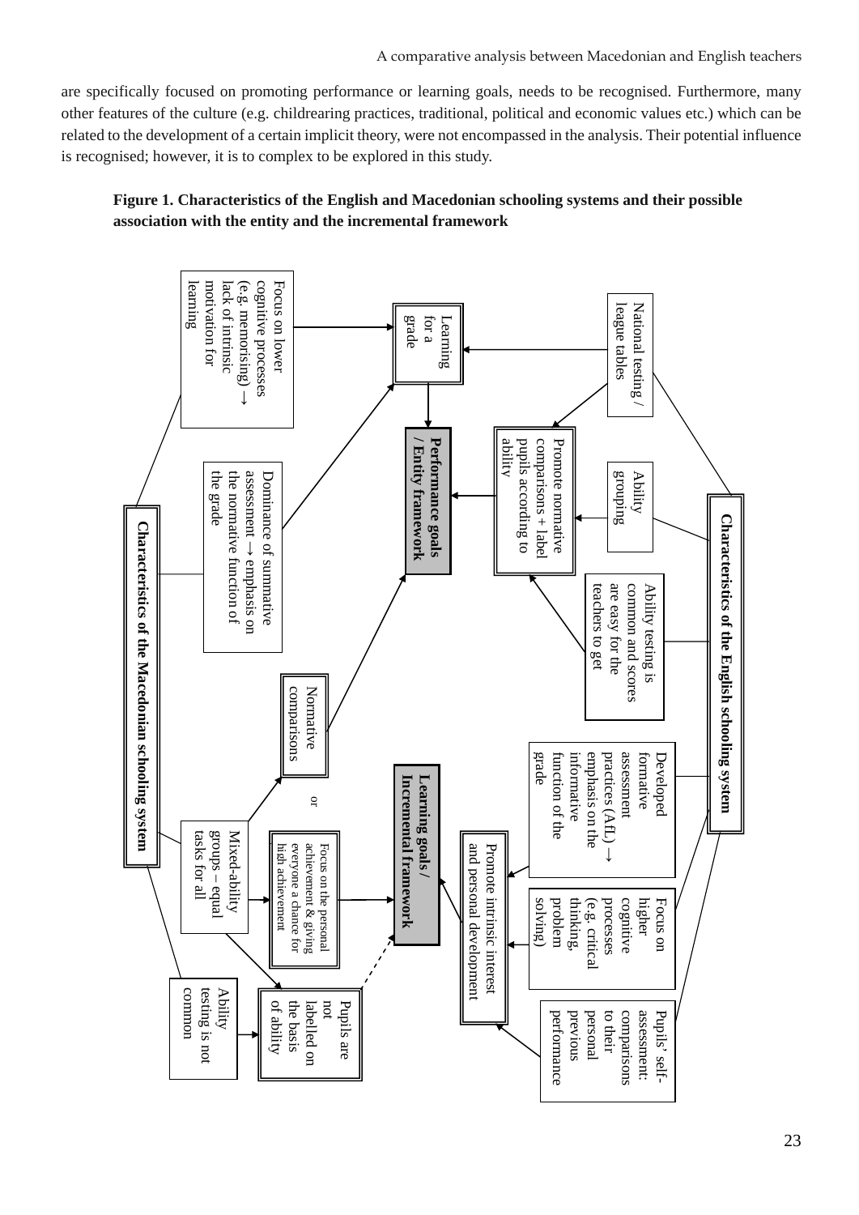are specifically focused on promoting performance or learning goals, needs to be recognised. Furthermore, many other features of the culture (e.g. childrearing practices, traditional, political and economic values etc.) which can be related to the development of a certain implicit theory, were not encompassed in the analysis. Their potential influence is recognised; however, it is to complex to be explored in this study.

**Figure 1. Characteristics of the English and Macedonian schooling systems and their possible association with the entity and the incremental framework**

**Characteristics of the English schooling system**

- National testing / league tables
- Ability grouping
- Ability testing is common and scores are easy for the teachers to get
- Developed formative assessment practices (AfL) → emphasis on the informative function of the grade
- Focus on higher cognitive processes (e.g. critical thinking, problem solving)
- Pupils' self-assessment: comparisons to their personal previous performance

**Characteristics of the Macedonian schooling system**

- Focus on lower cognitive processes (e.g. memorising) → lack of intrinsic motivation for learning
- Dominance of summative assessment → emphasis on the normative function of the grade
- Mixed-ability groups – equal tasks for all
- Ability testing is not common

**Intermediate elements**

- Learning for a grade
- Promote normative comparisons + label pupils according to ability
- Normative comparisons
- or
- Focus on the personal achievement & giving everyone a chance for high achievement
- Promote intrinsic interest and personal development
- Pupils are not labelled on the basis of ability

**Performance goals / Entity framework**

**Learning goals / Incremental framework**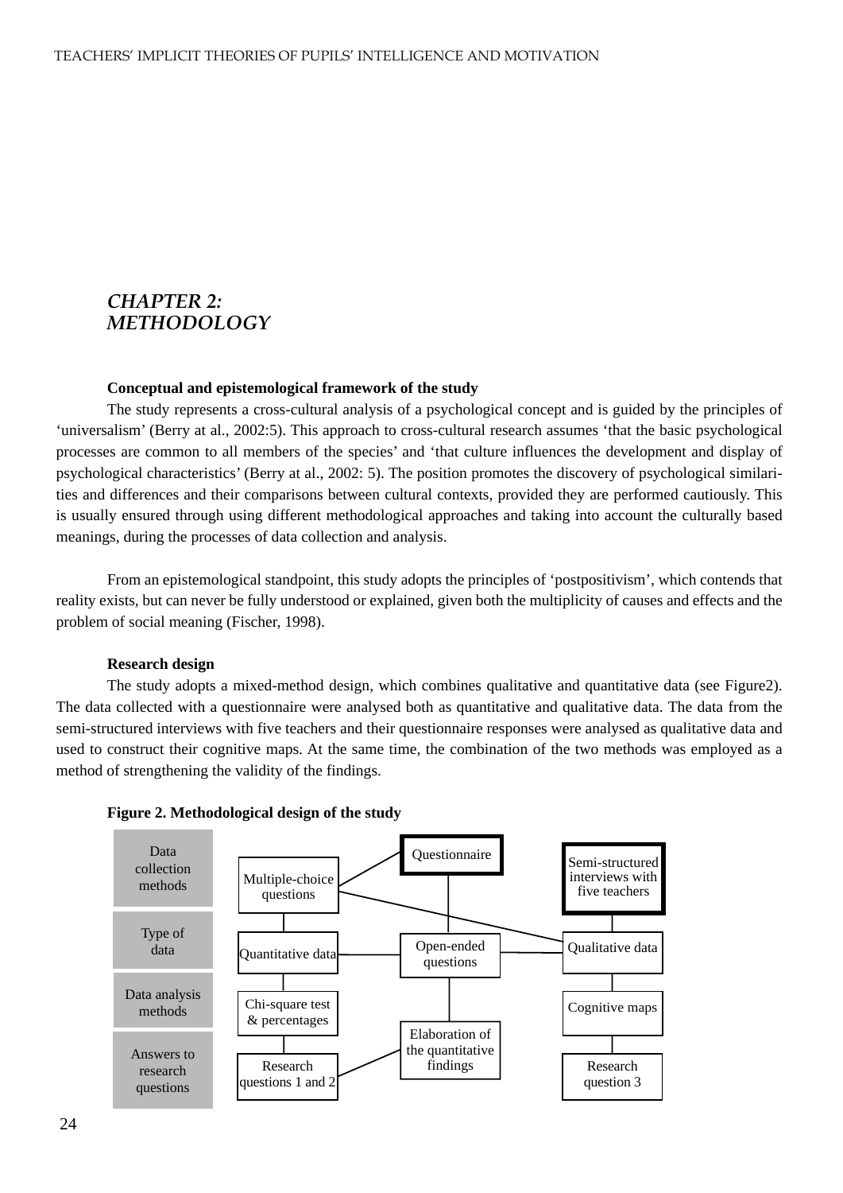# *CHAPTER 2: METHODOLOGY*

**Conceptual and epistemological framework of the study**

The study represents a cross-cultural analysis of a psychological concept and is guided by the principles of 'universalism' (Berry at al., 2002:5). This approach to cross-cultural research assumes 'that the basic psychological processes are common to all members of the species' and 'that culture influences the development and display of psychological characteristics' (Berry at al., 2002: 5). The position promotes the discovery of psychological similarities and differences and their comparisons between cultural contexts, provided they are performed cautiously. This is usually ensured through using different methodological approaches and taking into account the culturally based meanings, during the processes of data collection and analysis.

From an epistemological standpoint, this study adopts the principles of 'postpositivism', which contends that reality exists, but can never be fully understood or explained, given both the multiplicity of causes and effects and the problem of social meaning (Fischer, 1998).

**Research design**

The study adopts a mixed-method design, which combines qualitative and quantitative data (see Figure2). The data collected with a questionnaire were analysed both as quantitative and qualitative data. The data from the semi-structured interviews with five teachers and their questionnaire responses were analysed as qualitative data and used to construct their cognitive maps. At the same time, the combination of the two methods was employed as a method of strengthening the validity of the findings.

**Figure 2. Methodological design of the study**

| | | | |
|---|---|---|---|
| Data collection methods | Multiple-choice questions | Questionnaire | Semi-structured interviews with five teachers |
| Type of data | Quantitative data | Open-ended questions | Qualitative data |
| Data analysis methods | Chi-square test & percentages | Elaboration of the quantitative findings | Cognitive maps |
| Answers to research questions | Research questions 1 and 2 | | Research question 3 |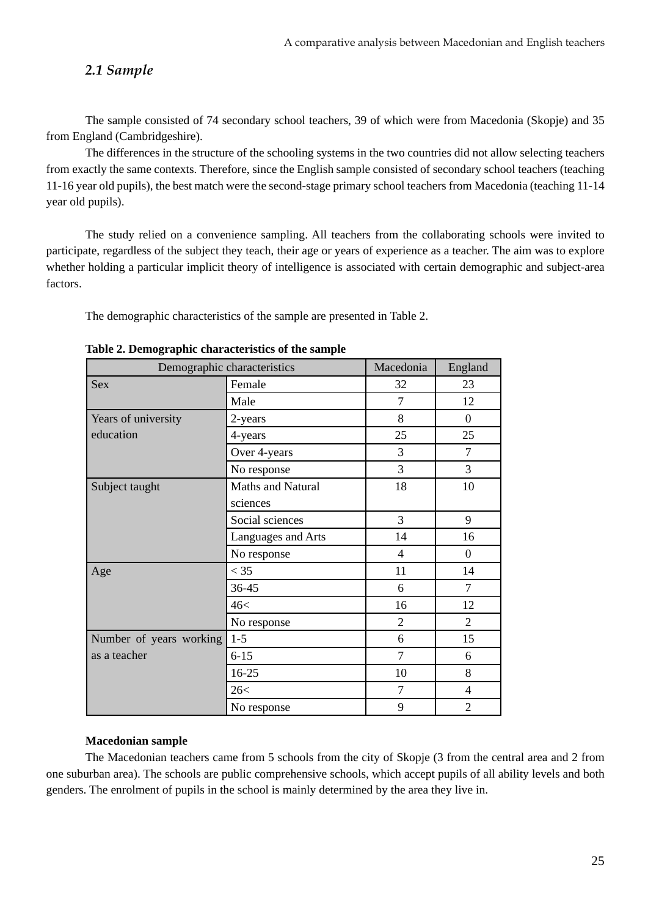### *2.1 Sample*

The sample consisted of 74 secondary school teachers, 39 of which were from Macedonia (Skopje) and 35 from England (Cambridgeshire).

The differences in the structure of the schooling systems in the two countries did not allow selecting teachers from exactly the same contexts. Therefore, since the English sample consisted of secondary school teachers (teaching 11-16 year old pupils), the best match were the second-stage primary school teachers from Macedonia (teaching 11-14 year old pupils).

The study relied on a convenience sampling. All teachers from the collaborating schools were invited to participate, regardless of the subject they teach, their age or years of experience as a teacher. The aim was to explore whether holding a particular implicit theory of intelligence is associated with certain demographic and subject-area factors.

The demographic characteristics of the sample are presented in Table 2.

**Table 2. Demographic characteristics of the sample**

| Demographic characteristics | | Macedonia | England |
|---|---|---|---|
| Sex | Female | 32 | 23 |
| | Male | 7 | 12 |
| Years of university education | 2-years | 8 | 0 |
| | 4-years | 25 | 25 |
| | Over 4-years | 3 | 7 |
| | No response | 3 | 3 |
| Subject taught | Maths and Natural sciences | 18 | 10 |
| | Social sciences | 3 | 9 |
| | Languages and Arts | 14 | 16 |
| | No response | 4 | 0 |
| Age | < 35 | 11 | 14 |
| | 36-45 | 6 | 7 |
| | 46< | 16 | 12 |
| | No response | 2 | 2 |
| Number of years working as a teacher | 1-5 | 6 | 15 |
| | 6-15 | 7 | 6 |
| | 16-25 | 10 | 8 |
| | 26< | 7 | 4 |
| | No response | 9 | 2 |

**Macedonian sample**

The Macedonian teachers came from 5 schools from the city of Skopje (3 from the central area and 2 from one suburban area). The schools are public comprehensive schools, which accept pupils of all ability levels and both genders. The enrolment of pupils in the school is mainly determined by the area they live in.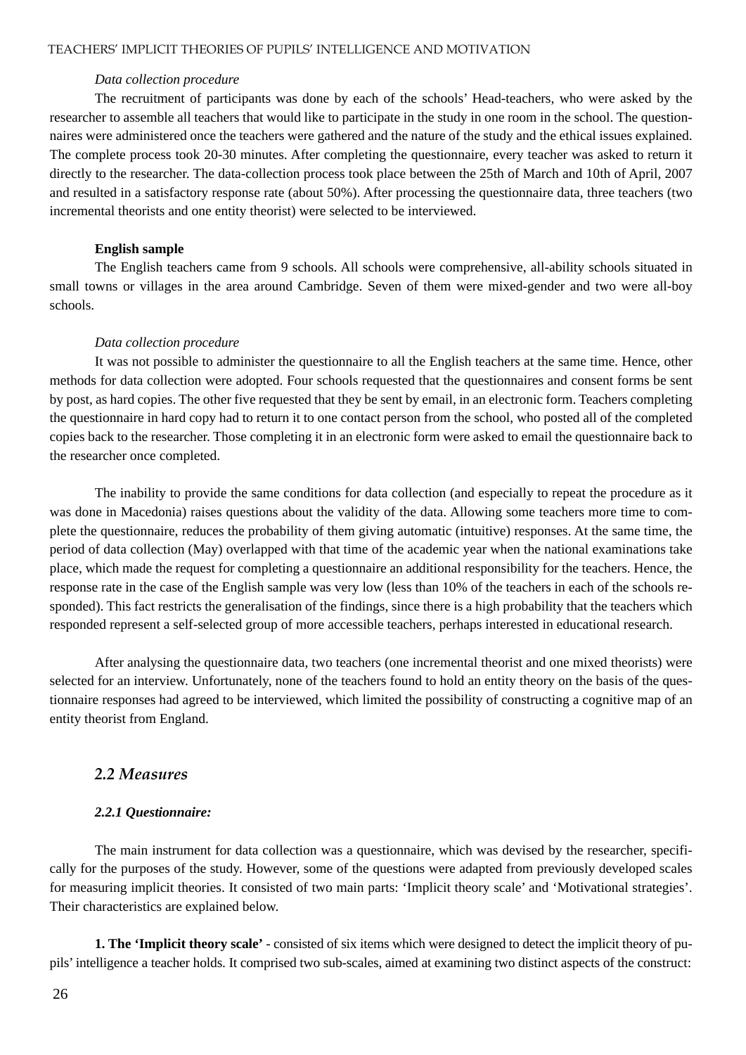*Data collection procedure*

The recruitment of participants was done by each of the schools' Head-teachers, who were asked by the researcher to assemble all teachers that would like to participate in the study in one room in the school. The questionnaires were administered once the teachers were gathered and the nature of the study and the ethical issues explained. The complete process took 20-30 minutes. After completing the questionnaire, every teacher was asked to return it directly to the researcher. The data-collection process took place between the 25th of March and 10th of April, 2007 and resulted in a satisfactory response rate (about 50%). After processing the questionnaire data, three teachers (two incremental theorists and one entity theorist) were selected to be interviewed.

**English sample**

The English teachers came from 9 schools. All schools were comprehensive, all-ability schools situated in small towns or villages in the area around Cambridge. Seven of them were mixed-gender and two were all-boy schools.

*Data collection procedure*

It was not possible to administer the questionnaire to all the English teachers at the same time. Hence, other methods for data collection were adopted. Four schools requested that the questionnaires and consent forms be sent by post, as hard copies. The other five requested that they be sent by email, in an electronic form. Teachers completing the questionnaire in hard copy had to return it to one contact person from the school, who posted all of the completed copies back to the researcher. Those completing it in an electronic form were asked to email the questionnaire back to the researcher once completed.

The inability to provide the same conditions for data collection (and especially to repeat the procedure as it was done in Macedonia) raises questions about the validity of the data. Allowing some teachers more time to complete the questionnaire, reduces the probability of them giving automatic (intuitive) responses. At the same time, the period of data collection (May) overlapped with that time of the academic year when the national examinations take place, which made the request for completing a questionnaire an additional responsibility for the teachers. Hence, the response rate in the case of the English sample was very low (less than 10% of the teachers in each of the schools responded). This fact restricts the generalisation of the findings, since there is a high probability that the teachers which responded represent a self-selected group of more accessible teachers, perhaps interested in educational research.

After analysing the questionnaire data, two teachers (one incremental theorist and one mixed theorists) were selected for an interview. Unfortunately, none of the teachers found to hold an entity theory on the basis of the questionnaire responses had agreed to be interviewed, which limited the possibility of constructing a cognitive map of an entity theorist from England.

## 2.2 Measures

### *2.2.1 Questionnaire:*

The main instrument for data collection was a questionnaire, which was devised by the researcher, specifically for the purposes of the study. However, some of the questions were adapted from previously developed scales for measuring implicit theories. It consisted of two main parts: 'Implicit theory scale' and 'Motivational strategies'. Their characteristics are explained below.

**1. The 'Implicit theory scale'** - consisted of six items which were designed to detect the implicit theory of pupils' intelligence a teacher holds. It comprised two sub-scales, aimed at examining two distinct aspects of the construct: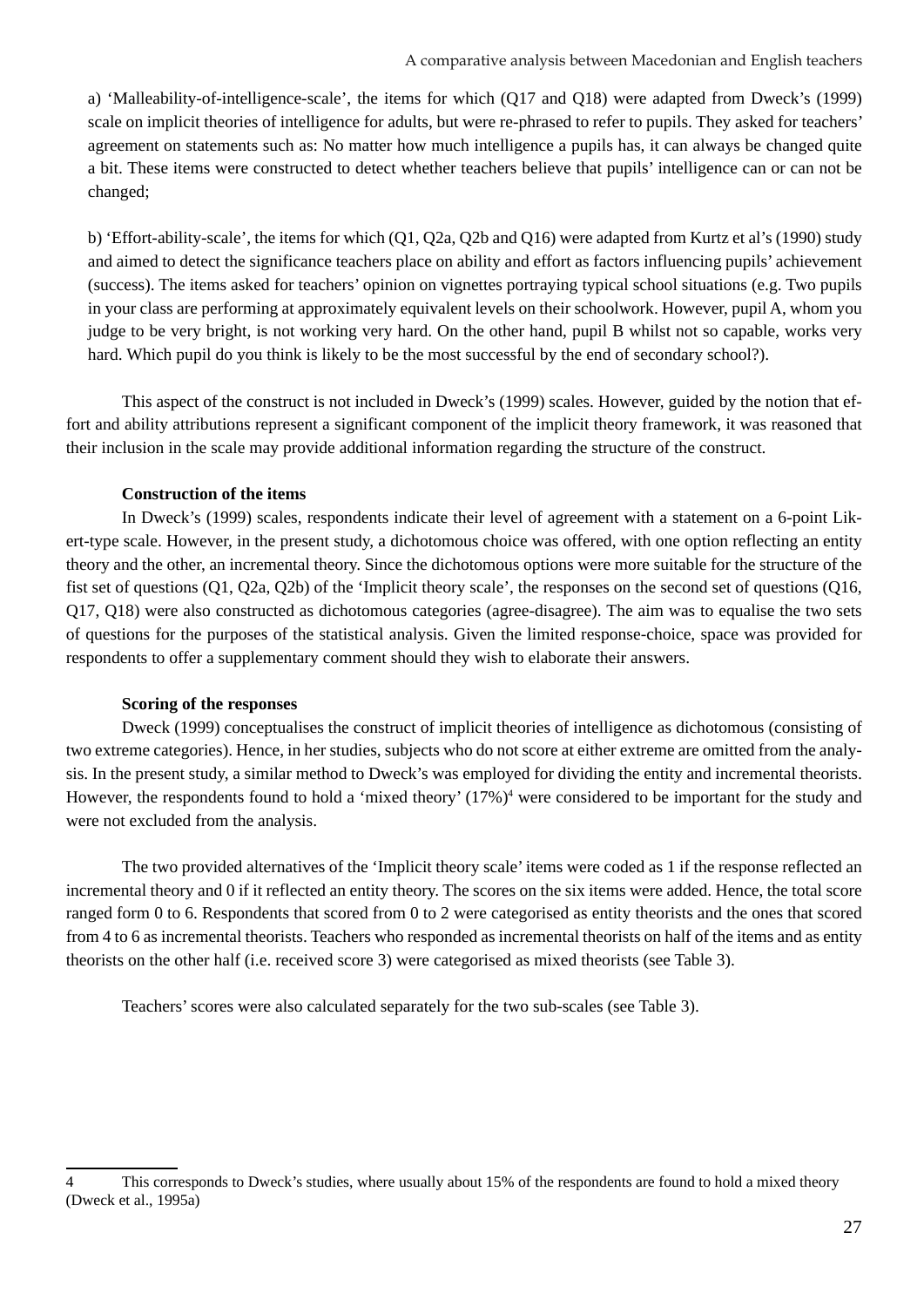a) 'Malleability-of-intelligence-scale', the items for which (Q17 and Q18) were adapted from Dweck's (1999) scale on implicit theories of intelligence for adults, but were re-phrased to refer to pupils. They asked for teachers' agreement on statements such as: No matter how much intelligence a pupils has, it can always be changed quite a bit. These items were constructed to detect whether teachers believe that pupils' intelligence can or can not be changed;

b) 'Effort-ability-scale', the items for which (Q1, Q2a, Q2b and Q16) were adapted from Kurtz et al's (1990) study and aimed to detect the significance teachers place on ability and effort as factors influencing pupils' achievement (success). The items asked for teachers' opinion on vignettes portraying typical school situations (e.g. Two pupils in your class are performing at approximately equivalent levels on their schoolwork. However, pupil A, whom you judge to be very bright, is not working very hard. On the other hand, pupil B whilst not so capable, works very hard. Which pupil do you think is likely to be the most successful by the end of secondary school?).

This aspect of the construct is not included in Dweck's (1999) scales. However, guided by the notion that effort and ability attributions represent a significant component of the implicit theory framework, it was reasoned that their inclusion in the scale may provide additional information regarding the structure of the construct.

**Construction of the items**

In Dweck's (1999) scales, respondents indicate their level of agreement with a statement on a 6-point Likert-type scale. However, in the present study, a dichotomous choice was offered, with one option reflecting an entity theory and the other, an incremental theory. Since the dichotomous options were more suitable for the structure of the fist set of questions (Q1, Q2a, Q2b) of the 'Implicit theory scale', the responses on the second set of questions (Q16, Q17, Q18) were also constructed as dichotomous categories (agree-disagree). The aim was to equalise the two sets of questions for the purposes of the statistical analysis. Given the limited response-choice, space was provided for respondents to offer a supplementary comment should they wish to elaborate their answers.

**Scoring of the responses**

Dweck (1999) conceptualises the construct of implicit theories of intelligence as dichotomous (consisting of two extreme categories). Hence, in her studies, subjects who do not score at either extreme are omitted from the analysis. In the present study, a similar method to Dweck's was employed for dividing the entity and incremental theorists. However, the respondents found to hold a 'mixed theory' (17%)[4] were considered to be important for the study and were not excluded from the analysis.

The two provided alternatives of the 'Implicit theory scale' items were coded as 1 if the response reflected an incremental theory and 0 if it reflected an entity theory. The scores on the six items were added. Hence, the total score ranged form 0 to 6. Respondents that scored from 0 to 2 were categorised as entity theorists and the ones that scored from 4 to 6 as incremental theorists. Teachers who responded as incremental theorists on half of the items and as entity theorists on the other half (i.e. received score 3) were categorised as mixed theorists (see Table 3).

Teachers' scores were also calculated separately for the two sub-scales (see Table 3).

---

4 This corresponds to Dweck's studies, where usually about 15% of the respondents are found to hold a mixed theory (Dweck et al., 1995a)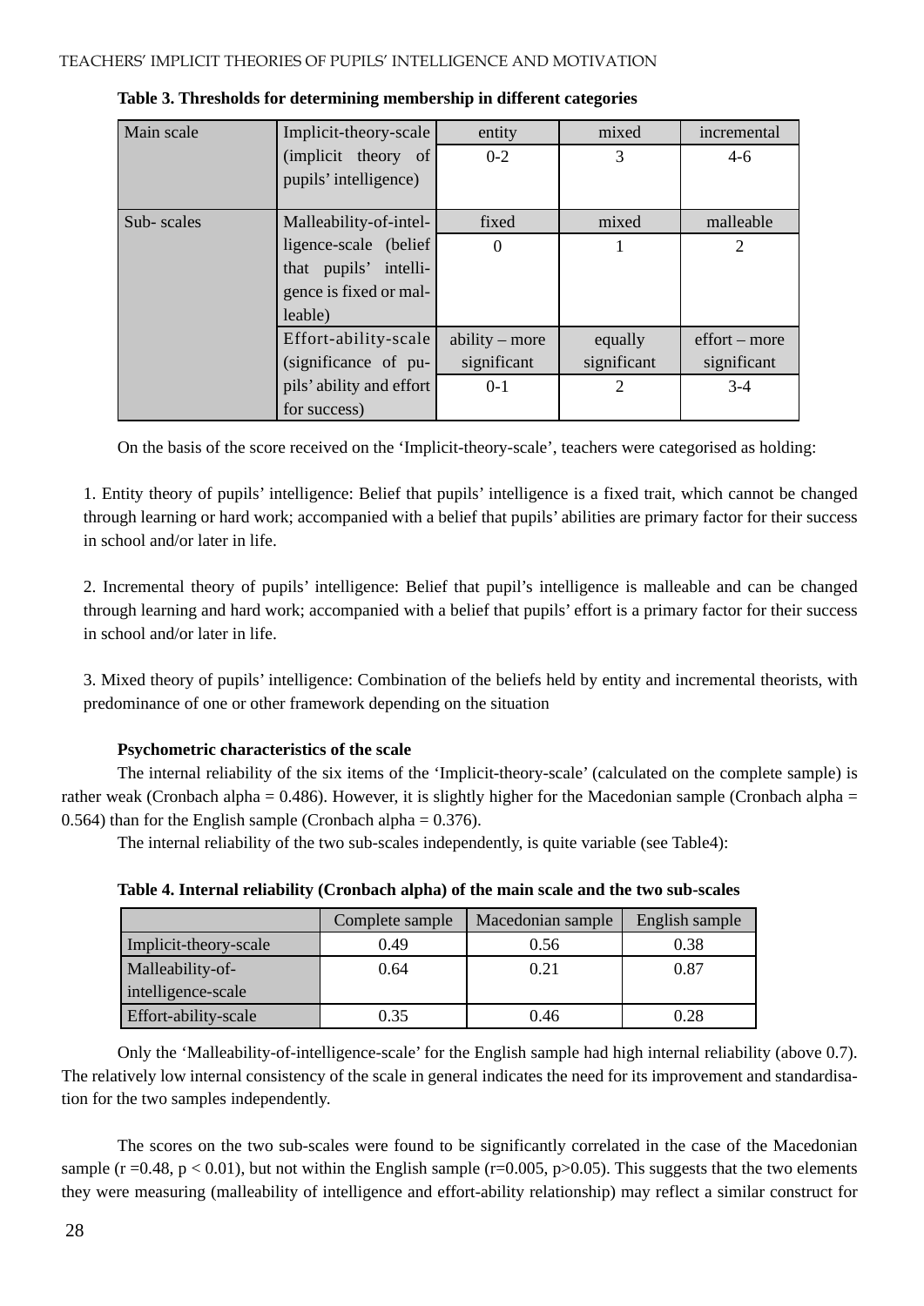**Table 3. Thresholds for determining membership in different categories**

| Main scale | Implicit-theory-scale (implicit theory of pupils' intelligence) | entity | mixed | incremental |
|---|---|---|---|---|
| | | 0-2 | 3 | 4-6 |
| Sub- scales | Malleability-of-intelligence-scale (belief that pupils' intelligence is fixed or malleable) | fixed | mixed | malleable |
| | | 0 | 1 | 2 |
| | Effort-ability-scale (significance of pupils' ability and effort for success) | ability – more significant | equally significant | effort – more significant |
| | | 0-1 | 2 | 3-4 |

On the basis of the score received on the 'Implicit-theory-scale', teachers were categorised as holding:

1. Entity theory of pupils' intelligence: Belief that pupils' intelligence is a fixed trait, which cannot be changed through learning or hard work; accompanied with a belief that pupils' abilities are primary factor for their success in school and/or later in life.

2. Incremental theory of pupils' intelligence: Belief that pupil's intelligence is malleable and can be changed through learning and hard work; accompanied with a belief that pupils' effort is a primary factor for their success in school and/or later in life.

3. Mixed theory of pupils' intelligence: Combination of the beliefs held by entity and incremental theorists, with predominance of one or other framework depending on the situation

**Psychometric characteristics of the scale**

The internal reliability of the six items of the 'Implicit-theory-scale' (calculated on the complete sample) is rather weak (Cronbach alpha = 0.486). However, it is slightly higher for the Macedonian sample (Cronbach alpha = 0.564) than for the English sample (Cronbach alpha = 0.376).

The internal reliability of the two sub-scales independently, is quite variable (see Table4):

**Table 4. Internal reliability (Cronbach alpha) of the main scale and the two sub-scales**

| | Complete sample | Macedonian sample | English sample |
|---|---|---|---|
| Implicit-theory-scale | 0.49 | 0.56 | 0.38 |
| Malleability-of-intelligence-scale | 0.64 | 0.21 | 0.87 |
| Effort-ability-scale | 0.35 | 0.46 | 0.28 |

Only the 'Malleability-of-intelligence-scale' for the English sample had high internal reliability (above 0.7). The relatively low internal consistency of the scale in general indicates the need for its improvement and standardisation for the two samples independently.

The scores on the two sub-scales were found to be significantly correlated in the case of the Macedonian sample ($r = 0.48$, $p < 0.01$), but not within the English sample ($r = 0.005$, $p > 0.05$). This suggests that the two elements they were measuring (malleability of intelligence and effort-ability relationship) may reflect a similar construct for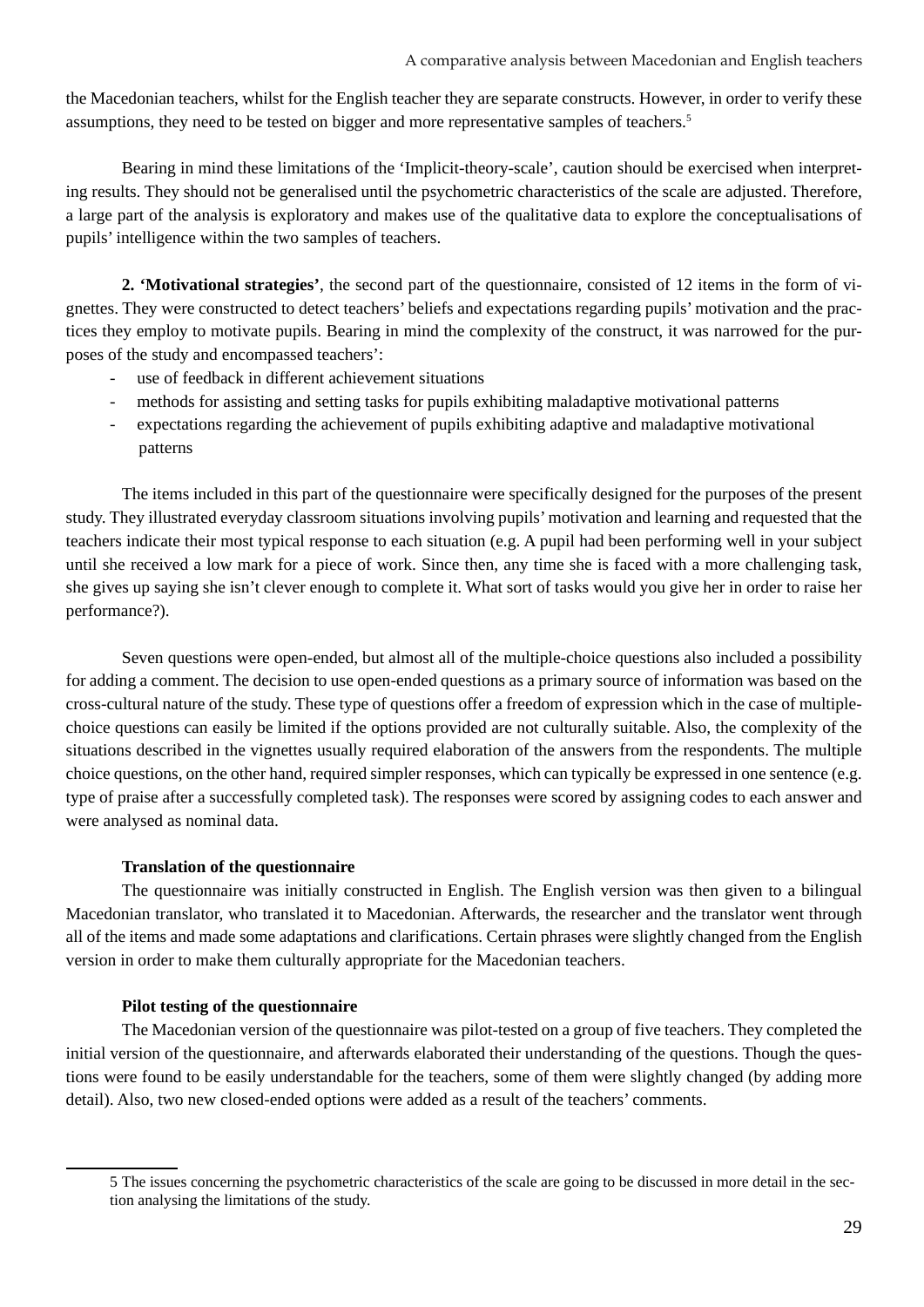the Macedonian teachers, whilst for the English teacher they are separate constructs. However, in order to verify these assumptions, they need to be tested on bigger and more representative samples of teachers.[5]

Bearing in mind these limitations of the 'Implicit-theory-scale', caution should be exercised when interpreting results. They should not be generalised until the psychometric characteristics of the scale are adjusted. Therefore, a large part of the analysis is exploratory and makes use of the qualitative data to explore the conceptualisations of pupils' intelligence within the two samples of teachers.

**2. 'Motivational strategies'**, the second part of the questionnaire, consisted of 12 items in the form of vignettes. They were constructed to detect teachers' beliefs and expectations regarding pupils' motivation and the practices they employ to motivate pupils. Bearing in mind the complexity of the construct, it was narrowed for the purposes of the study and encompassed teachers':

- use of feedback in different achievement situations
- methods for assisting and setting tasks for pupils exhibiting maladaptive motivational patterns
- expectations regarding the achievement of pupils exhibiting adaptive and maladaptive motivational patterns

The items included in this part of the questionnaire were specifically designed for the purposes of the present study. They illustrated everyday classroom situations involving pupils' motivation and learning and requested that the teachers indicate their most typical response to each situation (e.g. A pupil had been performing well in your subject until she received a low mark for a piece of work. Since then, any time she is faced with a more challenging task, she gives up saying she isn't clever enough to complete it. What sort of tasks would you give her in order to raise her performance?).

Seven questions were open-ended, but almost all of the multiple-choice questions also included a possibility for adding a comment. The decision to use open-ended questions as a primary source of information was based on the cross-cultural nature of the study. These type of questions offer a freedom of expression which in the case of multiple-choice questions can easily be limited if the options provided are not culturally suitable. Also, the complexity of the situations described in the vignettes usually required elaboration of the answers from the respondents. The multiple choice questions, on the other hand, required simpler responses, which can typically be expressed in one sentence (e.g. type of praise after a successfully completed task). The responses were scored by assigning codes to each answer and were analysed as nominal data.

**Translation of the questionnaire**

The questionnaire was initially constructed in English. The English version was then given to a bilingual Macedonian translator, who translated it to Macedonian. Afterwards, the researcher and the translator went through all of the items and made some adaptations and clarifications. Certain phrases were slightly changed from the English version in order to make them culturally appropriate for the Macedonian teachers.

**Pilot testing of the questionnaire**

The Macedonian version of the questionnaire was pilot-tested on a group of five teachers. They completed the initial version of the questionnaire, and afterwards elaborated their understanding of the questions. Though the questions were found to be easily understandable for the teachers, some of them were slightly changed (by adding more detail). Also, two new closed-ended options were added as a result of the teachers' comments.

---

[5] The issues concerning the psychometric characteristics of the scale are going to be discussed in more detail in the section analysing the limitations of the study.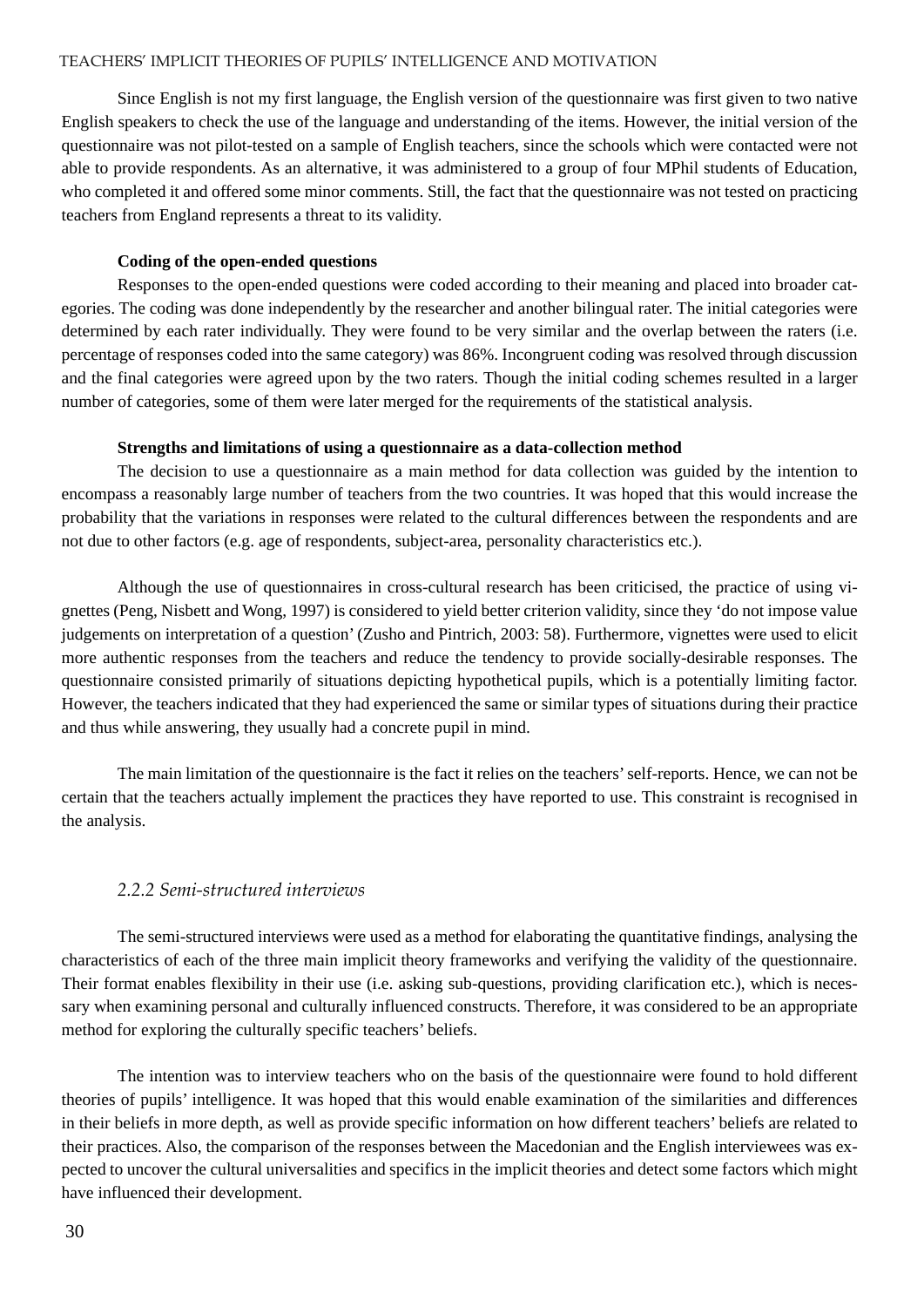Since English is not my first language, the English version of the questionnaire was first given to two native English speakers to check the use of the language and understanding of the items. However, the initial version of the questionnaire was not pilot-tested on a sample of English teachers, since the schools which were contacted were not able to provide respondents. As an alternative, it was administered to a group of four MPhil students of Education, who completed it and offered some minor comments. Still, the fact that the questionnaire was not tested on practicing teachers from England represents a threat to its validity.

**Coding of the open-ended questions**

Responses to the open-ended questions were coded according to their meaning and placed into broader categories. The coding was done independently by the researcher and another bilingual rater. The initial categories were determined by each rater individually. They were found to be very similar and the overlap between the raters (i.e. percentage of responses coded into the same category) was 86%. Incongruent coding was resolved through discussion and the final categories were agreed upon by the two raters. Though the initial coding schemes resulted in a larger number of categories, some of them were later merged for the requirements of the statistical analysis.

**Strengths and limitations of using a questionnaire as a data-collection method**

The decision to use a questionnaire as a main method for data collection was guided by the intention to encompass a reasonably large number of teachers from the two countries. It was hoped that this would increase the probability that the variations in responses were related to the cultural differences between the respondents and are not due to other factors (e.g. age of respondents, subject-area, personality characteristics etc.).

Although the use of questionnaires in cross-cultural research has been criticised, the practice of using vignettes (Peng, Nisbett and Wong, 1997) is considered to yield better criterion validity, since they 'do not impose value judgements on interpretation of a question' (Zusho and Pintrich, 2003: 58). Furthermore, vignettes were used to elicit more authentic responses from the teachers and reduce the tendency to provide socially-desirable responses. The questionnaire consisted primarily of situations depicting hypothetical pupils, which is a potentially limiting factor. However, the teachers indicated that they had experienced the same or similar types of situations during their practice and thus while answering, they usually had a concrete pupil in mind.

The main limitation of the questionnaire is the fact it relies on the teachers' self-reports. Hence, we can not be certain that the teachers actually implement the practices they have reported to use. This constraint is recognised in the analysis.

### *2.2.2 Semi-structured interviews*

The semi-structured interviews were used as a method for elaborating the quantitative findings, analysing the characteristics of each of the three main implicit theory frameworks and verifying the validity of the questionnaire. Their format enables flexibility in their use (i.e. asking sub-questions, providing clarification etc.), which is necessary when examining personal and culturally influenced constructs. Therefore, it was considered to be an appropriate method for exploring the culturally specific teachers' beliefs.

The intention was to interview teachers who on the basis of the questionnaire were found to hold different theories of pupils' intelligence. It was hoped that this would enable examination of the similarities and differences in their beliefs in more depth, as well as provide specific information on how different teachers' beliefs are related to their practices. Also, the comparison of the responses between the Macedonian and the English interviewees was expected to uncover the cultural universalities and specifics in the implicit theories and detect some factors which might have influenced their development.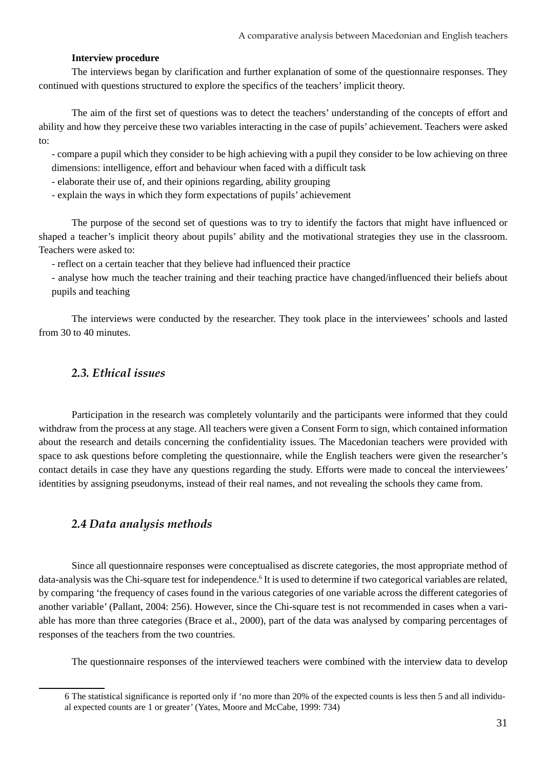**Interview procedure**

The interviews began by clarification and further explanation of some of the questionnaire responses. They continued with questions structured to explore the specifics of the teachers' implicit theory.

The aim of the first set of questions was to detect the teachers' understanding of the concepts of effort and ability and how they perceive these two variables interacting in the case of pupils' achievement. Teachers were asked to:

- compare a pupil which they consider to be high achieving with a pupil they consider to be low achieving on three dimensions: intelligence, effort and behaviour when faced with a difficult task
- elaborate their use of, and their opinions regarding, ability grouping
- explain the ways in which they form expectations of pupils' achievement

The purpose of the second set of questions was to try to identify the factors that might have influenced or shaped a teacher's implicit theory about pupils' ability and the motivational strategies they use in the classroom. Teachers were asked to:

- reflect on a certain teacher that they believe had influenced their practice
- analyse how much the teacher training and their teaching practice have changed/influenced their beliefs about pupils and teaching

The interviews were conducted by the researcher. They took place in the interviewees' schools and lasted from 30 to 40 minutes.

### *2.3. Ethical issues*

Participation in the research was completely voluntarily and the participants were informed that they could withdraw from the process at any stage. All teachers were given a Consent Form to sign, which contained information about the research and details concerning the confidentiality issues. The Macedonian teachers were provided with space to ask questions before completing the questionnaire, while the English teachers were given the researcher's contact details in case they have any questions regarding the study. Efforts were made to conceal the interviewees' identities by assigning pseudonyms, instead of their real names, and not revealing the schools they came from.

### *2.4 Data analysis methods*

Since all questionnaire responses were conceptualised as discrete categories, the most appropriate method of data-analysis was the Chi-square test for independence.[6] It is used to determine if two categorical variables are related, by comparing 'the frequency of cases found in the various categories of one variable across the different categories of another variable' (Pallant, 2004: 256). However, since the Chi-square test is not recommended in cases when a variable has more than three categories (Brace et al., 2000), part of the data was analysed by comparing percentages of responses of the teachers from the two countries.

The questionnaire responses of the interviewed teachers were combined with the interview data to develop

---

6 The statistical significance is reported only if 'no more than 20% of the expected counts is less then 5 and all individual expected counts are 1 or greater' (Yates, Moore and McCabe, 1999: 734)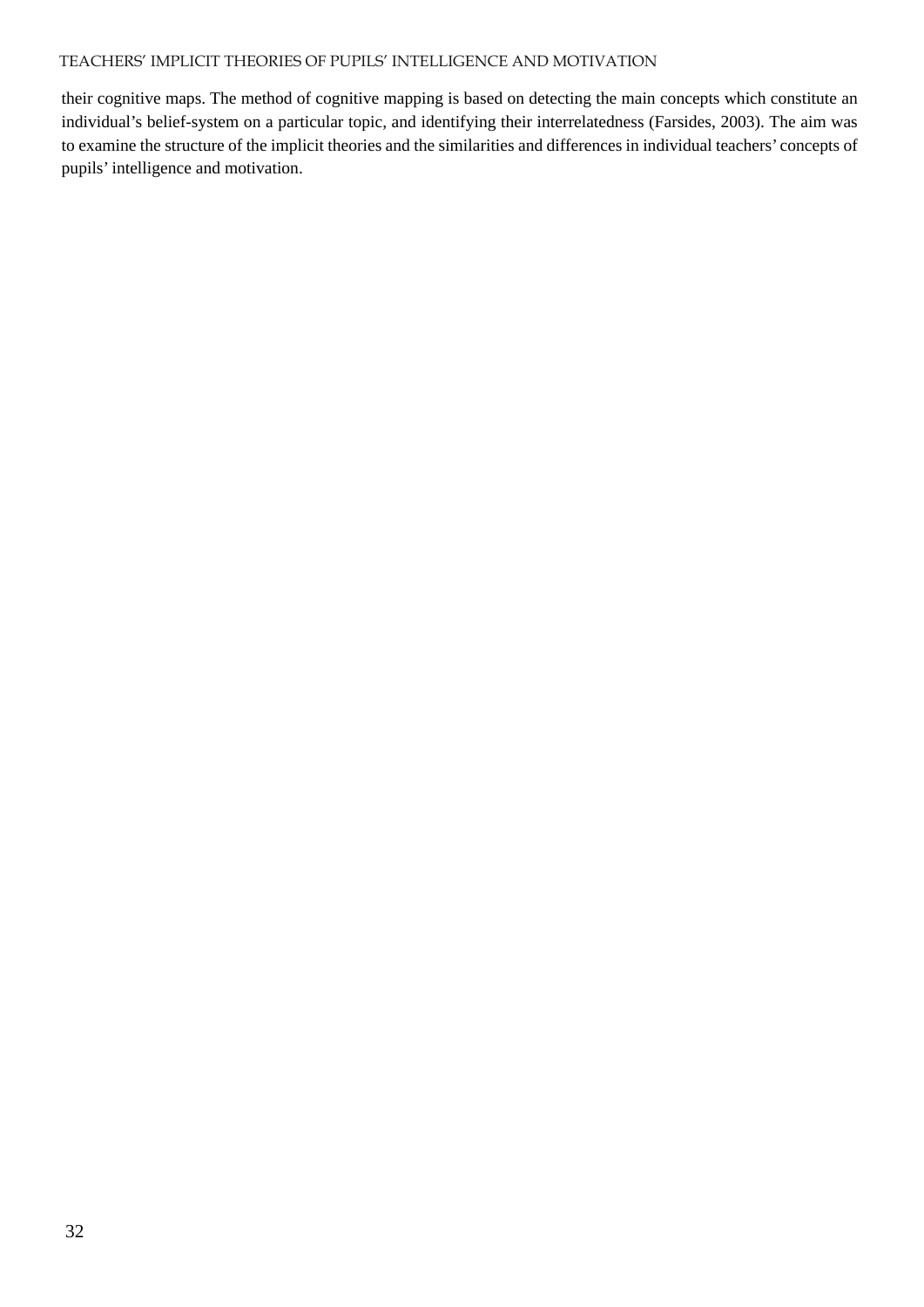their cognitive maps. The method of cognitive mapping is based on detecting the main concepts which constitute an individual's belief-system on a particular topic, and identifying their interrelatedness (Farsides, 2003). The aim was to examine the structure of the implicit theories and the similarities and differences in individual teachers' concepts of pupils' intelligence and motivation.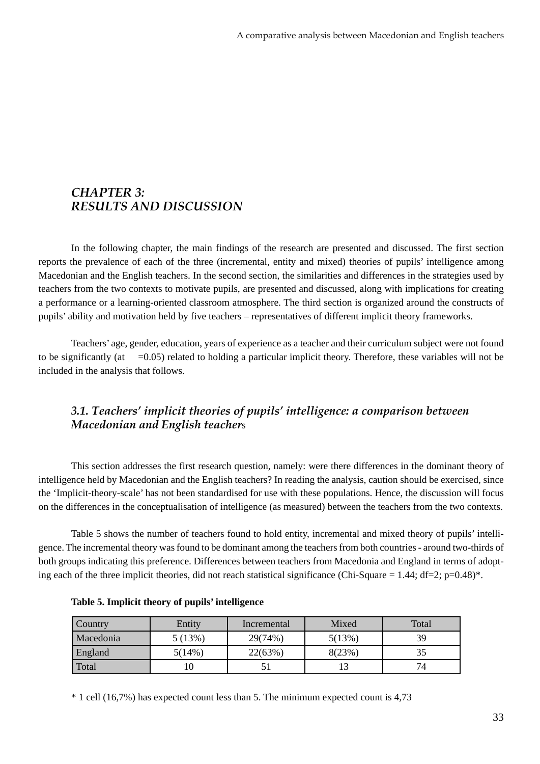# *CHAPTER 3: RESULTS AND DISCUSSION*

In the following chapter, the main findings of the research are presented and discussed. The first section reports the prevalence of each of the three (incremental, entity and mixed) theories of pupils' intelligence among Macedonian and the English teachers. In the second section, the similarities and differences in the strategies used by teachers from the two contexts to motivate pupils, are presented and discussed, along with implications for creating a performance or a learning-oriented classroom atmosphere. The third section is organized around the constructs of pupils' ability and motivation held by five teachers – representatives of different implicit theory frameworks.

Teachers' age, gender, education, years of experience as a teacher and their curriculum subject were not found to be significantly (at  =0.05) related to holding a particular implicit theory. Therefore, these variables will not be included in the analysis that follows.

## *3.1. Teachers' implicit theories of pupils' intelligence: a comparison between Macedonian and English teachers*

This section addresses the first research question, namely: were there differences in the dominant theory of intelligence held by Macedonian and the English teachers? In reading the analysis, caution should be exercised, since the 'Implicit-theory-scale' has not been standardised for use with these populations. Hence, the discussion will focus on the differences in the conceptualisation of intelligence (as measured) between the teachers from the two contexts.

Table 5 shows the number of teachers found to hold entity, incremental and mixed theory of pupils' intelligence. The incremental theory was found to be dominant among the teachers from both countries - around two-thirds of both groups indicating this preference. Differences between teachers from Macedonia and England in terms of adopting each of the three implicit theories, did not reach statistical significance (Chi-Square = 1.44; df=2; p=0.48)*.

**Table 5. Implicit theory of pupils' intelligence**

| Country | Entity | Incremental | Mixed | Total |
|---|---|---|---|---|
| Macedonia | 5 (13%) | 29(74%) | 5(13%) | 39 |
| England | 5(14%) | 22(63%) | 8(23%) | 35 |
| Total | 10 | 51 | 13 | 74 |

\* 1 cell (16,7%) has expected count less than 5. The minimum expected count is 4,73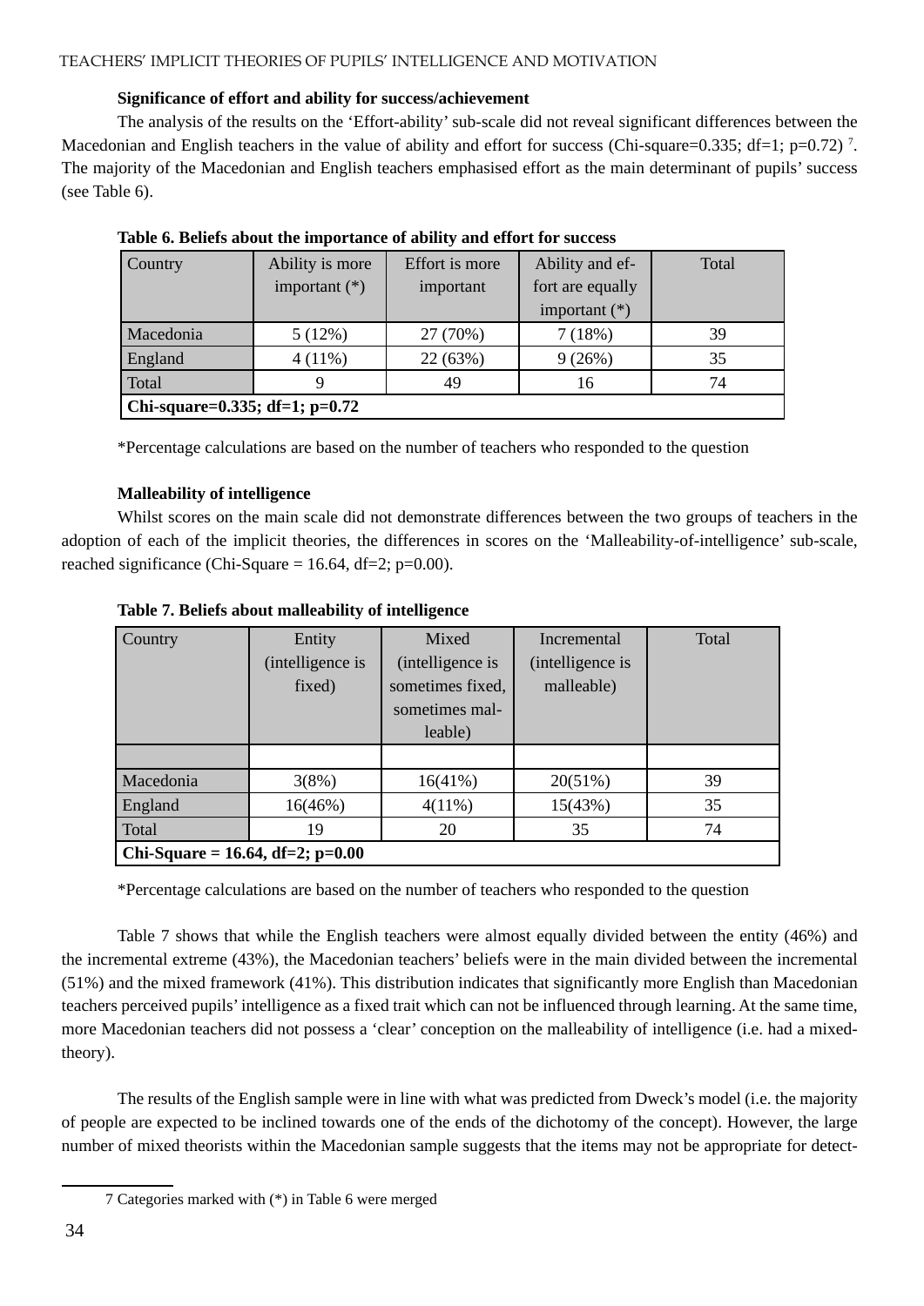### Significance of effort and ability for success/achievement

The analysis of the results on the 'Effort-ability' sub-scale did not reveal significant differences between the Macedonian and English teachers in the value of ability and effort for success (Chi-square=0.335; df=1; p=0.72) [7]. The majority of the Macedonian and English teachers emphasised effort as the main determinant of pupils' success (see Table 6).

**Table 6. Beliefs about the importance of ability and effort for success**

| Country | Ability is more important (*) | Effort is more important | Ability and effort are equally important (*) | Total |
|---|---|---|---|---|
| Macedonia | 5 (12%) | 27 (70%) | 7 (18%) | 39 |
| England | 4 (11%) | 22 (63%) | 9 (26%) | 35 |
| Total | 9 | 49 | 16 | 74 |
| **Chi-square=0.335; df=1; p=0.72** | | | | |

*Percentage calculations are based on the number of teachers who responded to the question

### Malleability of intelligence

Whilst scores on the main scale did not demonstrate differences between the two groups of teachers in the adoption of each of the implicit theories, the differences in scores on the 'Malleability-of-intelligence' sub-scale, reached significance (Chi-Square = 16.64, df=2; p=0.00).

**Table 7. Beliefs about malleability of intelligence**

| Country | Entity (intelligence is fixed) | Mixed (intelligence is sometimes fixed, sometimes malleable) | Incremental (intelligence is malleable) | Total |
|---|---|---|---|---|
| | | | | |
| Macedonia | 3(8%) | 16(41%) | 20(51%) | 39 |
| England | 16(46%) | 4(11%) | 15(43%) | 35 |
| Total | 19 | 20 | 35 | 74 |
| **Chi-Square = 16.64, df=2; p=0.00** | | | | |

*Percentage calculations are based on the number of teachers who responded to the question

Table 7 shows that while the English teachers were almost equally divided between the entity (46%) and the incremental extreme (43%), the Macedonian teachers' beliefs were in the main divided between the incremental (51%) and the mixed framework (41%). This distribution indicates that significantly more English than Macedonian teachers perceived pupils' intelligence as a fixed trait which can not be influenced through learning. At the same time, more Macedonian teachers did not possess a 'clear' conception on the malleability of intelligence (i.e. had a mixed-theory).

The results of the English sample were in line with what was predicted from Dweck's model (i.e. the majority of people are expected to be inclined towards one of the ends of the dichotomy of the concept). However, the large number of mixed theorists within the Macedonian sample suggests that the items may not be appropriate for detect-

7 Categories marked with (*) in Table 6 were merged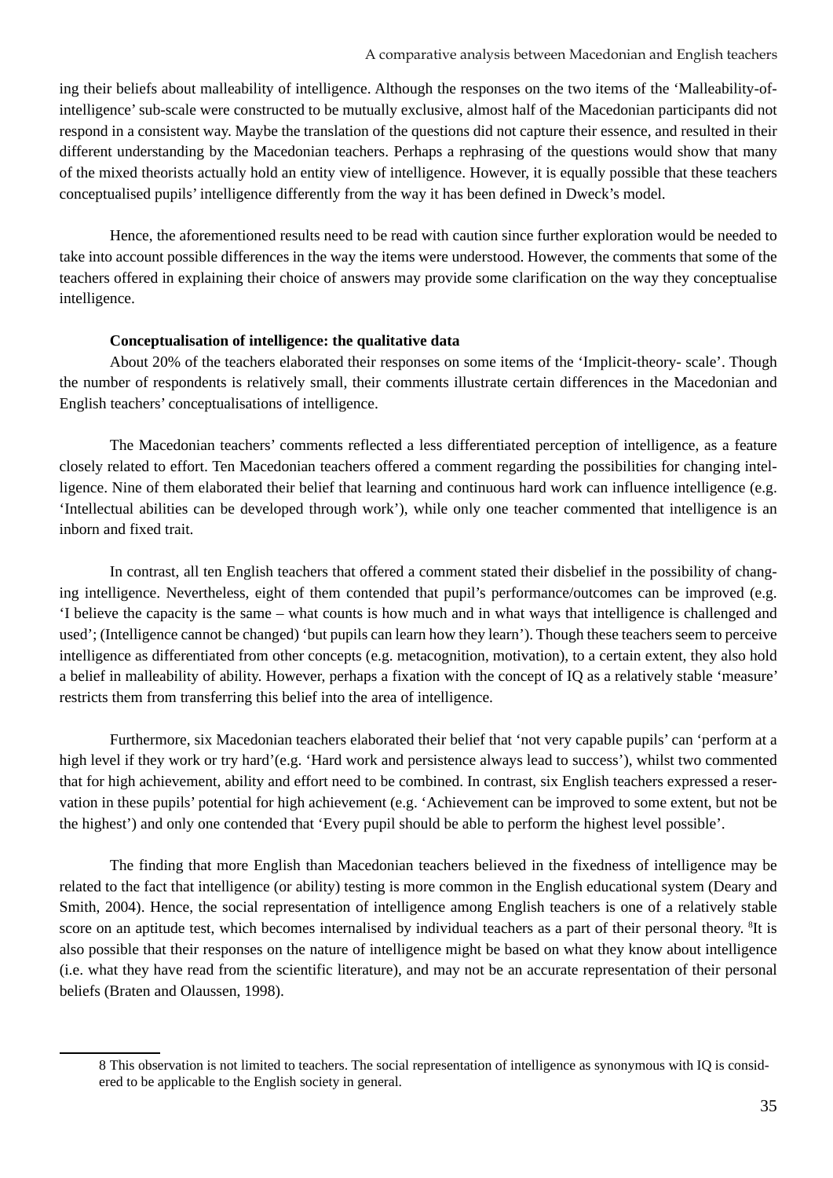ing their beliefs about malleability of intelligence. Although the responses on the two items of the 'Malleability-of-intelligence' sub-scale were constructed to be mutually exclusive, almost half of the Macedonian participants did not respond in a consistent way. Maybe the translation of the questions did not capture their essence, and resulted in their different understanding by the Macedonian teachers. Perhaps a rephrasing of the questions would show that many of the mixed theorists actually hold an entity view of intelligence. However, it is equally possible that these teachers conceptualised pupils' intelligence differently from the way it has been defined in Dweck's model.

Hence, the aforementioned results need to be read with caution since further exploration would be needed to take into account possible differences in the way the items were understood. However, the comments that some of the teachers offered in explaining their choice of answers may provide some clarification on the way they conceptualise intelligence.

**Conceptualisation of intelligence: the qualitative data**

About 20% of the teachers elaborated their responses on some items of the 'Implicit-theory- scale'. Though the number of respondents is relatively small, their comments illustrate certain differences in the Macedonian and English teachers' conceptualisations of intelligence.

The Macedonian teachers' comments reflected a less differentiated perception of intelligence, as a feature closely related to effort. Ten Macedonian teachers offered a comment regarding the possibilities for changing intelligence. Nine of them elaborated their belief that learning and continuous hard work can influence intelligence (e.g. 'Intellectual abilities can be developed through work'), while only one teacher commented that intelligence is an inborn and fixed trait.

In contrast, all ten English teachers that offered a comment stated their disbelief in the possibility of changing intelligence. Nevertheless, eight of them contended that pupil's performance/outcomes can be improved (e.g. 'I believe the capacity is the same – what counts is how much and in what ways that intelligence is challenged and used'; (Intelligence cannot be changed) 'but pupils can learn how they learn'). Though these teachers seem to perceive intelligence as differentiated from other concepts (e.g. metacognition, motivation), to a certain extent, they also hold a belief in malleability of ability. However, perhaps a fixation with the concept of IQ as a relatively stable 'measure' restricts them from transferring this belief into the area of intelligence.

Furthermore, six Macedonian teachers elaborated their belief that 'not very capable pupils' can 'perform at a high level if they work or try hard'(e.g. 'Hard work and persistence always lead to success'), whilst two commented that for high achievement, ability and effort need to be combined. In contrast, six English teachers expressed a reservation in these pupils' potential for high achievement (e.g. 'Achievement can be improved to some extent, but not be the highest') and only one contended that 'Every pupil should be able to perform the highest level possible'.

The finding that more English than Macedonian teachers believed in the fixedness of intelligence may be related to the fact that intelligence (or ability) testing is more common in the English educational system (Deary and Smith, 2004). Hence, the social representation of intelligence among English teachers is one of a relatively stable score on an aptitude test, which becomes internalised by individual teachers as a part of their personal theory. [8]It is also possible that their responses on the nature of intelligence might be based on what they know about intelligence (i.e. what they have read from the scientific literature), and may not be an accurate representation of their personal beliefs (Braten and Olaussen, 1998).

---

8 This observation is not limited to teachers. The social representation of intelligence as synonymous with IQ is considered to be applicable to the English society in general.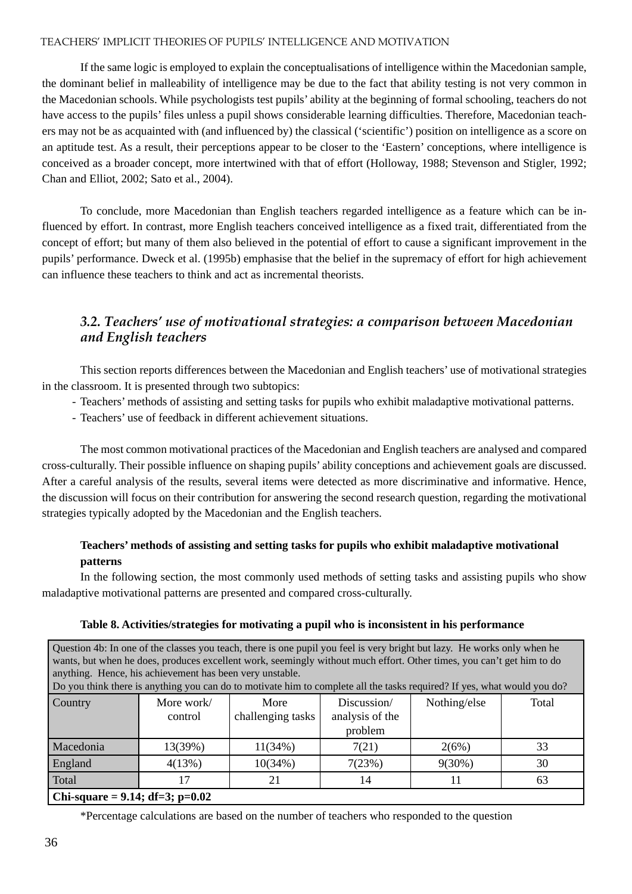If the same logic is employed to explain the conceptualisations of intelligence within the Macedonian sample, the dominant belief in malleability of intelligence may be due to the fact that ability testing is not very common in the Macedonian schools. While psychologists test pupils' ability at the beginning of formal schooling, teachers do not have access to the pupils' files unless a pupil shows considerable learning difficulties. Therefore, Macedonian teachers may not be as acquainted with (and influenced by) the classical ('scientific') position on intelligence as a score on an aptitude test. As a result, their perceptions appear to be closer to the 'Eastern' conceptions, where intelligence is conceived as a broader concept, more intertwined with that of effort (Holloway, 1988; Stevenson and Stigler, 1992; Chan and Elliot, 2002; Sato et al., 2004).

To conclude, more Macedonian than English teachers regarded intelligence as a feature which can be influenced by effort. In contrast, more English teachers conceived intelligence as a fixed trait, differentiated from the concept of effort; but many of them also believed in the potential of effort to cause a significant improvement in the pupils' performance. Dweck et al. (1995b) emphasise that the belief in the supremacy of effort for high achievement can influence these teachers to think and act as incremental theorists.

### *3.2. Teachers' use of motivational strategies: a comparison between Macedonian and English teachers*

This section reports differences between the Macedonian and English teachers' use of motivational strategies in the classroom. It is presented through two subtopics:

- Teachers' methods of assisting and setting tasks for pupils who exhibit maladaptive motivational patterns.
- Teachers' use of feedback in different achievement situations.

The most common motivational practices of the Macedonian and English teachers are analysed and compared cross-culturally. Their possible influence on shaping pupils' ability conceptions and achievement goals are discussed. After a careful analysis of the results, several items were detected as more discriminative and informative. Hence, the discussion will focus on their contribution for answering the second research question, regarding the motivational strategies typically adopted by the Macedonian and the English teachers.

**Teachers' methods of assisting and setting tasks for pupils who exhibit maladaptive motivational patterns**

In the following section, the most commonly used methods of setting tasks and assisting pupils who show maladaptive motivational patterns are presented and compared cross-culturally.

**Table 8. Activities/strategies for motivating a pupil who is inconsistent in his performance**

| Question 4b: In one of the classes you teach, there is one pupil you feel is very bright but lazy. He works only when he wants, but when he does, produces excellent work, seemingly without much effort. Other times, you can't get him to do anything. Hence, his achievement has been very unstable. Do you think there is anything you can do to motivate him to complete all the tasks required? If yes, what would you do? | | | | | |
|---|---|---|---|---|---|
| Country | More work/ control | More challenging tasks | Discussion/ analysis of the problem | Nothing/else | Total |
| Macedonia | 13(39%) | 11(34%) | 7(21) | 2(6%) | 33 |
| England | 4(13%) | 10(34%) | 7(23%) | 9(30%) | 30 |
| Total | 17 | 21 | 14 | 11 | 63 |
| **Chi-square = 9.14; df=3; p=0.02** | | | | | |

*Percentage calculations are based on the number of teachers who responded to the question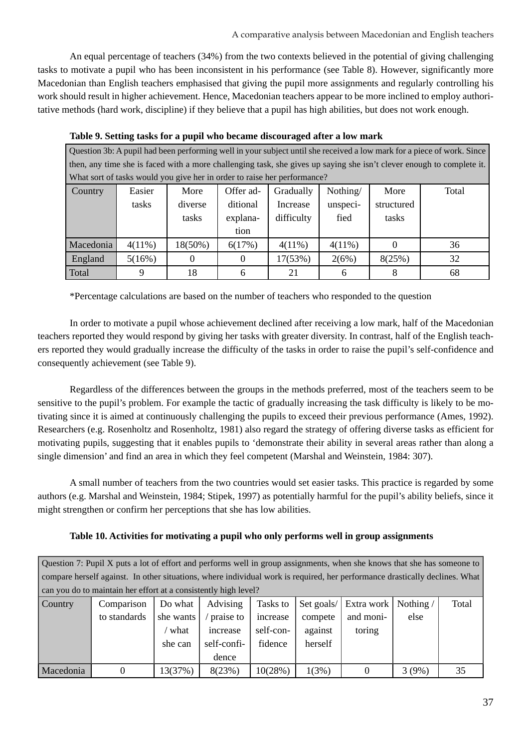An equal percentage of teachers (34%) from the two contexts believed in the potential of giving challenging tasks to motivate a pupil who has been inconsistent in his performance (see Table 8). However, significantly more Macedonian than English teachers emphasised that giving the pupil more assignments and regularly controlling his work should result in higher achievement. Hence, Macedonian teachers appear to be more inclined to employ authoritative methods (hard work, discipline) if they believe that a pupil has high abilities, but does not work enough.

**Table 9. Setting tasks for a pupil who became discouraged after a low mark**

| Question 3b: A pupil had been performing well in your subject until she received a low mark for a piece of work. Since then, any time she is faced with a more challenging task, she gives up saying she isn't clever enough to complete it. What sort of tasks would you give her in order to raise her performance? | | | | | | | |
|---|---|---|---|---|---|---|---|
| Country | Easier tasks | More diverse tasks | Offer additional explanation | Gradually Increase difficulty | Nothing/ unspecified | More structured tasks | Total |
| Macedonia | 4(11%) | 18(50%) | 6(17%) | 4(11%) | 4(11%) | 0 | 36 |
| England | 5(16%) | 0 | 0 | 17(53%) | 2(6%) | 8(25%) | 32 |
| Total | 9 | 18 | 6 | 21 | 6 | 8 | 68 |

*Percentage calculations are based on the number of teachers who responded to the question

In order to motivate a pupil whose achievement declined after receiving a low mark, half of the Macedonian teachers reported they would respond by giving her tasks with greater diversity. In contrast, half of the English teachers reported they would gradually increase the difficulty of the tasks in order to raise the pupil's self-confidence and consequently achievement (see Table 9).

Regardless of the differences between the groups in the methods preferred, most of the teachers seem to be sensitive to the pupil's problem. For example the tactic of gradually increasing the task difficulty is likely to be motivating since it is aimed at continuously challenging the pupils to exceed their previous performance (Ames, 1992). Researchers (e.g. Rosenholtz and Rosenholtz, 1981) also regard the strategy of offering diverse tasks as efficient for motivating pupils, suggesting that it enables pupils to 'demonstrate their ability in several areas rather than along a single dimension' and find an area in which they feel competent (Marshal and Weinstein, 1984: 307).

A small number of teachers from the two countries would set easier tasks. This practice is regarded by some authors (e.g. Marshal and Weinstein, 1984; Stipek, 1997) as potentially harmful for the pupil's ability beliefs, since it might strengthen or confirm her perceptions that she has low abilities.

**Table 10. Activities for motivating a pupil who only performs well in group assignments**

| Question 7: Pupil X puts a lot of effort and performs well in group assignments, when she knows that she has someone to compare herself against. In other situations, where individual work is required, her performance drastically declines. What can you do to maintain her effort at a consistently high level? | | | | | | | | |
|---|---|---|---|---|---|---|---|---|
| Country | Comparison to standards | Do what she wants / what she can | Advising / praise to increase self-confidence | Tasks to increase self-confidence | Set goals/ compete against herself | Extra work and monitoring | Nothing / else | Total |
| Macedonia | 0 | 13(37%) | 8(23%) | 10(28%) | 1(3%) | 0 | 3 (9%) | 35 |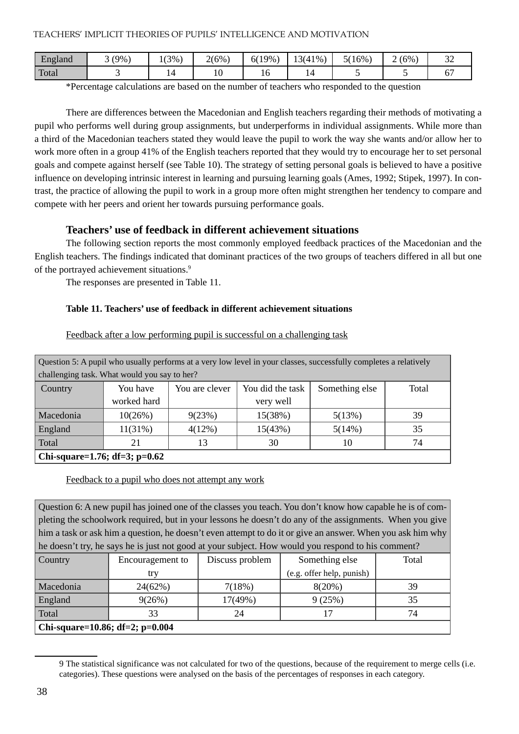| England | 3 (9%) | 1(3%) | 2(6%) | 6(19%) | 13(41%) | 5(16%) | 2 (6%) | 32 |
|---|---|---|---|---|---|---|---|---|
| Total | 3 | 14 | 10 | 16 | 14 | 5 | 5 | 67 |

*Percentage calculations are based on the number of teachers who responded to the question

There are differences between the Macedonian and English teachers regarding their methods of motivating a pupil who performs well during group assignments, but underperforms in individual assignments. While more than a third of the Macedonian teachers stated they would leave the pupil to work the way she wants and/or allow her to work more often in a group 41% of the English teachers reported that they would try to encourage her to set personal goals and compete against herself (see Table 10). The strategy of setting personal goals is believed to have a positive influence on developing intrinsic interest in learning and pursuing learning goals (Ames, 1992; Stipek, 1997). In contrast, the practice of allowing the pupil to work in a group more often might strengthen her tendency to compare and compete with her peers and orient her towards pursuing performance goals.

## Teachers' use of feedback in different achievement situations

The following section reports the most commonly employed feedback practices of the Macedonian and the English teachers. The findings indicated that dominant practices of the two groups of teachers differed in all but one of the portrayed achievement situations.[9]

The responses are presented in Table 11.

**Table 11. Teachers' use of feedback in different achievement situations**

Feedback after a low performing pupil is successful on a challenging task

| Question 5: A pupil who usually performs at a very low level in your classes, successfully completes a relatively challenging task. What would you say to her? | | | | | |
|---|---|---|---|---|---|
| Country | You have worked hard | You are clever | You did the task very well | Something else | Total |
| Macedonia | 10(26%) | 9(23%) | 15(38%) | 5(13%) | 39 |
| England | 11(31%) | 4(12%) | 15(43%) | 5(14%) | 35 |
| Total | 21 | 13 | 30 | 10 | 74 |
| **Chi-square=1.76; df=3; p=0.62** | | | | | |

Feedback to a pupil who does not attempt any work

| Question 6: A new pupil has joined one of the classes you teach. You don't know how capable he is of completing the schoolwork required, but in your lessons he doesn't do any of the assignments. When you give him a task or ask him a question, he doesn't even attempt to do it or give an answer. When you ask him why he doesn't try, he says he is just not good at your subject. How would you respond to his comment? | | | | |
|---|---|---|---|---|
| Country | Encouragement to try | Discuss problem | Something else (e.g. offer help, punish) | Total |
| Macedonia | 24(62%) | 7(18%) | 8(20%) | 39 |
| England | 9(26%) | 17(49%) | 9 (25%) | 35 |
| Total | 33 | 24 | 17 | 74 |
| **Chi-square=10.86; df=2; p=0.004** | | | | |

9 The statistical significance was not calculated for two of the questions, because of the requirement to merge cells (i.e. categories). These questions were analysed on the basis of the percentages of responses in each category.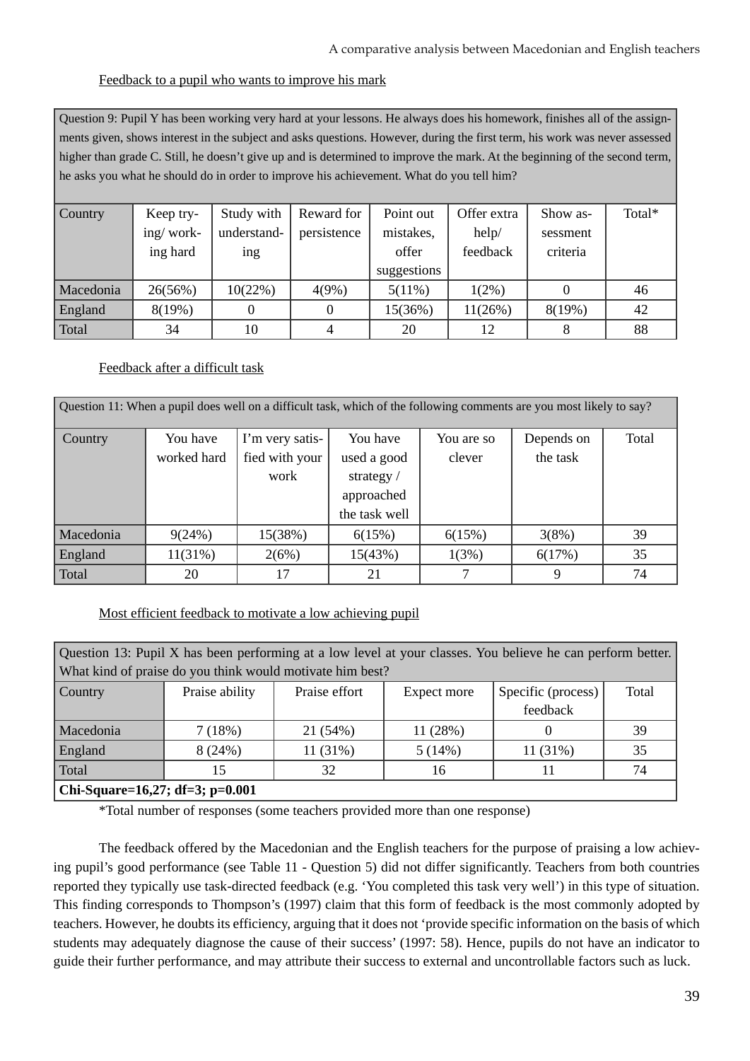Feedback to a pupil who wants to improve his mark

| Question 9: Pupil Y has been working very hard at your lessons. He always does his homework, finishes all of the assignments given, shows interest in the subject and asks questions. However, during the first term, his work was never assessed higher than grade C. Still, he doesn't give up and is determined to improve the mark. At the beginning of the second term, he asks you what he should do in order to improve his achievement. What do you tell him? | | | | | | | |
|---|---|---|---|---|---|---|---|
| Country | Keep trying/ working hard | Study with understanding | Reward for persistence | Point out mistakes, offer suggestions | Offer extra help/ feedback | Show assessment criteria | Total* |
| Macedonia | 26(56%) | 10(22%) | 4(9%) | 5(11%) | 1(2%) | 0 | 46 |
| England | 8(19%) | 0 | 0 | 15(36%) | 11(26%) | 8(19%) | 42 |
| Total | 34 | 10 | 4 | 20 | 12 | 8 | 88 |

Feedback after a difficult task

| Question 11: When a pupil does well on a difficult task, which of the following comments are you most likely to say? | | | | | | |
|---|---|---|---|---|---|---|
| Country | You have worked hard | I'm very satisfied with your work | You have used a good strategy / approached the task well | You are so clever | Depends on the task | Total |
| Macedonia | 9(24%) | 15(38%) | 6(15%) | 6(15%) | 3(8%) | 39 |
| England | 11(31%) | 2(6%) | 15(43%) | 1(3%) | 6(17%) | 35 |
| Total | 20 | 17 | 21 | 7 | 9 | 74 |

Most efficient feedback to motivate a low achieving pupil

| Question 13: Pupil X has been performing at a low level at your classes. You believe he can perform better. What kind of praise do you think would motivate him best? | | | | | |
|---|---|---|---|---|---|
| Country | Praise ability | Praise effort | Expect more | Specific (process) feedback | Total |
| Macedonia | 7 (18%) | 21 (54%) | 11 (28%) | 0 | 39 |
| England | 8 (24%) | 11 (31%) | 5 (14%) | 11 (31%) | 35 |
| Total | 15 | 32 | 16 | 11 | 74 |
| **Chi-Square=16,27; df=3; p=0.001** | | | | | |

*Total number of responses (some teachers provided more than one response)

The feedback offered by the Macedonian and the English teachers for the purpose of praising a low achieving pupil's good performance (see Table 11 - Question 5) did not differ significantly. Teachers from both countries reported they typically use task-directed feedback (e.g. 'You completed this task very well') in this type of situation. This finding corresponds to Thompson's (1997) claim that this form of feedback is the most commonly adopted by teachers. However, he doubts its efficiency, arguing that it does not 'provide specific information on the basis of which students may adequately diagnose the cause of their success' (1997: 58). Hence, pupils do not have an indicator to guide their further performance, and may attribute their success to external and uncontrollable factors such as luck.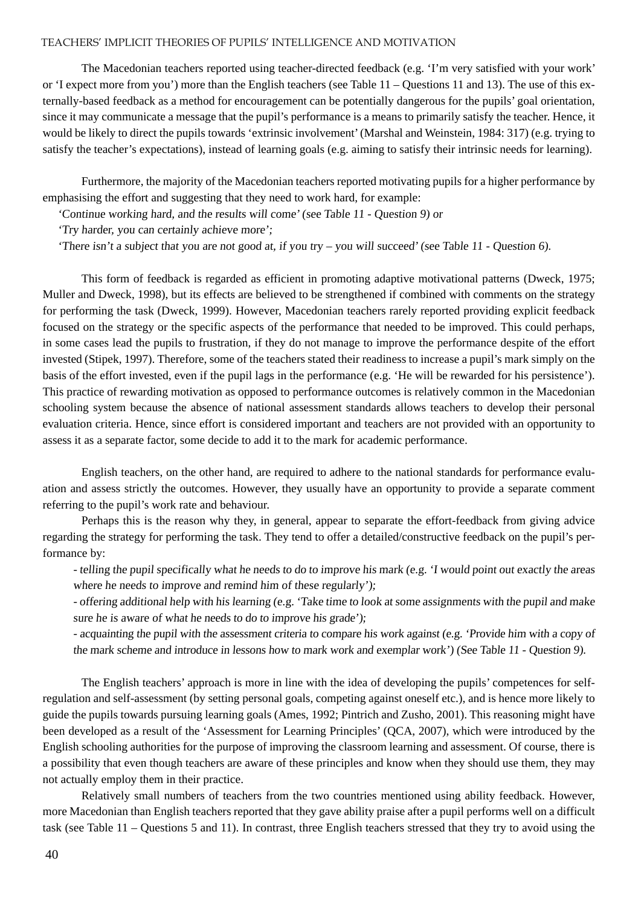The Macedonian teachers reported using teacher-directed feedback (e.g. 'I'm very satisfied with your work' or 'I expect more from you') more than the English teachers (see Table 11 – Questions 11 and 13). The use of this externally-based feedback as a method for encouragement can be potentially dangerous for the pupils' goal orientation, since it may communicate a message that the pupil's performance is a means to primarily satisfy the teacher. Hence, it would be likely to direct the pupils towards 'extrinsic involvement' (Marshal and Weinstein, 1984: 317) (e.g. trying to satisfy the teacher's expectations), instead of learning goals (e.g. aiming to satisfy their intrinsic needs for learning).

Furthermore, the majority of the Macedonian teachers reported motivating pupils for a higher performance by emphasising the effort and suggesting that they need to work hard, for example:

*'Continue working hard, and the results will come' (see Table 11 - Question 9) or*

*'Try harder, you can certainly achieve more';*

*'There isn't a subject that you are not good at, if you try – you will succeed' (see Table 11 - Question 6).*

This form of feedback is regarded as efficient in promoting adaptive motivational patterns (Dweck, 1975; Muller and Dweck, 1998), but its effects are believed to be strengthened if combined with comments on the strategy for performing the task (Dweck, 1999). However, Macedonian teachers rarely reported providing explicit feedback focused on the strategy or the specific aspects of the performance that needed to be improved. This could perhaps, in some cases lead the pupils to frustration, if they do not manage to improve the performance despite of the effort invested (Stipek, 1997). Therefore, some of the teachers stated their readiness to increase a pupil's mark simply on the basis of the effort invested, even if the pupil lags in the performance (e.g. 'He will be rewarded for his persistence'). This practice of rewarding motivation as opposed to performance outcomes is relatively common in the Macedonian schooling system because the absence of national assessment standards allows teachers to develop their personal evaluation criteria. Hence, since effort is considered important and teachers are not provided with an opportunity to assess it as a separate factor, some decide to add it to the mark for academic performance.

English teachers, on the other hand, are required to adhere to the national standards for performance evaluation and assess strictly the outcomes. However, they usually have an opportunity to provide a separate comment referring to the pupil's work rate and behaviour.

Perhaps this is the reason why they, in general, appear to separate the effort-feedback from giving advice regarding the strategy for performing the task. They tend to offer a detailed/constructive feedback on the pupil's performance by:

*- telling the pupil specifically what he needs to do to improve his mark (e.g. 'I would point out exactly the areas where he needs to improve and remind him of these regularly');*

*- offering additional help with his learning (e.g. 'Take time to look at some assignments with the pupil and make sure he is aware of what he needs to do to improve his grade');*

*- acquainting the pupil with the assessment criteria to compare his work against (e.g. 'Provide him with a copy of the mark scheme and introduce in lessons how to mark work and exemplar work') (See Table 11 - Question 9).*

The English teachers' approach is more in line with the idea of developing the pupils' competences for self-regulation and self-assessment (by setting personal goals, competing against oneself etc.), and is hence more likely to guide the pupils towards pursuing learning goals (Ames, 1992; Pintrich and Zusho, 2001). This reasoning might have been developed as a result of the 'Assessment for Learning Principles' (QCA, 2007), which were introduced by the English schooling authorities for the purpose of improving the classroom learning and assessment. Of course, there is a possibility that even though teachers are aware of these principles and know when they should use them, they may not actually employ them in their practice.

Relatively small numbers of teachers from the two countries mentioned using ability feedback. However, more Macedonian than English teachers reported that they gave ability praise after a pupil performs well on a difficult task (see Table 11 – Questions 5 and 11). In contrast, three English teachers stressed that they try to avoid using the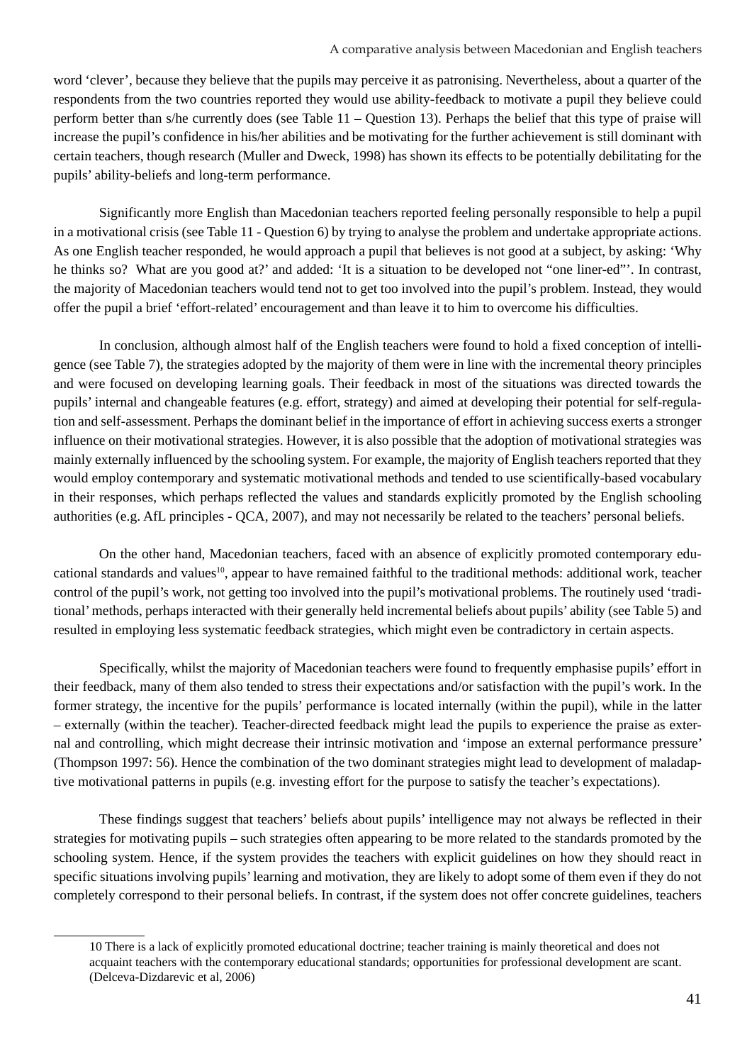word 'clever', because they believe that the pupils may perceive it as patronising. Nevertheless, about a quarter of the respondents from the two countries reported they would use ability-feedback to motivate a pupil they believe could perform better than s/he currently does (see Table 11 – Question 13). Perhaps the belief that this type of praise will increase the pupil's confidence in his/her abilities and be motivating for the further achievement is still dominant with certain teachers, though research (Muller and Dweck, 1998) has shown its effects to be potentially debilitating for the pupils' ability-beliefs and long-term performance.

Significantly more English than Macedonian teachers reported feeling personally responsible to help a pupil in a motivational crisis (see Table 11 - Question 6) by trying to analyse the problem and undertake appropriate actions. As one English teacher responded, he would approach a pupil that believes is not good at a subject, by asking: 'Why he thinks so? What are you good at?' and added: 'It is a situation to be developed not "one liner-ed"'. In contrast, the majority of Macedonian teachers would tend not to get too involved into the pupil's problem. Instead, they would offer the pupil a brief 'effort-related' encouragement and than leave it to him to overcome his difficulties.

In conclusion, although almost half of the English teachers were found to hold a fixed conception of intelligence (see Table 7), the strategies adopted by the majority of them were in line with the incremental theory principles and were focused on developing learning goals. Their feedback in most of the situations was directed towards the pupils' internal and changeable features (e.g. effort, strategy) and aimed at developing their potential for self-regulation and self-assessment. Perhaps the dominant belief in the importance of effort in achieving success exerts a stronger influence on their motivational strategies. However, it is also possible that the adoption of motivational strategies was mainly externally influenced by the schooling system. For example, the majority of English teachers reported that they would employ contemporary and systematic motivational methods and tended to use scientifically-based vocabulary in their responses, which perhaps reflected the values and standards explicitly promoted by the English schooling authorities (e.g. AfL principles - QCA, 2007), and may not necessarily be related to the teachers' personal beliefs.

On the other hand, Macedonian teachers, faced with an absence of explicitly promoted contemporary educational standards and values[10], appear to have remained faithful to the traditional methods: additional work, teacher control of the pupil's work, not getting too involved into the pupil's motivational problems. The routinely used 'traditional' methods, perhaps interacted with their generally held incremental beliefs about pupils' ability (see Table 5) and resulted in employing less systematic feedback strategies, which might even be contradictory in certain aspects.

Specifically, whilst the majority of Macedonian teachers were found to frequently emphasise pupils' effort in their feedback, many of them also tended to stress their expectations and/or satisfaction with the pupil's work. In the former strategy, the incentive for the pupils' performance is located internally (within the pupil), while in the latter – externally (within the teacher). Teacher-directed feedback might lead the pupils to experience the praise as external and controlling, which might decrease their intrinsic motivation and 'impose an external performance pressure' (Thompson 1997: 56). Hence the combination of the two dominant strategies might lead to development of maladaptive motivational patterns in pupils (e.g. investing effort for the purpose to satisfy the teacher's expectations).

These findings suggest that teachers' beliefs about pupils' intelligence may not always be reflected in their strategies for motivating pupils – such strategies often appearing to be more related to the standards promoted by the schooling system. Hence, if the system provides the teachers with explicit guidelines on how they should react in specific situations involving pupils' learning and motivation, they are likely to adopt some of them even if they do not completely correspond to their personal beliefs. In contrast, if the system does not offer concrete guidelines, teachers

---

10 There is a lack of explicitly promoted educational doctrine; teacher training is mainly theoretical and does not acquaint teachers with the contemporary educational standards; opportunities for professional development are scant. (Delceva-Dizdarevic et al, 2006)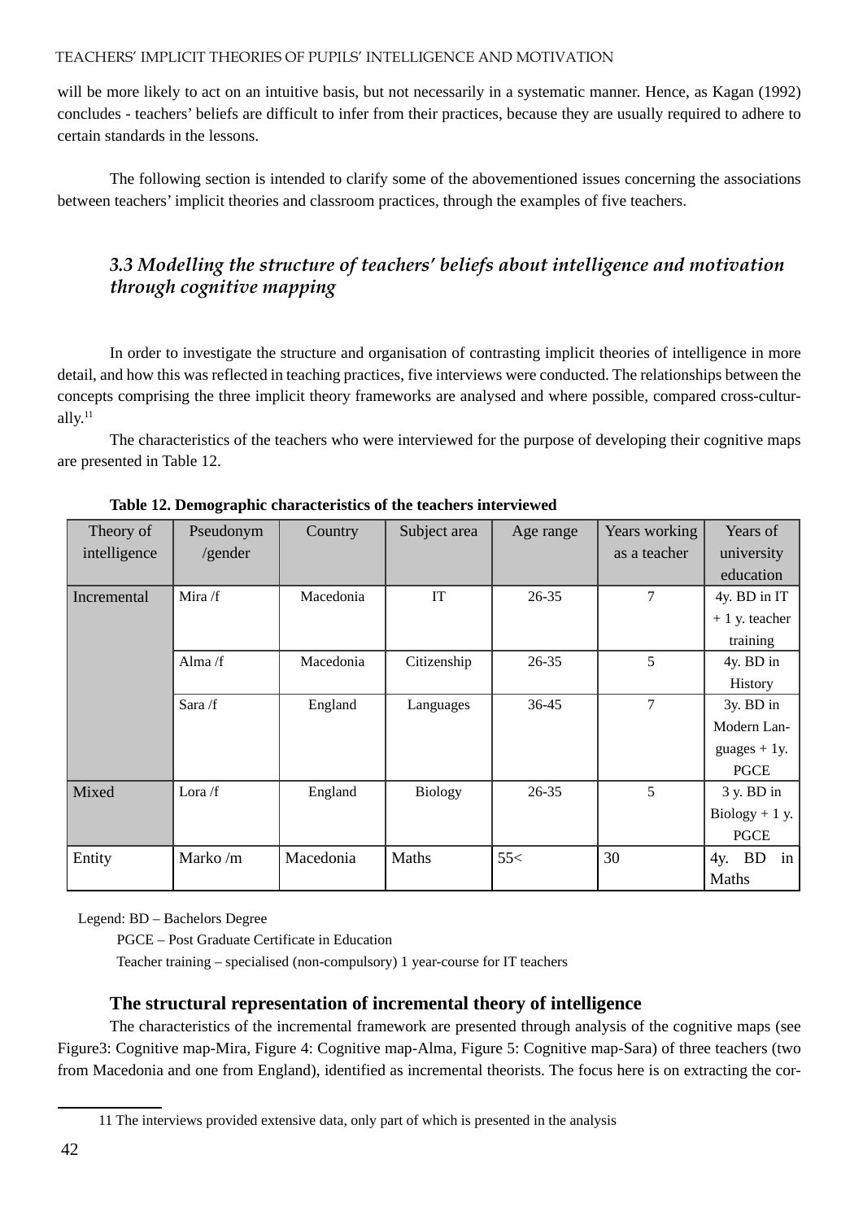will be more likely to act on an intuitive basis, but not necessarily in a systematic manner. Hence, as Kagan (1992) concludes - teachers' beliefs are difficult to infer from their practices, because they are usually required to adhere to certain standards in the lessons.

The following section is intended to clarify some of the abovementioned issues concerning the associations between teachers' implicit theories and classroom practices, through the examples of five teachers.

### *3.3 Modelling the structure of teachers' beliefs about intelligence and motivation through cognitive mapping*

In order to investigate the structure and organisation of contrasting implicit theories of intelligence in more detail, and how this was reflected in teaching practices, five interviews were conducted. The relationships between the concepts comprising the three implicit theory frameworks are analysed and where possible, compared cross-culturally.[11]

The characteristics of the teachers who were interviewed for the purpose of developing their cognitive maps are presented in Table 12.

**Table 12. Demographic characteristics of the teachers interviewed**

| Theory of intelligence | Pseudonym /gender | Country | Subject area | Age range | Years working as a teacher | Years of university education |
|---|---|---|---|---|---|---|
| Incremental | Mira /f | Macedonia | IT | 26-35 | 7 | 4y. BD in IT + 1 y. teacher training |
| | Alma /f | Macedonia | Citizenship | 26-35 | 5 | 4y. BD in History |
| | Sara /f | England | Languages | 36-45 | 7 | 3y. BD in Modern Languages + 1y. PGCE |
| Mixed | Lora /f | England | Biology | 26-35 | 5 | 3 y. BD in Biology + 1 y. PGCE |
| Entity | Marko /m | Macedonia | Maths | 55< | 30 | 4y. BD in Maths |

Legend: BD – Bachelors Degree

PGCE – Post Graduate Certificate in Education

Teacher training – specialised (non-compulsory) 1 year-course for IT teachers

**The structural representation of incremental theory of intelligence**

The characteristics of the incremental framework are presented through analysis of the cognitive maps (see Figure3: Cognitive map-Mira, Figure 4: Cognitive map-Alma, Figure 5: Cognitive map-Sara) of three teachers (two from Macedonia and one from England), identified as incremental theorists. The focus here is on extracting the cor-

11 The interviews provided extensive data, only part of which is presented in the analysis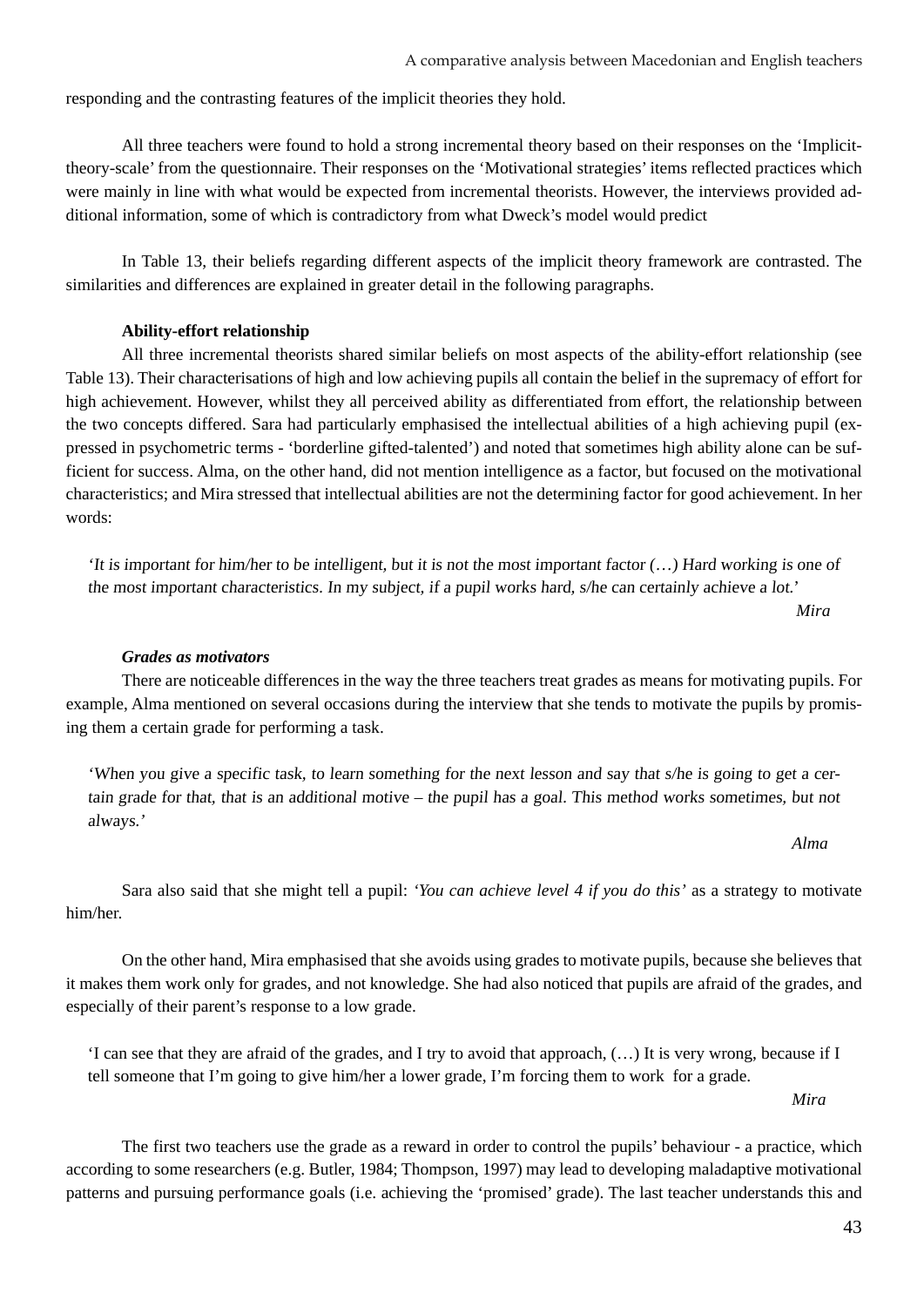responding and the contrasting features of the implicit theories they hold.

All three teachers were found to hold a strong incremental theory based on their responses on the 'Implicit-theory-scale' from the questionnaire. Their responses on the 'Motivational strategies' items reflected practices which were mainly in line with what would be expected from incremental theorists. However, the interviews provided additional information, some of which is contradictory from what Dweck's model would predict

In Table 13, their beliefs regarding different aspects of the implicit theory framework are contrasted. The similarities and differences are explained in greater detail in the following paragraphs.

**Ability-effort relationship**

All three incremental theorists shared similar beliefs on most aspects of the ability-effort relationship (see Table 13). Their characterisations of high and low achieving pupils all contain the belief in the supremacy of effort for high achievement. However, whilst they all perceived ability as differentiated from effort, the relationship between the two concepts differed. Sara had particularly emphasised the intellectual abilities of a high achieving pupil (expressed in psychometric terms - 'borderline gifted-talented') and noted that sometimes high ability alone can be sufficient for success. Alma, on the other hand, did not mention intelligence as a factor, but focused on the motivational characteristics; and Mira stressed that intellectual abilities are not the determining factor for good achievement. In her words:

> *'It is important for him/her to be intelligent, but it is not the most important factor (…) Hard working is one of the most important characteristics. In my subject, if a pupil works hard, s/he can certainly achieve a lot.'*
>
> *Mira*

***Grades as motivators***

There are noticeable differences in the way the three teachers treat grades as means for motivating pupils. For example, Alma mentioned on several occasions during the interview that she tends to motivate the pupils by promising them a certain grade for performing a task.

> *'When you give a specific task, to learn something for the next lesson and say that s/he is going to get a certain grade for that, that is an additional motive – the pupil has a goal. This method works sometimes, but not always.'*
>
> *Alma*

Sara also said that she might tell a pupil: *'You can achieve level 4 if you do this'* as a strategy to motivate him/her.

On the other hand, Mira emphasised that she avoids using grades to motivate pupils, because she believes that it makes them work only for grades, and not knowledge. She had also noticed that pupils are afraid of the grades, and especially of their parent's response to a low grade.

> 'I can see that they are afraid of the grades, and I try to avoid that approach, (…) It is very wrong, because if I tell someone that I'm going to give him/her a lower grade, I'm forcing them to work for a grade.
>
> *Mira*

The first two teachers use the grade as a reward in order to control the pupils' behaviour - a practice, which according to some researchers (e.g. Butler, 1984; Thompson, 1997) may lead to developing maladaptive motivational patterns and pursuing performance goals (i.e. achieving the 'promised' grade). The last teacher understands this and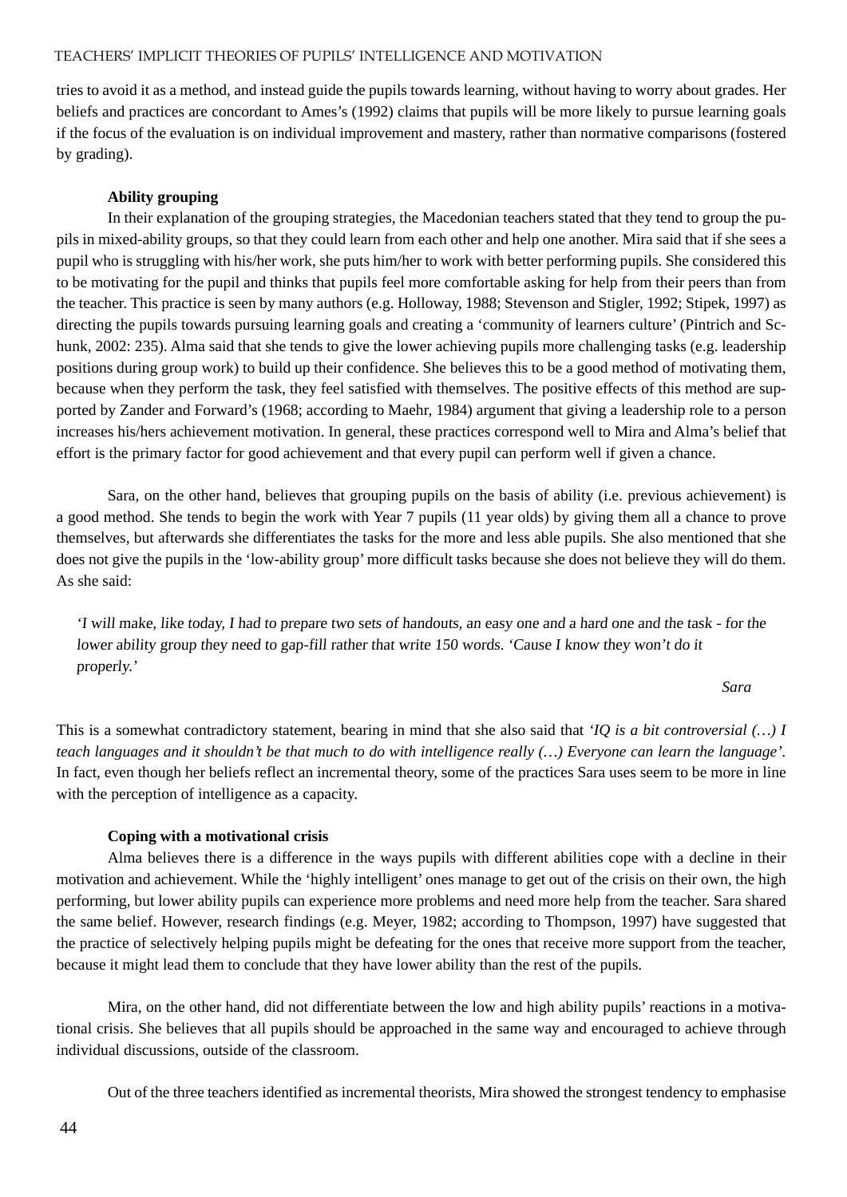tries to avoid it as a method, and instead guide the pupils towards learning, without having to worry about grades. Her beliefs and practices are concordant to Ames's (1992) claims that pupils will be more likely to pursue learning goals if the focus of the evaluation is on individual improvement and mastery, rather than normative comparisons (fostered by grading).

**Ability grouping**

In their explanation of the grouping strategies, the Macedonian teachers stated that they tend to group the pupils in mixed-ability groups, so that they could learn from each other and help one another. Mira said that if she sees a pupil who is struggling with his/her work, she puts him/her to work with better performing pupils. She considered this to be motivating for the pupil and thinks that pupils feel more comfortable asking for help from their peers than from the teacher. This practice is seen by many authors (e.g. Holloway, 1988; Stevenson and Stigler, 1992; Stipek, 1997) as directing the pupils towards pursuing learning goals and creating a 'community of learners culture' (Pintrich and Schunk, 2002: 235). Alma said that she tends to give the lower achieving pupils more challenging tasks (e.g. leadership positions during group work) to build up their confidence. She believes this to be a good method of motivating them, because when they perform the task, they feel satisfied with themselves. The positive effects of this method are supported by Zander and Forward's (1968; according to Maehr, 1984) argument that giving a leadership role to a person increases his/hers achievement motivation. In general, these practices correspond well to Mira and Alma's belief that effort is the primary factor for good achievement and that every pupil can perform well if given a chance.

Sara, on the other hand, believes that grouping pupils on the basis of ability (i.e. previous achievement) is a good method. She tends to begin the work with Year 7 pupils (11 year olds) by giving them all a chance to prove themselves, but afterwards she differentiates the tasks for the more and less able pupils. She also mentioned that she does not give the pupils in the 'low-ability group' more difficult tasks because she does not believe they will do them. As she said:

> *'I will make, like today, I had to prepare two sets of handouts, an easy one and a hard one and the task - for the lower ability group they need to gap-fill rather that write 150 words. 'Cause I know they won't do it properly.'*
>
> *Sara*

This is a somewhat contradictory statement, bearing in mind that she also said that *'IQ is a bit controversial (…) I teach languages and it shouldn't be that much to do with intelligence really (…) Everyone can learn the language'*. In fact, even though her beliefs reflect an incremental theory, some of the practices Sara uses seem to be more in line with the perception of intelligence as a capacity.

**Coping with a motivational crisis**

Alma believes there is a difference in the ways pupils with different abilities cope with a decline in their motivation and achievement. While the 'highly intelligent' ones manage to get out of the crisis on their own, the high performing, but lower ability pupils can experience more problems and need more help from the teacher. Sara shared the same belief. However, research findings (e.g. Meyer, 1982; according to Thompson, 1997) have suggested that the practice of selectively helping pupils might be defeating for the ones that receive more support from the teacher, because it might lead them to conclude that they have lower ability than the rest of the pupils.

Mira, on the other hand, did not differentiate between the low and high ability pupils' reactions in a motivational crisis. She believes that all pupils should be approached in the same way and encouraged to achieve through individual discussions, outside of the classroom.

Out of the three teachers identified as incremental theorists, Mira showed the strongest tendency to emphasise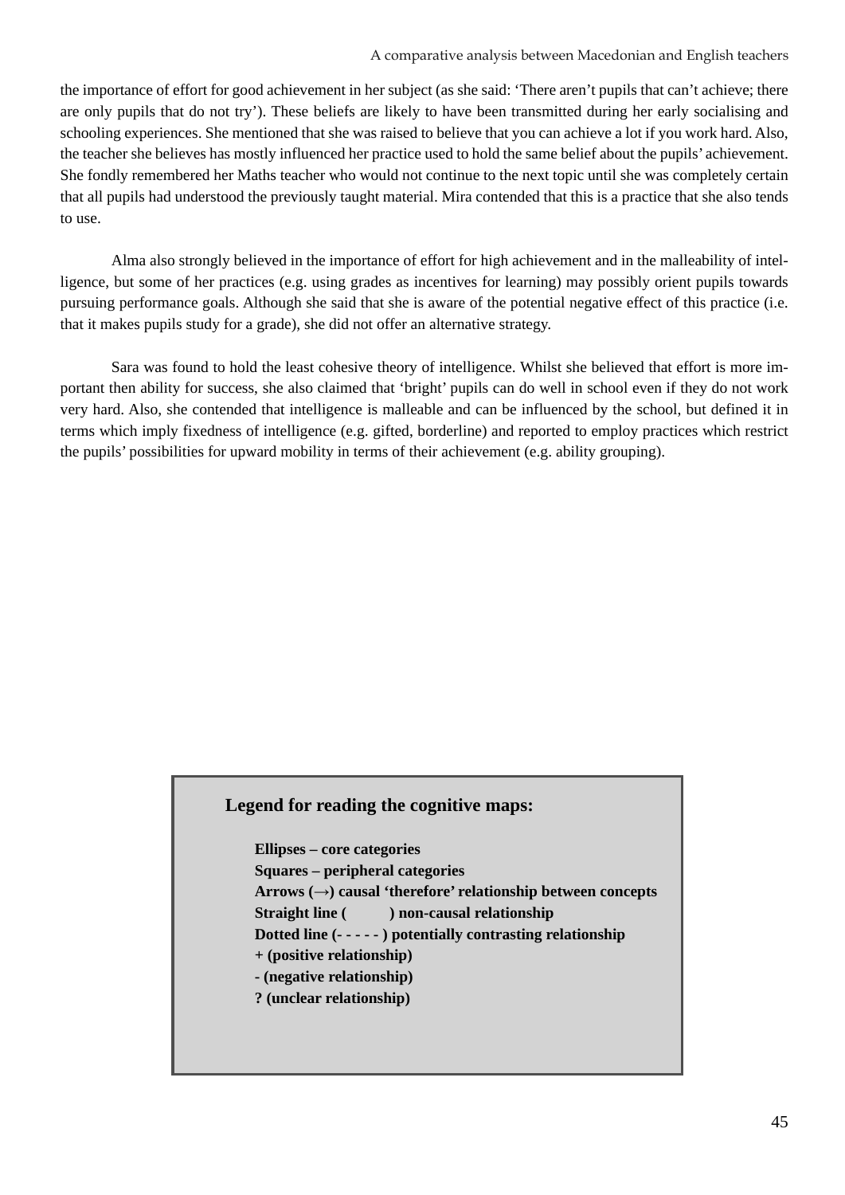the importance of effort for good achievement in her subject (as she said: 'There aren't pupils that can't achieve; there are only pupils that do not try'). These beliefs are likely to have been transmitted during her early socialising and schooling experiences. She mentioned that she was raised to believe that you can achieve a lot if you work hard. Also, the teacher she believes has mostly influenced her practice used to hold the same belief about the pupils' achievement. She fondly remembered her Maths teacher who would not continue to the next topic until she was completely certain that all pupils had understood the previously taught material. Mira contended that this is a practice that she also tends to use.

Alma also strongly believed in the importance of effort for high achievement and in the malleability of intelligence, but some of her practices (e.g. using grades as incentives for learning) may possibly orient pupils towards pursuing performance goals. Although she said that she is aware of the potential negative effect of this practice (i.e. that it makes pupils study for a grade), she did not offer an alternative strategy.

Sara was found to hold the least cohesive theory of intelligence. Whilst she believed that effort is more important then ability for success, she also claimed that 'bright' pupils can do well in school even if they do not work very hard. Also, she contended that intelligence is malleable and can be influenced by the school, but defined it in terms which imply fixedness of intelligence (e.g. gifted, borderline) and reported to employ practices which restrict the pupils' possibilities for upward mobility in terms of their achievement (e.g. ability grouping).

**Legend for reading the cognitive maps:**

**Ellipses – core categories**
**Squares – peripheral categories**
**Arrows (→) causal 'therefore' relationship between concepts**
**Straight line ( ) non-causal relationship**
**Dotted line (- - - - - ) potentially contrasting relationship**
**+ (positive relationship)**
**- (negative relationship)**
**? (unclear relationship)**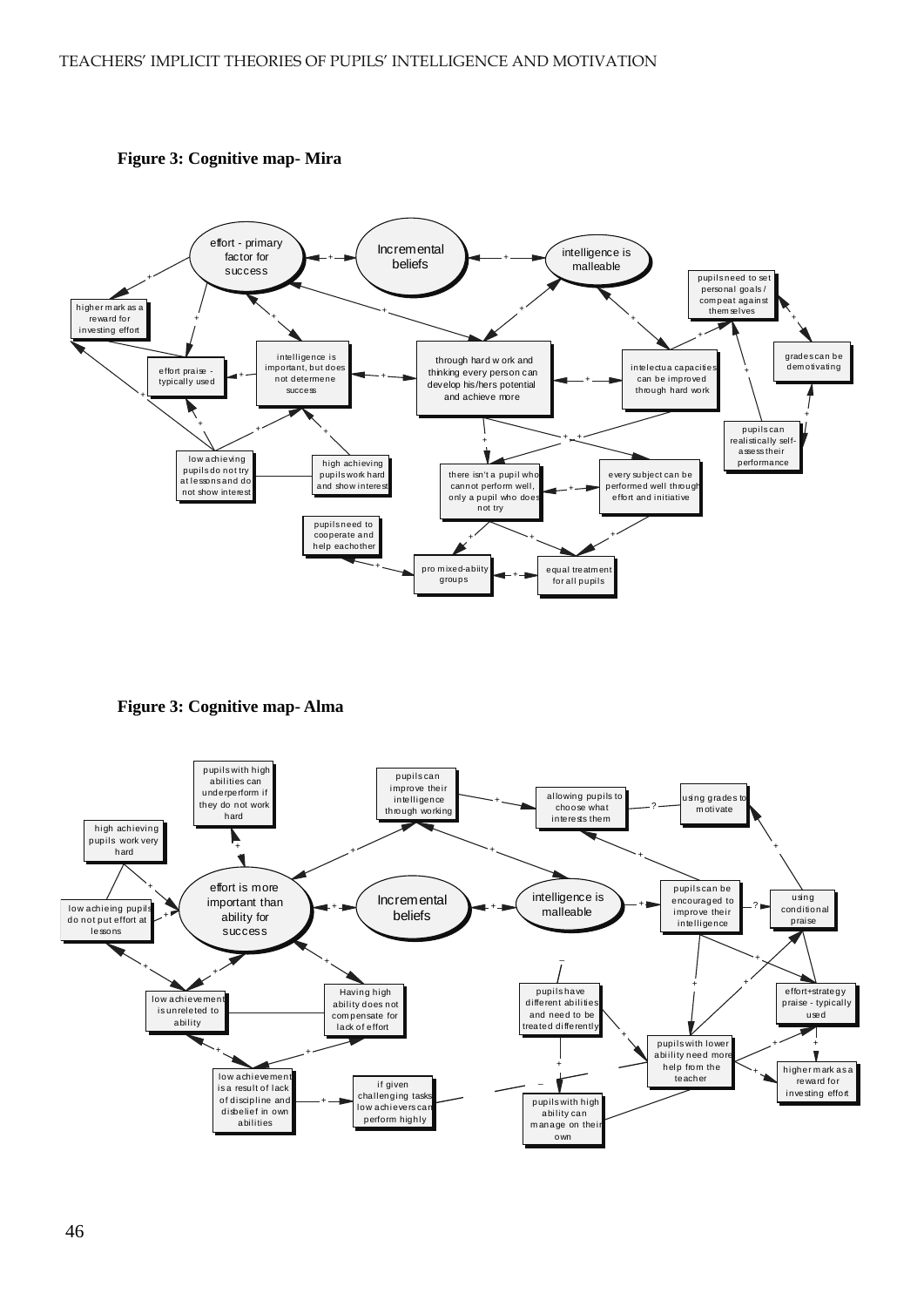**Figure 3: Cognitive map- Mira**

- Incremental beliefs
- effort - primary factor for success
- intelligence is malleable
- higher mark as a reward for investing effort
- effort praise - typically used
- intelligence is important, but does not determene success
- through hard work and thinking every person can develop his/hers potential and achieve more
- intelectua capacities can be improved through hard work
- pupils need to set personal goals / compeat against themselves
- grades can be demotivating
- pupils can realistically self-assess their performance
- low achieving pupils do not try at lessons and do not show interest
- high achieving pupils work hard and show interest
- there isn't a pupil who cannot perform well, only a pupil who does not try
- every subject can be performed well through effort and initiative
- pupils need to cooperate and help eachother
- pro mixed-abiity groups
- equal treatment for all pupils

**Figure 3: Cognitive map- Alma**

- Incremental beliefs
- effort is more important than ability for success
- intelligence is malleable
- pupils with high abilities can underperform if they do not work hard
- high achieving pupils work very hard
- low achieving pupils do not put effort at lessons
- pupils can improve their intelligence through working
- allowing pupils to choose what interests them
- using grades to motivate
- pupils can be encouraged to improve their intelligence
- using conditional praise
- low achievement is unreleted to ability
- Having high ability does not compensate for lack of effort
- pupils have different abilities and need to be treated differently
- effort+strategy praise - typically used
- pupils with lower abiility need more help from the teacher
- higher mark as a reward for investing effort
- low achievement is a result of lack of discipline and disbelief in own abilities
- if given challenging tasks low achievers can perform highly
- pupils with high ability can manage on their own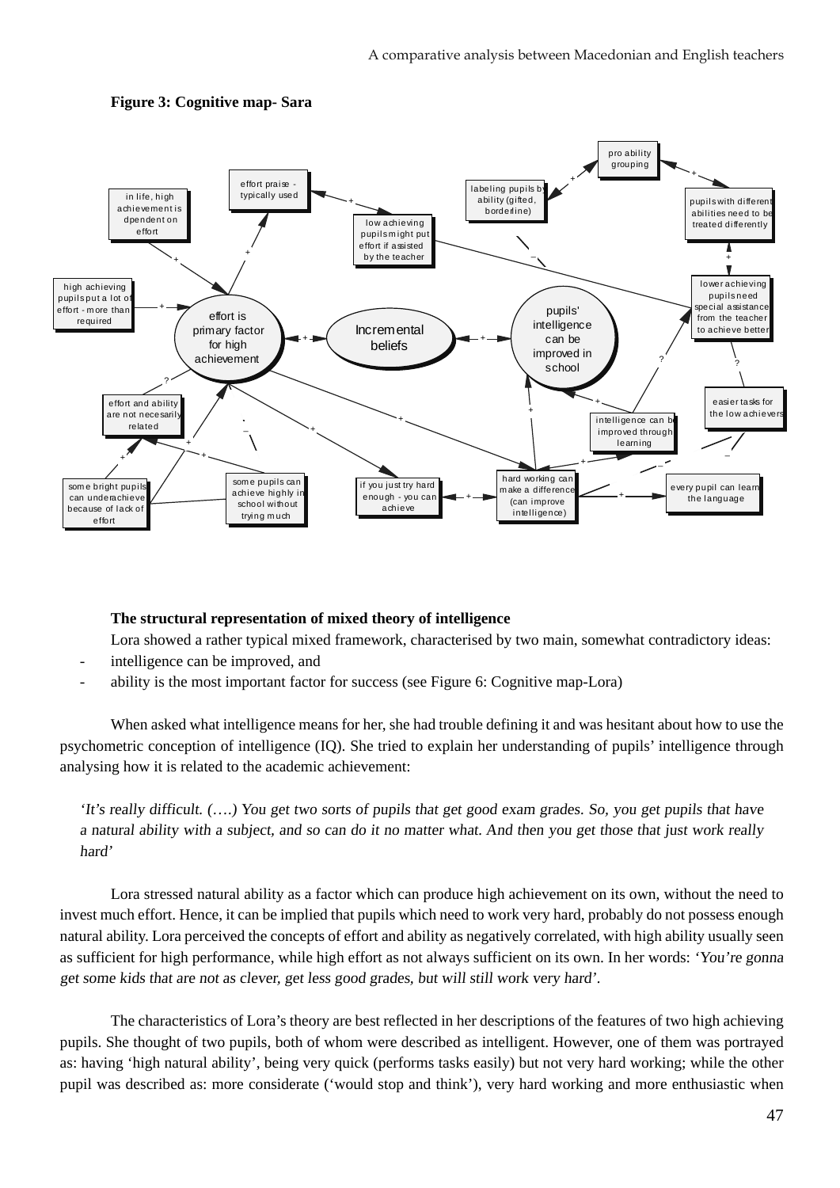**Figure 3: Cognitive map- Sara**

**The structural representation of mixed theory of intelligence**

Lora showed a rather typical mixed framework, characterised by two main, somewhat contradictory ideas:

- intelligence can be improved, and
- ability is the most important factor for success (see Figure 6: Cognitive map-Lora)

When asked what intelligence means for her, she had trouble defining it and was hesitant about how to use the psychometric conception of intelligence (IQ). She tried to explain her understanding of pupils' intelligence through analysing how it is related to the academic achievement:

> *'It's really difficult. (….) You get two sorts of pupils that get good exam grades. So, you get pupils that have a natural ability with a subject, and so can do it no matter what. And then you get those that just work really hard'*

Lora stressed natural ability as a factor which can produce high achievement on its own, without the need to invest much effort. Hence, it can be implied that pupils which need to work very hard, probably do not possess enough natural ability. Lora perceived the concepts of effort and ability as negatively correlated, with high ability usually seen as sufficient for high performance, while high effort as not always sufficient on its own. In her words: *'You're gonna get some kids that are not as clever, get less good grades, but will still work very hard'*.

The characteristics of Lora's theory are best reflected in her descriptions of the features of two high achieving pupils. She thought of two pupils, both of whom were described as intelligent. However, one of them was portrayed as: having 'high natural ability', being very quick (performs tasks easily) but not very hard working; while the other pupil was described as: more considerate ('would stop and think'), very hard working and more enthusiastic when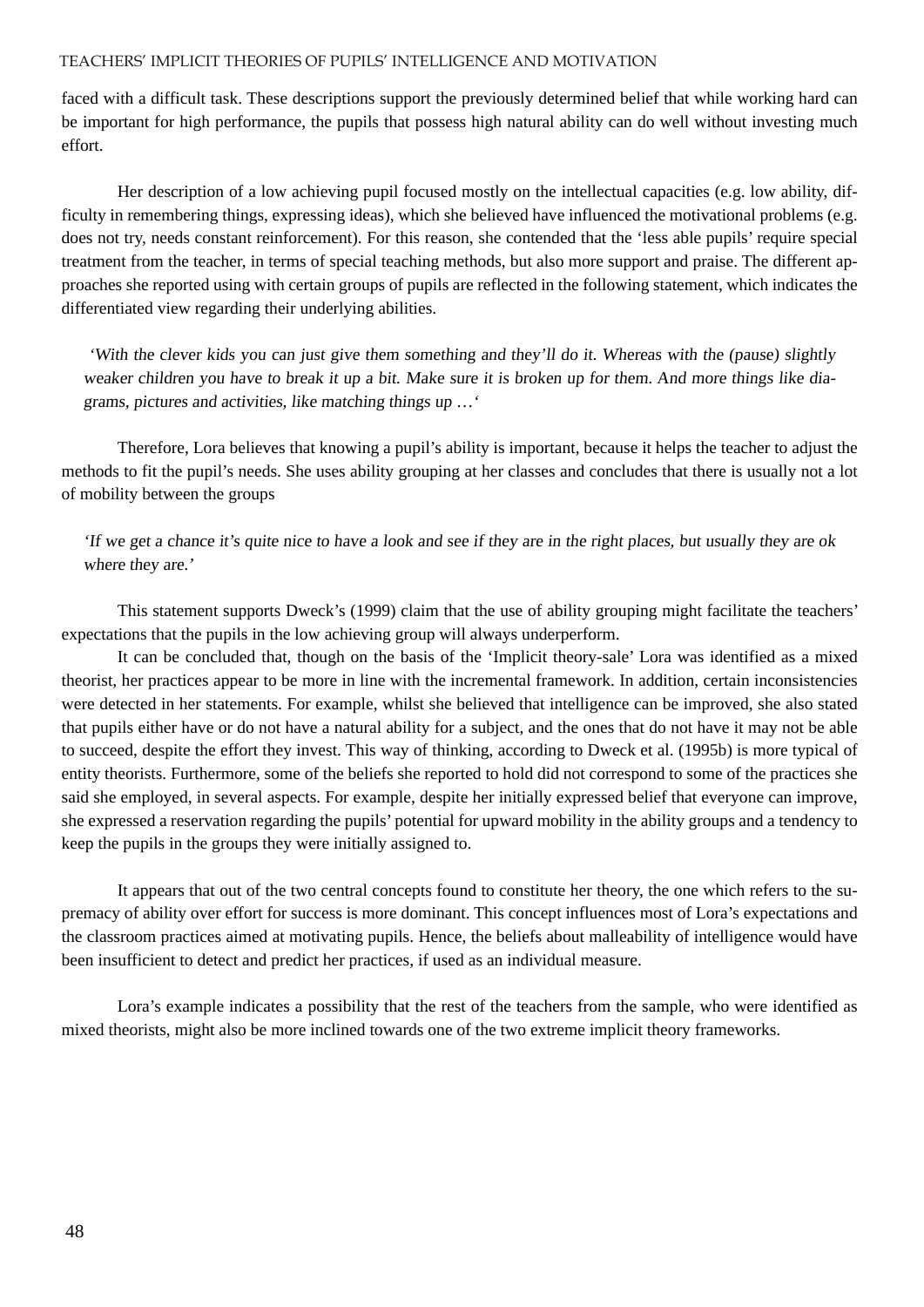faced with a difficult task. These descriptions support the previously determined belief that while working hard can be important for high performance, the pupils that possess high natural ability can do well without investing much effort.

Her description of a low achieving pupil focused mostly on the intellectual capacities (e.g. low ability, difficulty in remembering things, expressing ideas), which she believed have influenced the motivational problems (e.g. does not try, needs constant reinforcement). For this reason, she contended that the 'less able pupils' require special treatment from the teacher, in terms of special teaching methods, but also more support and praise. The different approaches she reported using with certain groups of pupils are reflected in the following statement, which indicates the differentiated view regarding their underlying abilities.

> *'With the clever kids you can just give them something and they'll do it. Whereas with the (pause) slightly weaker children you have to break it up a bit. Make sure it is broken up for them. And more things like diagrams, pictures and activities, like matching things up …'*

Therefore, Lora believes that knowing a pupil's ability is important, because it helps the teacher to adjust the methods to fit the pupil's needs. She uses ability grouping at her classes and concludes that there is usually not a lot of mobility between the groups

> *'If we get a chance it's quite nice to have a look and see if they are in the right places, but usually they are ok where they are.'*

This statement supports Dweck's (1999) claim that the use of ability grouping might facilitate the teachers' expectations that the pupils in the low achieving group will always underperform.

It can be concluded that, though on the basis of the 'Implicit theory-sale' Lora was identified as a mixed theorist, her practices appear to be more in line with the incremental framework. In addition, certain inconsistencies were detected in her statements. For example, whilst she believed that intelligence can be improved, she also stated that pupils either have or do not have a natural ability for a subject, and the ones that do not have it may not be able to succeed, despite the effort they invest. This way of thinking, according to Dweck et al. (1995b) is more typical of entity theorists. Furthermore, some of the beliefs she reported to hold did not correspond to some of the practices she said she employed, in several aspects. For example, despite her initially expressed belief that everyone can improve, she expressed a reservation regarding the pupils' potential for upward mobility in the ability groups and a tendency to keep the pupils in the groups they were initially assigned to.

It appears that out of the two central concepts found to constitute her theory, the one which refers to the supremacy of ability over effort for success is more dominant. This concept influences most of Lora's expectations and the classroom practices aimed at motivating pupils. Hence, the beliefs about malleability of intelligence would have been insufficient to detect and predict her practices, if used as an individual measure.

Lora's example indicates a possibility that the rest of the teachers from the sample, who were identified as mixed theorists, might also be more inclined towards one of the two extreme implicit theory frameworks.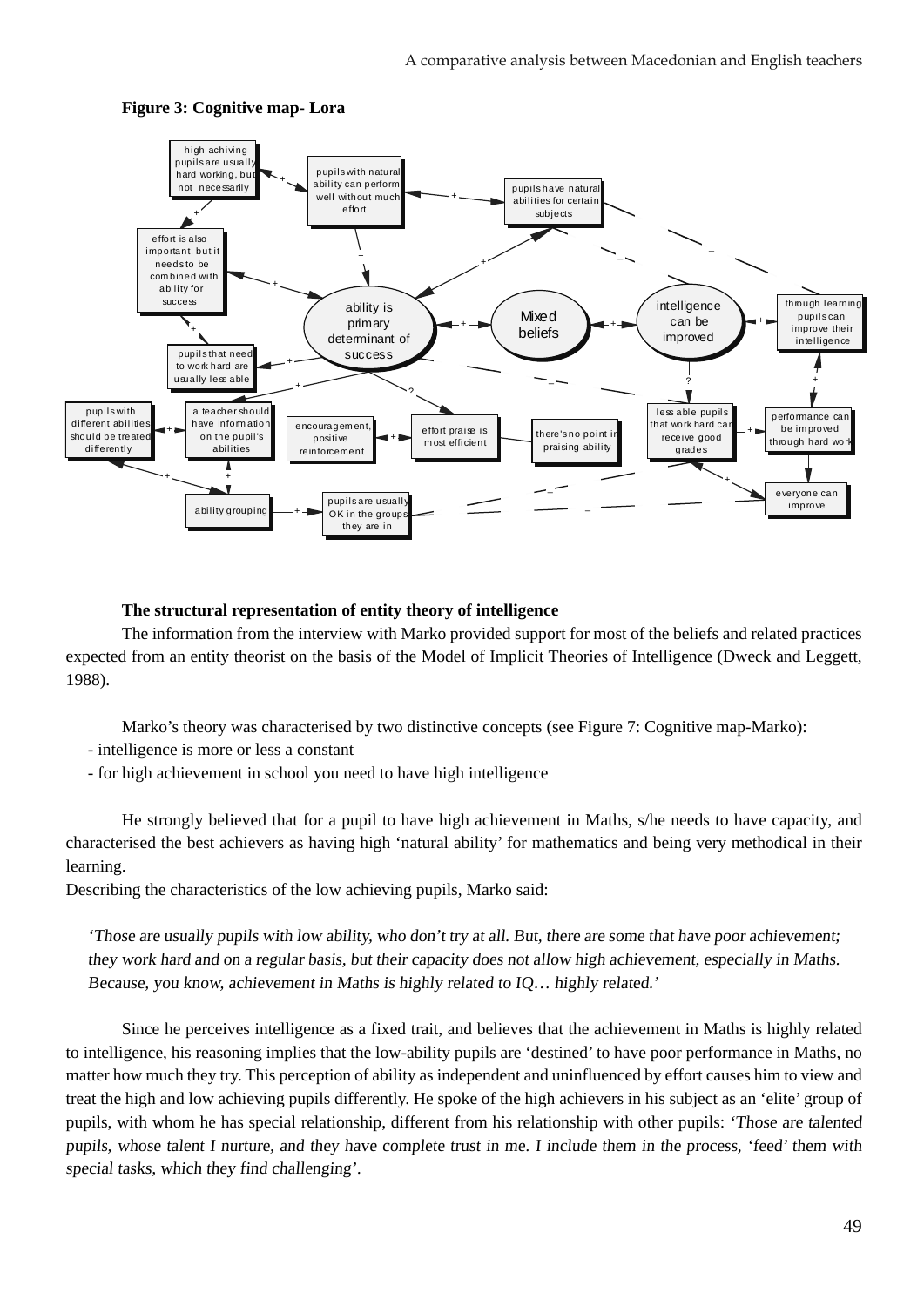**Figure 3: Cognitive map- Lora**

**The structural representation of entity theory of intelligence**

The information from the interview with Marko provided support for most of the beliefs and related practices expected from an entity theorist on the basis of the Model of Implicit Theories of Intelligence (Dweck and Leggett, 1988).

Marko's theory was characterised by two distinctive concepts (see Figure 7: Cognitive map-Marko):

- intelligence is more or less a constant
- for high achievement in school you need to have high intelligence

He strongly believed that for a pupil to have high achievement in Maths, s/he needs to have capacity, and characterised the best achievers as having high 'natural ability' for mathematics and being very methodical in their learning.

Describing the characteristics of the low achieving pupils, Marko said:

> *'Those are usually pupils with low ability, who don't try at all. But, there are some that have poor achievement; they work hard and on a regular basis, but their capacity does not allow high achievement, especially in Maths. Because, you know, achievement in Maths is highly related to IQ… highly related.'*

Since he perceives intelligence as a fixed trait, and believes that the achievement in Maths is highly related to intelligence, his reasoning implies that the low-ability pupils are 'destined' to have poor performance in Maths, no matter how much they try. This perception of ability as independent and uninfluenced by effort causes him to view and treat the high and low achieving pupils differently. He spoke of the high achievers in his subject as an 'elite' group of pupils, with whom he has special relationship, different from his relationship with other pupils: *'Those are talented pupils, whose talent I nurture, and they have complete trust in me. I include them in the process, 'feed' them with special tasks, which they find challenging'*.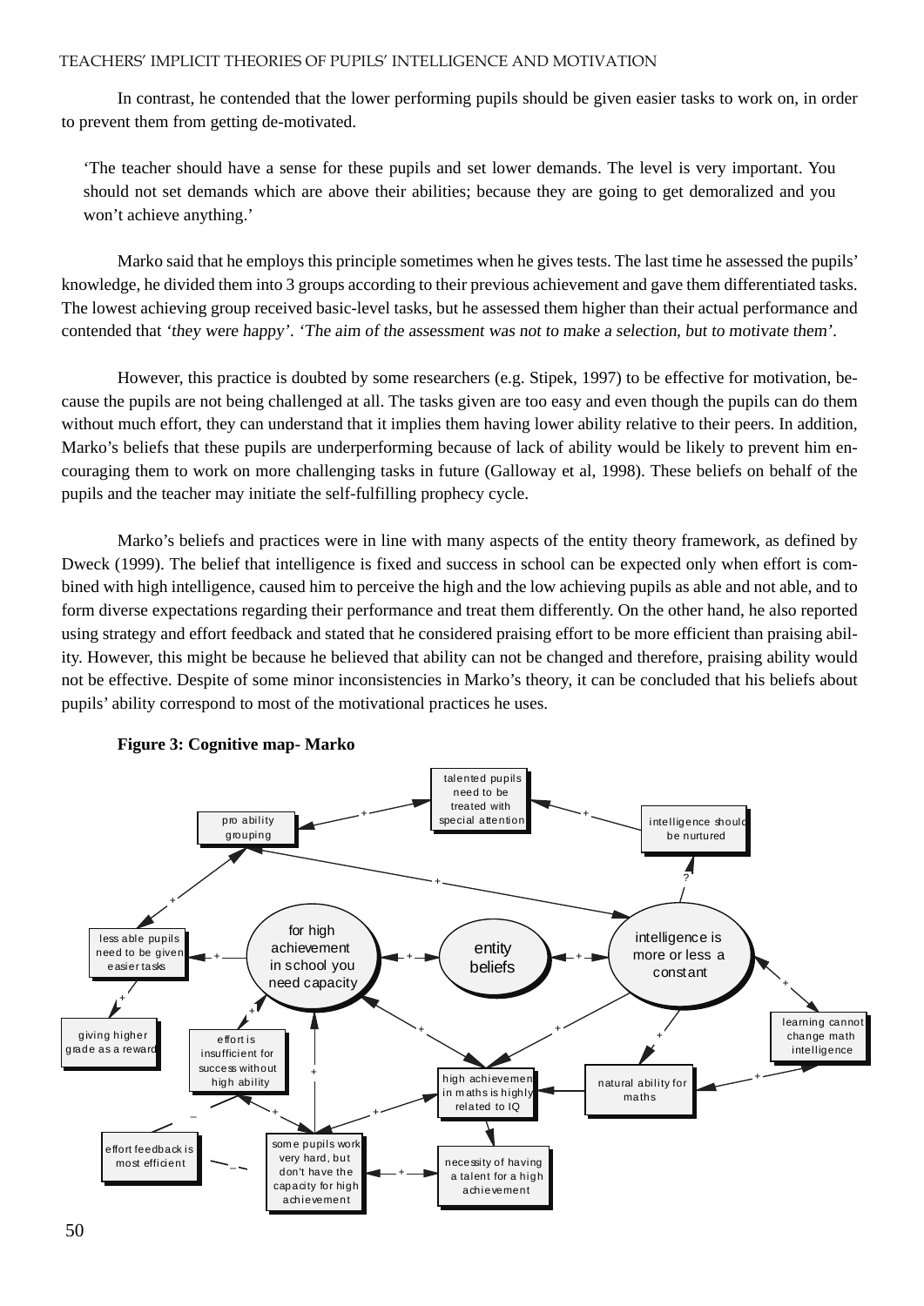In contrast, he contended that the lower performing pupils should be given easier tasks to work on, in order to prevent them from getting de-motivated.

> 'The teacher should have a sense for these pupils and set lower demands. The level is very important. You should not set demands which are above their abilities; because they are going to get demoralized and you won't achieve anything.'

Marko said that he employs this principle sometimes when he gives tests. The last time he assessed the pupils' knowledge, he divided them into 3 groups according to their previous achievement and gave them differentiated tasks. The lowest achieving group received basic-level tasks, but he assessed them higher than their actual performance and contended that *'they were happy'*. *'The aim of the assessment was not to make a selection, but to motivate them'*.

However, this practice is doubted by some researchers (e.g. Stipek, 1997) to be effective for motivation, because the pupils are not being challenged at all. The tasks given are too easy and even though the pupils can do them without much effort, they can understand that it implies them having lower ability relative to their peers. In addition, Marko's beliefs that these pupils are underperforming because of lack of ability would be likely to prevent him encouraging them to work on more challenging tasks in future (Galloway et al, 1998). These beliefs on behalf of the pupils and the teacher may initiate the self-fulfilling prophecy cycle.

Marko's beliefs and practices were in line with many aspects of the entity theory framework, as defined by Dweck (1999). The belief that intelligence is fixed and success in school can be expected only when effort is combined with high intelligence, caused him to perceive the high and the low achieving pupils as able and not able, and to form diverse expectations regarding their performance and treat them differently. On the other hand, he also reported using strategy and effort feedback and stated that he considered praising effort to be more efficient than praising ability. However, this might be because he believed that ability can not be changed and therefore, praising ability would not be effective. Despite of some minor inconsistencies in Marko's theory, it can be concluded that his beliefs about pupils' ability correspond to most of the motivational practices he uses.

**Figure 3: Cognitive map- Marko**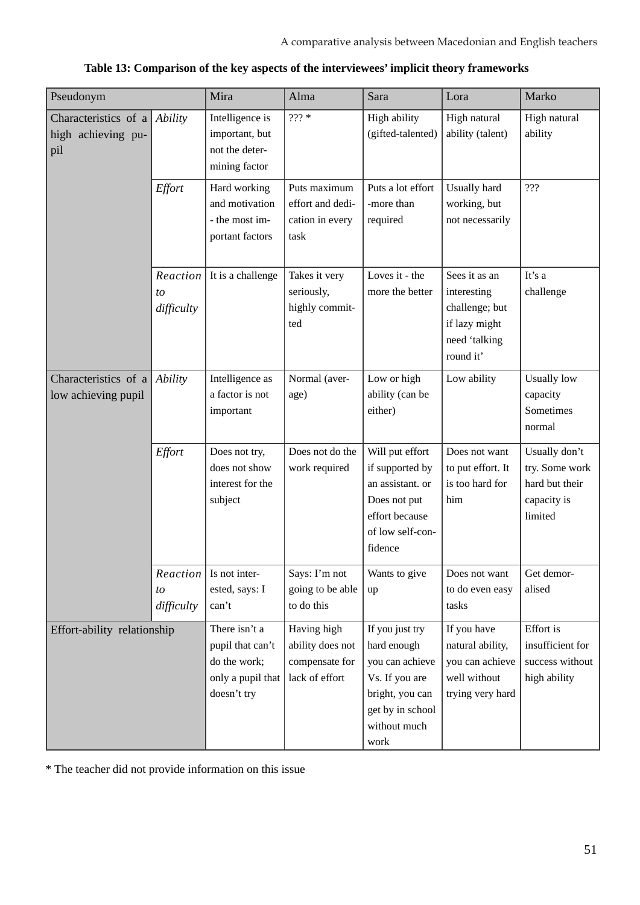**Table 13: Comparison of the key aspects of the interviewees' implicit theory frameworks**

| Pseudonym | | Mira | Alma | Sara | Lora | Marko |
|---|---|---|---|---|---|---|
| Characteristics of a high achieving pupil | *Ability* | Intelligence is important, but not the determining factor | ??? * | High ability (gifted-talented) | High natural ability (talent) | High natural ability |
| | *Effort* | Hard working and motivation - the most important factors | Puts maximum effort and dedication in every task | Puts a lot effort -more than required | Usually hard working, but not necessarily | ??? |
| | *Reaction to difficulty* | It is a challenge | Takes it very seriously, highly committed | Loves it - the more the better | Sees it as an interesting challenge; but if lazy might need 'talking round it' | It's a challenge |
| Characteristics of a low achieving pupil | *Ability* | Intelligence as a factor is not important | Normal (average) | Low or high ability (can be either) | Low ability | Usually low capacity Sometimes normal |
| | *Effort* | Does not try, does not show interest for the subject | Does not do the work required | Will put effort if supported by an assistant. or Does not put effort because of low self-confidence | Does not want to put effort. It is too hard for him | Usually don't try. Some work hard but their capacity is limited |
| | *Reaction to difficulty* | Is not interested, says: I can't | Says: I'm not going to be able to do this | Wants to give up | Does not want to do even easy tasks | Get demoralised |
| Effort-ability relationship | | There isn't a pupil that can't do the work; only a pupil that doesn't try | Having high ability does not compensate for lack of effort | If you just try hard enough you can achieve Vs. If you are bright, you can get by in school without much work | If you have natural ability, you can achieve well without trying very hard | Effort is insufficient for success without high ability |

* The teacher did not provide information on this issue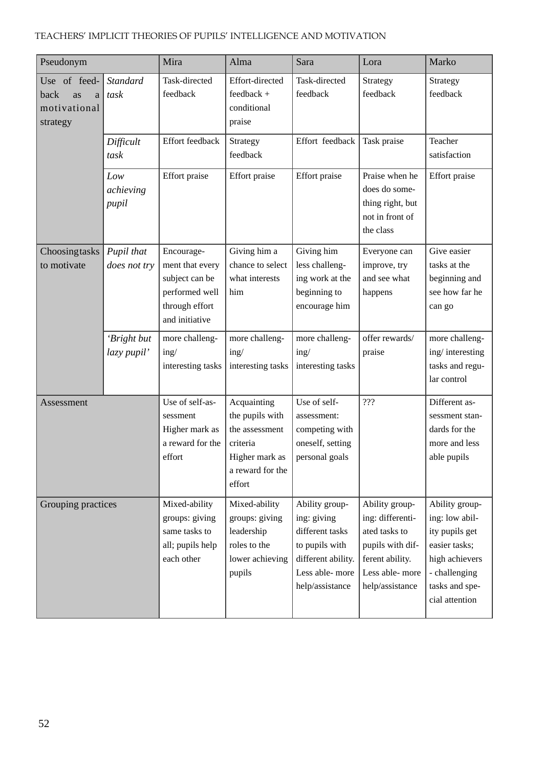| Pseudonym | | Mira | Alma | Sara | Lora | Marko |
|---|---|---|---|---|---|---|
| Use of feedback as a motivational strategy | *Standard task* | Task-directed feedback | Effort-directed feedback + conditional praise | Task-directed feedback | Strategy feedback | Strategy feedback |
| | *Difficult task* | Effort feedback | Strategy feedback | Effort feedback | Task praise | Teacher satisfaction |
| | *Low achieving pupil* | Effort praise | Effort praise | Effort praise | Praise when he does do something right, but not in front of the class | Effort praise |
| Choosing tasks to motivate | *Pupil that does not try* | Encouragement that every subject can be performed well through effort and initiative | Giving him a chance to select what interests him | Giving him less challenging work at the beginning to encourage him | Everyone can improve, try and see what happens | Give easier tasks at the beginning and see how far he can go |
| | *'Bright but lazy pupil'* | more challenging/ interesting tasks | more challenging/ interesting tasks | more challenging/ interesting tasks | offer rewards/ praise | more challenging/ interesting tasks and regular control |
| Assessment | | Use of self-assessment Higher mark as a reward for the effort | Acquainting the pupils with the assessment criteria Higher mark as a reward for the effort | Use of self-assessment: competing with oneself, setting personal goals | ??? | Different assessment standards for the more and less able pupils |
| Grouping practices | | Mixed-ability groups: giving same tasks to all; pupils help each other | Mixed-ability groups: giving leadership roles to the lower achieving pupils | Ability grouping: giving different tasks to pupils with different ability. Less able- more help/assistance | Ability grouping: differentiated tasks to pupils with different ability. Less able- more help/assistance | Ability grouping: low ability pupils get easier tasks; high achievers - challenging tasks and special attention |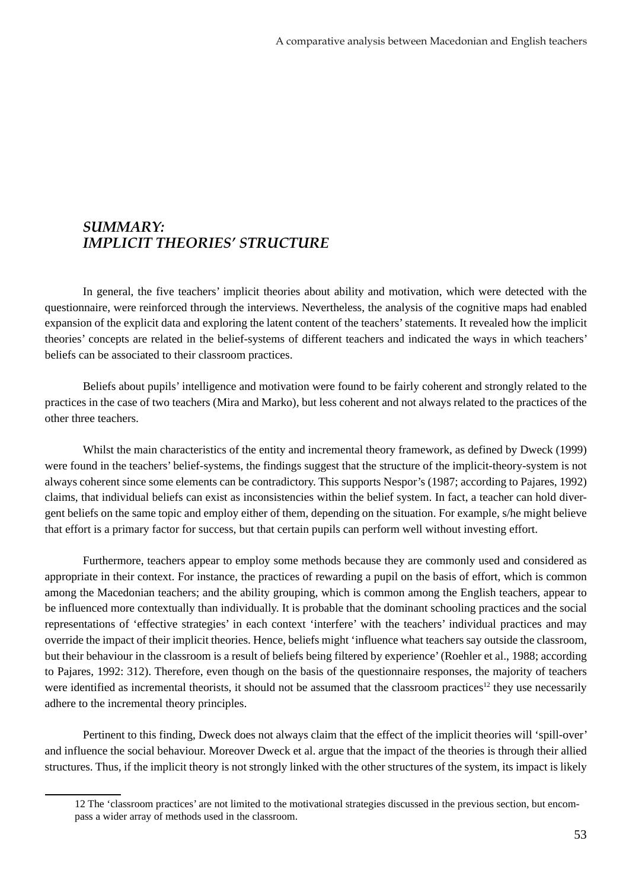## *SUMMARY: IMPLICIT THEORIES' STRUCTURE*

In general, the five teachers' implicit theories about ability and motivation, which were detected with the questionnaire, were reinforced through the interviews. Nevertheless, the analysis of the cognitive maps had enabled expansion of the explicit data and exploring the latent content of the teachers' statements. It revealed how the implicit theories' concepts are related in the belief-systems of different teachers and indicated the ways in which teachers' beliefs can be associated to their classroom practices.

Beliefs about pupils' intelligence and motivation were found to be fairly coherent and strongly related to the practices in the case of two teachers (Mira and Marko), but less coherent and not always related to the practices of the other three teachers.

Whilst the main characteristics of the entity and incremental theory framework, as defined by Dweck (1999) were found in the teachers' belief-systems, the findings suggest that the structure of the implicit-theory-system is not always coherent since some elements can be contradictory. This supports Nespor's (1987; according to Pajares, 1992) claims, that individual beliefs can exist as inconsistencies within the belief system. In fact, a teacher can hold divergent beliefs on the same topic and employ either of them, depending on the situation. For example, s/he might believe that effort is a primary factor for success, but that certain pupils can perform well without investing effort.

Furthermore, teachers appear to employ some methods because they are commonly used and considered as appropriate in their context. For instance, the practices of rewarding a pupil on the basis of effort, which is common among the Macedonian teachers; and the ability grouping, which is common among the English teachers, appear to be influenced more contextually than individually. It is probable that the dominant schooling practices and the social representations of 'effective strategies' in each context 'interfere' with the teachers' individual practices and may override the impact of their implicit theories. Hence, beliefs might 'influence what teachers say outside the classroom, but their behaviour in the classroom is a result of beliefs being filtered by experience' (Roehler et al., 1988; according to Pajares, 1992: 312). Therefore, even though on the basis of the questionnaire responses, the majority of teachers were identified as incremental theorists, it should not be assumed that the classroom practices[12] they use necessarily adhere to the incremental theory principles.

Pertinent to this finding, Dweck does not always claim that the effect of the implicit theories will 'spill-over' and influence the social behaviour. Moreover Dweck et al. argue that the impact of the theories is through their allied structures. Thus, if the implicit theory is not strongly linked with the other structures of the system, its impact is likely

---

12 The 'classroom practices' are not limited to the motivational strategies discussed in the previous section, but encompass a wider array of methods used in the classroom.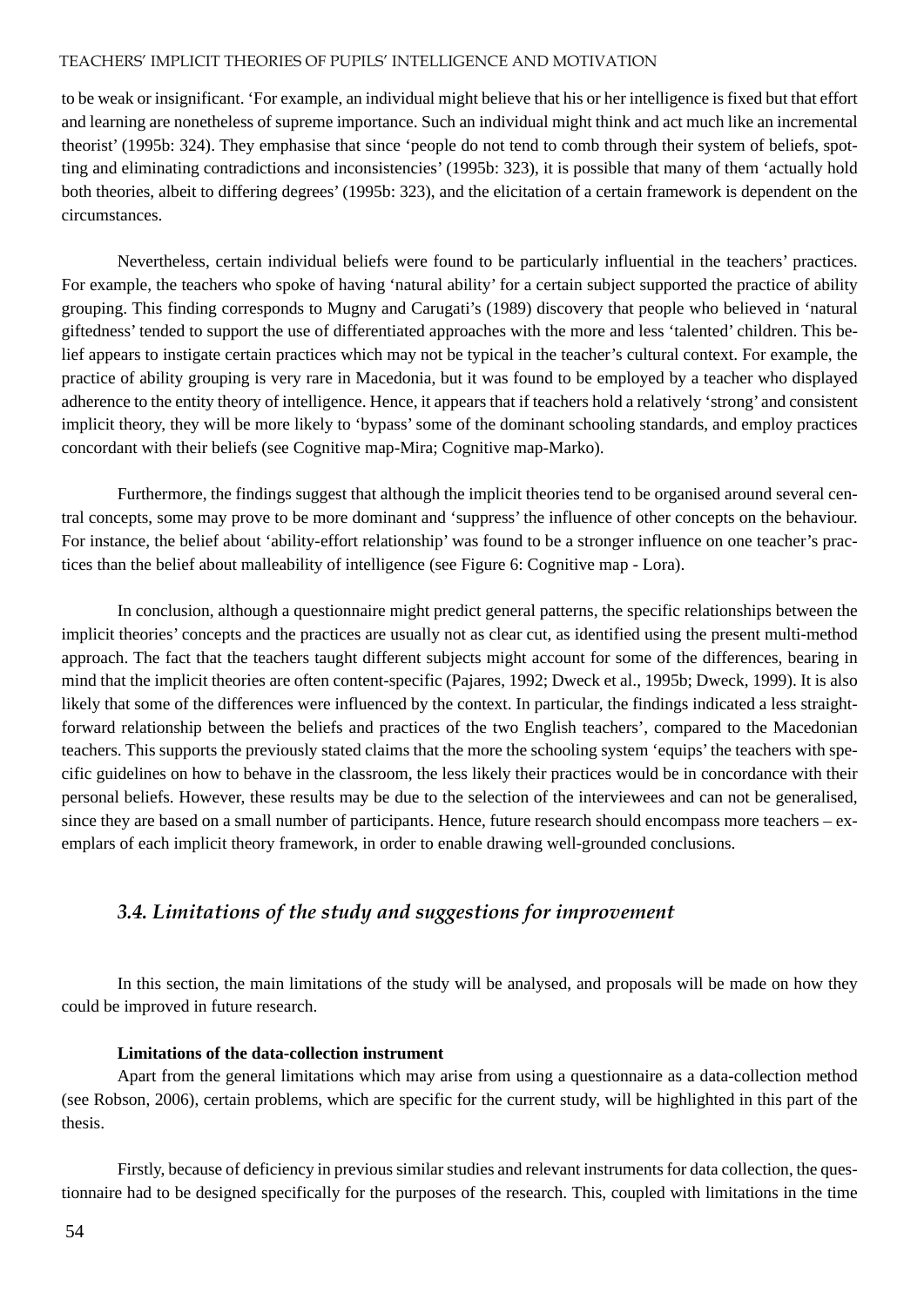to be weak or insignificant. 'For example, an individual might believe that his or her intelligence is fixed but that effort and learning are nonetheless of supreme importance. Such an individual might think and act much like an incremental theorist' (1995b: 324). They emphasise that since 'people do not tend to comb through their system of beliefs, spotting and eliminating contradictions and inconsistencies' (1995b: 323), it is possible that many of them 'actually hold both theories, albeit to differing degrees' (1995b: 323), and the elicitation of a certain framework is dependent on the circumstances.

Nevertheless, certain individual beliefs were found to be particularly influential in the teachers' practices. For example, the teachers who spoke of having 'natural ability' for a certain subject supported the practice of ability grouping. This finding corresponds to Mugny and Carugati's (1989) discovery that people who believed in 'natural giftedness' tended to support the use of differentiated approaches with the more and less 'talented' children. This belief appears to instigate certain practices which may not be typical in the teacher's cultural context. For example, the practice of ability grouping is very rare in Macedonia, but it was found to be employed by a teacher who displayed adherence to the entity theory of intelligence. Hence, it appears that if teachers hold a relatively 'strong' and consistent implicit theory, they will be more likely to 'bypass' some of the dominant schooling standards, and employ practices concordant with their beliefs (see Cognitive map-Mira; Cognitive map-Marko).

Furthermore, the findings suggest that although the implicit theories tend to be organised around several central concepts, some may prove to be more dominant and 'suppress' the influence of other concepts on the behaviour. For instance, the belief about 'ability-effort relationship' was found to be a stronger influence on one teacher's practices than the belief about malleability of intelligence (see Figure 6: Cognitive map - Lora).

In conclusion, although a questionnaire might predict general patterns, the specific relationships between the implicit theories' concepts and the practices are usually not as clear cut, as identified using the present multi-method approach. The fact that the teachers taught different subjects might account for some of the differences, bearing in mind that the implicit theories are often content-specific (Pajares, 1992; Dweck et al., 1995b; Dweck, 1999). It is also likely that some of the differences were influenced by the context. In particular, the findings indicated a less straightforward relationship between the beliefs and practices of the two English teachers', compared to the Macedonian teachers. This supports the previously stated claims that the more the schooling system 'equips' the teachers with specific guidelines on how to behave in the classroom, the less likely their practices would be in concordance with their personal beliefs. However, these results may be due to the selection of the interviewees and can not be generalised, since they are based on a small number of participants. Hence, future research should encompass more teachers – exemplars of each implicit theory framework, in order to enable drawing well-grounded conclusions.

## *3.4. Limitations of the study and suggestions for improvement*

In this section, the main limitations of the study will be analysed, and proposals will be made on how they could be improved in future research.

**Limitations of the data-collection instrument**

Apart from the general limitations which may arise from using a questionnaire as a data-collection method (see Robson, 2006), certain problems, which are specific for the current study, will be highlighted in this part of the thesis.

Firstly, because of deficiency in previous similar studies and relevant instruments for data collection, the questionnaire had to be designed specifically for the purposes of the research. This, coupled with limitations in the time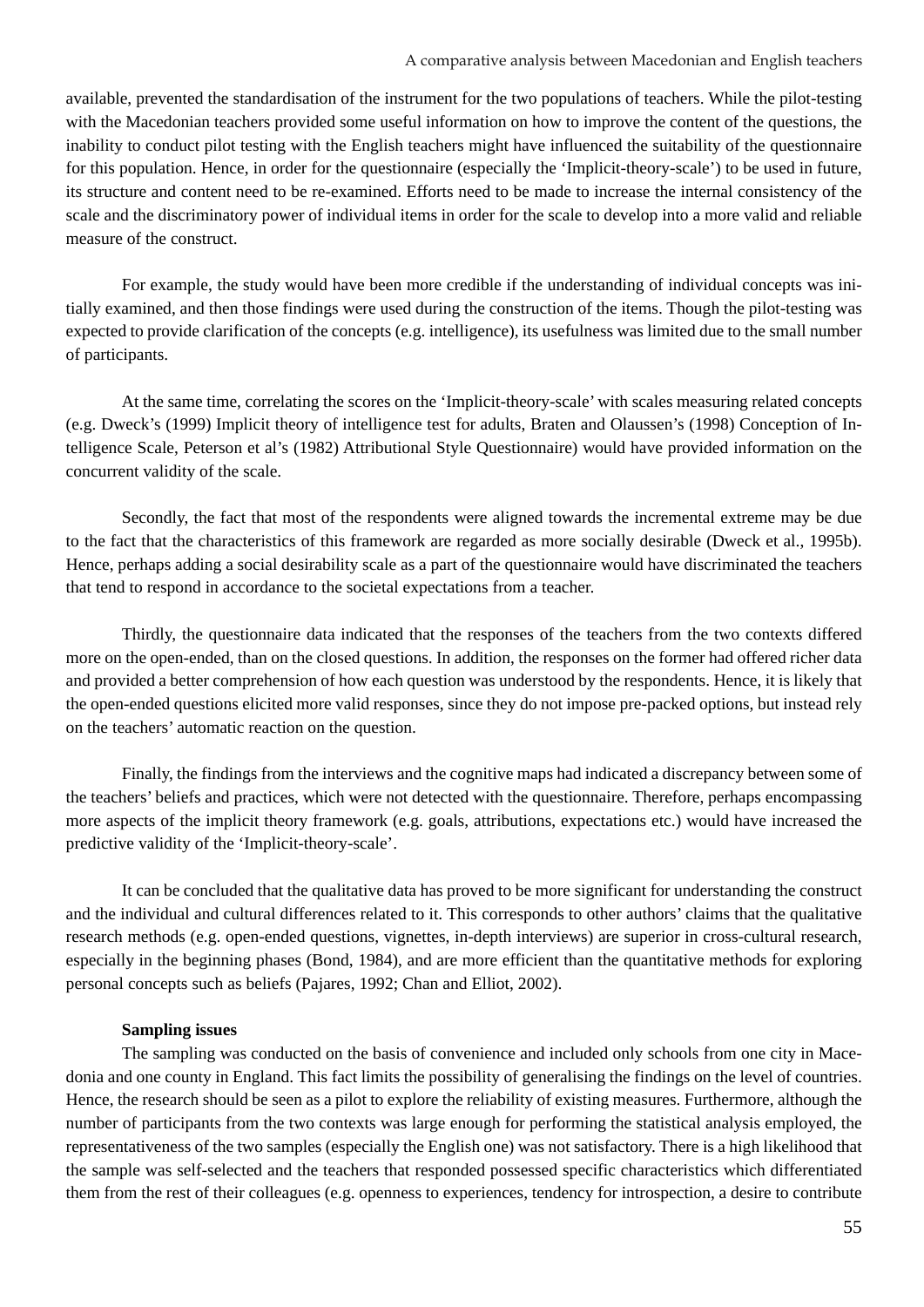available, prevented the standardisation of the instrument for the two populations of teachers. While the pilot-testing with the Macedonian teachers provided some useful information on how to improve the content of the questions, the inability to conduct pilot testing with the English teachers might have influenced the suitability of the questionnaire for this population. Hence, in order for the questionnaire (especially the 'Implicit-theory-scale') to be used in future, its structure and content need to be re-examined. Efforts need to be made to increase the internal consistency of the scale and the discriminatory power of individual items in order for the scale to develop into a more valid and reliable measure of the construct.

For example, the study would have been more credible if the understanding of individual concepts was initially examined, and then those findings were used during the construction of the items. Though the pilot-testing was expected to provide clarification of the concepts (e.g. intelligence), its usefulness was limited due to the small number of participants.

At the same time, correlating the scores on the 'Implicit-theory-scale' with scales measuring related concepts (e.g. Dweck's (1999) Implicit theory of intelligence test for adults, Braten and Olaussen's (1998) Conception of Intelligence Scale, Peterson et al's (1982) Attributional Style Questionnaire) would have provided information on the concurrent validity of the scale.

Secondly, the fact that most of the respondents were aligned towards the incremental extreme may be due to the fact that the characteristics of this framework are regarded as more socially desirable (Dweck et al., 1995b). Hence, perhaps adding a social desirability scale as a part of the questionnaire would have discriminated the teachers that tend to respond in accordance to the societal expectations from a teacher.

Thirdly, the questionnaire data indicated that the responses of the teachers from the two contexts differed more on the open-ended, than on the closed questions. In addition, the responses on the former had offered richer data and provided a better comprehension of how each question was understood by the respondents. Hence, it is likely that the open-ended questions elicited more valid responses, since they do not impose pre-packed options, but instead rely on the teachers' automatic reaction on the question.

Finally, the findings from the interviews and the cognitive maps had indicated a discrepancy between some of the teachers' beliefs and practices, which were not detected with the questionnaire. Therefore, perhaps encompassing more aspects of the implicit theory framework (e.g. goals, attributions, expectations etc.) would have increased the predictive validity of the 'Implicit-theory-scale'.

It can be concluded that the qualitative data has proved to be more significant for understanding the construct and the individual and cultural differences related to it. This corresponds to other authors' claims that the qualitative research methods (e.g. open-ended questions, vignettes, in-depth interviews) are superior in cross-cultural research, especially in the beginning phases (Bond, 1984), and are more efficient than the quantitative methods for exploring personal concepts such as beliefs (Pajares, 1992; Chan and Elliot, 2002).

**Sampling issues**

The sampling was conducted on the basis of convenience and included only schools from one city in Macedonia and one county in England. This fact limits the possibility of generalising the findings on the level of countries. Hence, the research should be seen as a pilot to explore the reliability of existing measures. Furthermore, although the number of participants from the two contexts was large enough for performing the statistical analysis employed, the representativeness of the two samples (especially the English one) was not satisfactory. There is a high likelihood that the sample was self-selected and the teachers that responded possessed specific characteristics which differentiated them from the rest of their colleagues (e.g. openness to experiences, tendency for introspection, a desire to contribute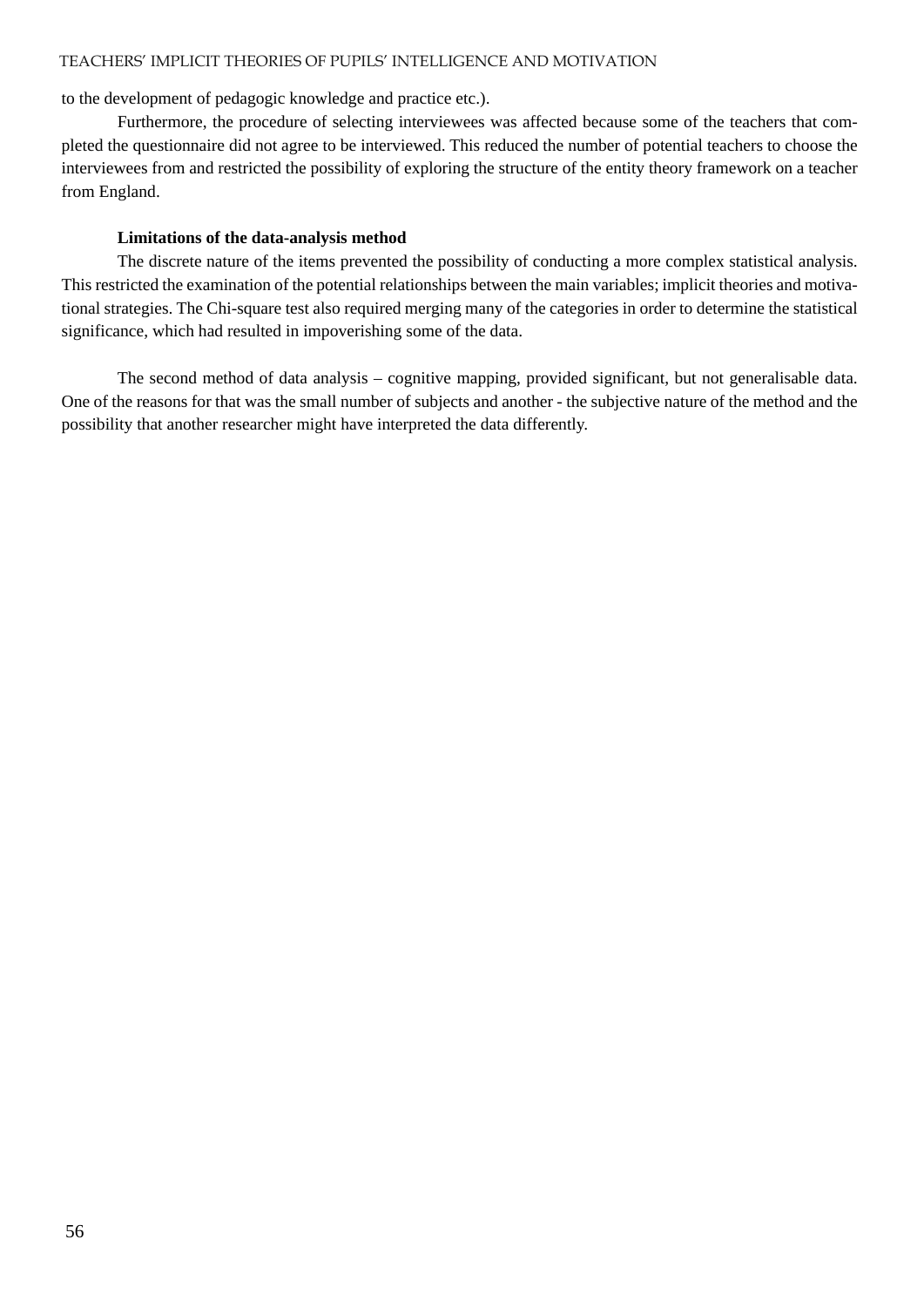to the development of pedagogic knowledge and practice etc.).

Furthermore, the procedure of selecting interviewees was affected because some of the teachers that completed the questionnaire did not agree to be interviewed. This reduced the number of potential teachers to choose the interviewees from and restricted the possibility of exploring the structure of the entity theory framework on a teacher from England.

**Limitations of the data-analysis method**

The discrete nature of the items prevented the possibility of conducting a more complex statistical analysis. This restricted the examination of the potential relationships between the main variables; implicit theories and motivational strategies. The Chi-square test also required merging many of the categories in order to determine the statistical significance, which had resulted in impoverishing some of the data.

The second method of data analysis – cognitive mapping, provided significant, but not generalisable data. One of the reasons for that was the small number of subjects and another - the subjective nature of the method and the possibility that another researcher might have interpreted the data differently.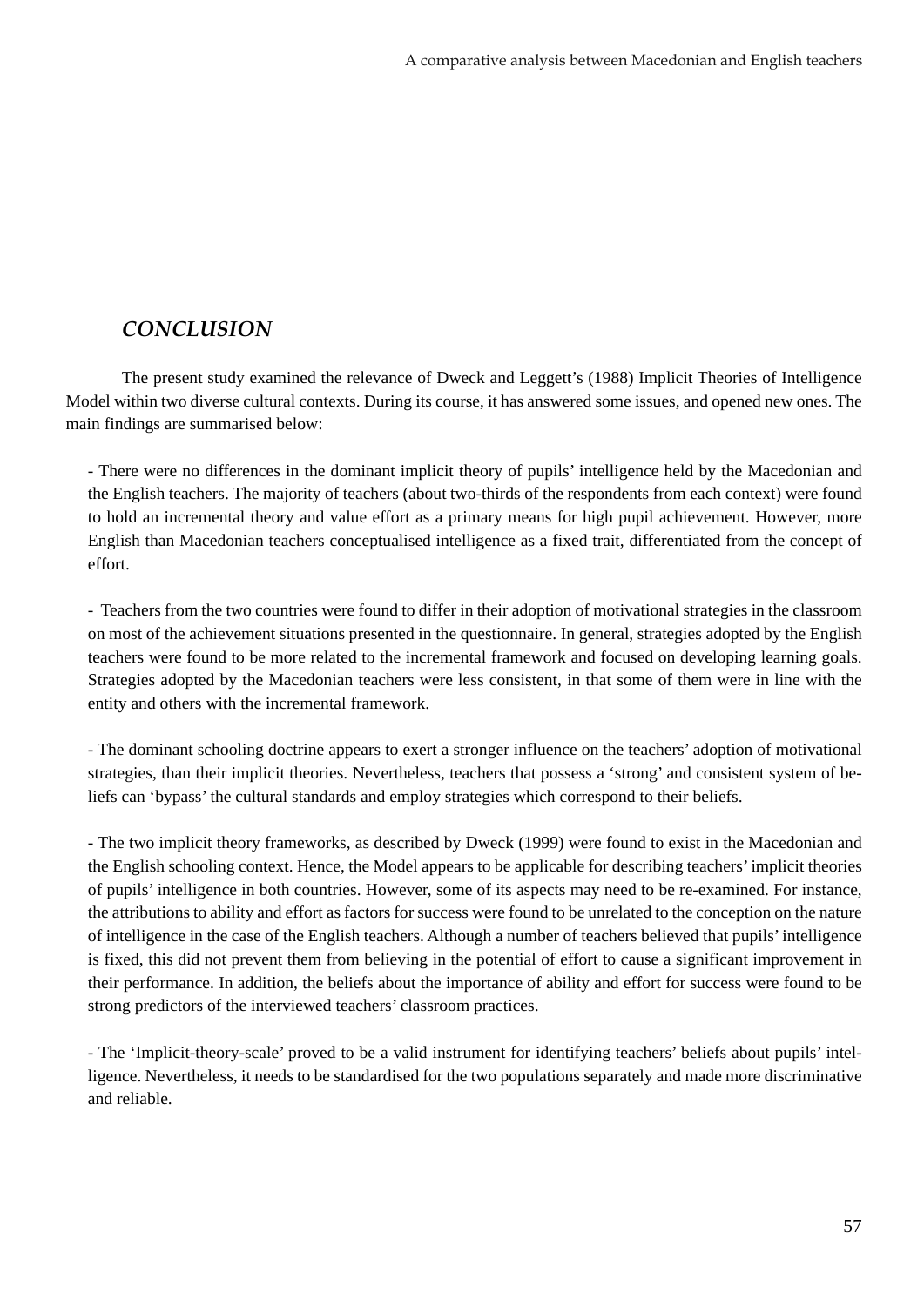## *CONCLUSION*

The present study examined the relevance of Dweck and Leggett's (1988) Implicit Theories of Intelligence Model within two diverse cultural contexts. During its course, it has answered some issues, and opened new ones. The main findings are summarised below:

- There were no differences in the dominant implicit theory of pupils' intelligence held by the Macedonian and the English teachers. The majority of teachers (about two-thirds of the respondents from each context) were found to hold an incremental theory and value effort as a primary means for high pupil achievement. However, more English than Macedonian teachers conceptualised intelligence as a fixed trait, differentiated from the concept of effort.

- Teachers from the two countries were found to differ in their adoption of motivational strategies in the classroom on most of the achievement situations presented in the questionnaire. In general, strategies adopted by the English teachers were found to be more related to the incremental framework and focused on developing learning goals. Strategies adopted by the Macedonian teachers were less consistent, in that some of them were in line with the entity and others with the incremental framework.

- The dominant schooling doctrine appears to exert a stronger influence on the teachers' adoption of motivational strategies, than their implicit theories. Nevertheless, teachers that possess a 'strong' and consistent system of beliefs can 'bypass' the cultural standards and employ strategies which correspond to their beliefs.

- The two implicit theory frameworks, as described by Dweck (1999) were found to exist in the Macedonian and the English schooling context. Hence, the Model appears to be applicable for describing teachers' implicit theories of pupils' intelligence in both countries. However, some of its aspects may need to be re-examined. For instance, the attributions to ability and effort as factors for success were found to be unrelated to the conception on the nature of intelligence in the case of the English teachers. Although a number of teachers believed that pupils' intelligence is fixed, this did not prevent them from believing in the potential of effort to cause a significant improvement in their performance. In addition, the beliefs about the importance of ability and effort for success were found to be strong predictors of the interviewed teachers' classroom practices.

- The 'Implicit-theory-scale' proved to be a valid instrument for identifying teachers' beliefs about pupils' intelligence. Nevertheless, it needs to be standardised for the two populations separately and made more discriminative and reliable.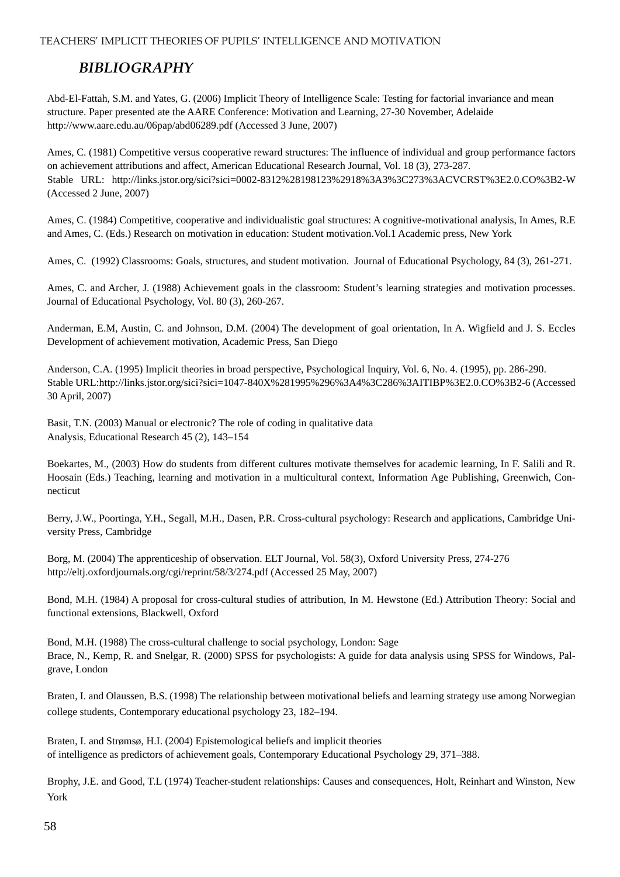## *BIBLIOGRAPHY*

Abd-El-Fattah, S.M. and Yates, G. (2006) Implicit Theory of Intelligence Scale: Testing for factorial invariance and mean structure. Paper presented ate the AARE Conference: Motivation and Learning, 27-30 November, Adelaide http://www.aare.edu.au/06pap/abd06289.pdf (Accessed 3 June, 2007)

Ames, C. (1981) Competitive versus cooperative reward structures: The influence of individual and group performance factors on achievement attributions and affect, American Educational Research Journal, Vol. 18 (3), 273-287.
Stable URL: http://links.jstor.org/sici?sici=0002-8312%28198123%2918%3A3%3C273%3ACVCRST%3E2.0.CO%3B2-W (Accessed 2 June, 2007)

Ames, C. (1984) Competitive, cooperative and individualistic goal structures: A cognitive-motivational analysis, In Ames, R.E and Ames, C. (Eds.) Research on motivation in education: Student motivation.Vol.1 Academic press, New York

Ames, C. (1992) Classrooms: Goals, structures, and student motivation. Journal of Educational Psychology, 84 (3), 261-271.

Ames, C. and Archer, J. (1988) Achievement goals in the classroom: Student's learning strategies and motivation processes. Journal of Educational Psychology, Vol. 80 (3), 260-267.

Anderman, E.M, Austin, C. and Johnson, D.M. (2004) The development of goal orientation, In A. Wigfield and J. S. Eccles Development of achievement motivation, Academic Press, San Diego

Anderson, C.A. (1995) Implicit theories in broad perspective, Psychological Inquiry, Vol. 6, No. 4. (1995), pp. 286-290.
Stable URL:http://links.jstor.org/sici?sici=1047-840X%281995%296%3A4%3C286%3AITIBP%3E2.0.CO%3B2-6 (Accessed 30 April, 2007)

Basit, T.N. (2003) Manual or electronic? The role of coding in qualitative data
Analysis, Educational Research 45 (2), 143–154

Boekartes, M., (2003) How do students from different cultures motivate themselves for academic learning, In F. Salili and R. Hoosain (Eds.) Teaching, learning and motivation in a multicultural context, Information Age Publishing, Greenwich, Connecticut

Berry, J.W., Poortinga, Y.H., Segall, M.H., Dasen, P.R. Cross-cultural psychology: Research and applications, Cambridge University Press, Cambridge

Borg, M. (2004) The apprenticeship of observation. ELT Journal, Vol. 58(3), Oxford University Press, 274-276
http://eltj.oxfordjournals.org/cgi/reprint/58/3/274.pdf (Accessed 25 May, 2007)

Bond, M.H. (1984) A proposal for cross-cultural studies of attribution, In M. Hewstone (Ed.) Attribution Theory: Social and functional extensions, Blackwell, Oxford

Bond, M.H. (1988) The cross-cultural challenge to social psychology, London: Sage
Brace, N., Kemp, R. and Snelgar, R. (2000) SPSS for psychologists: A guide for data analysis using SPSS for Windows, Palgrave, London

Braten, I. and Olaussen, B.S. (1998) The relationship between motivational beliefs and learning strategy use among Norwegian college students, Contemporary educational psychology 23, 182–194.

Braten, I. and Strømsø, H.I. (2004) Epistemological beliefs and implicit theories
of intelligence as predictors of achievement goals, Contemporary Educational Psychology 29, 371–388.

Brophy, J.E. and Good, T.L (1974) Teacher-student relationships: Causes and consequences, Holt, Reinhart and Winston, New York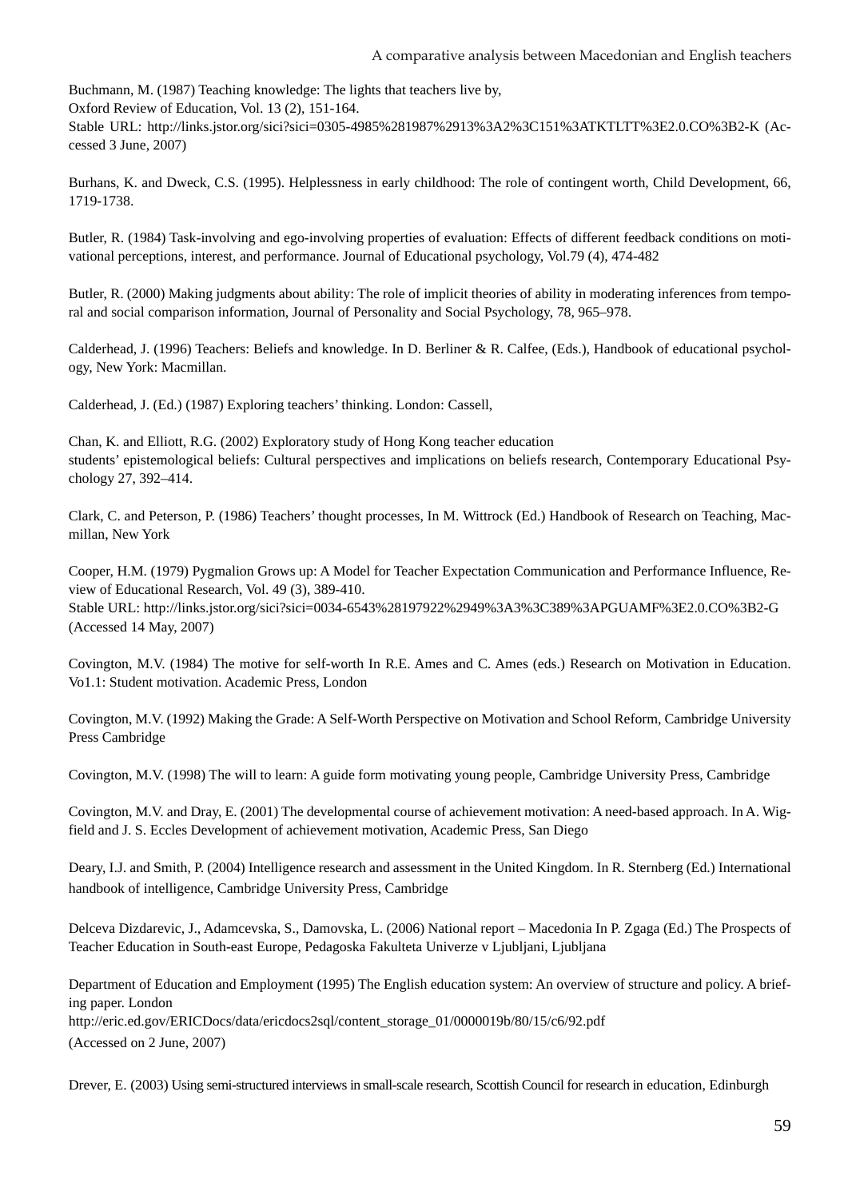Buchmann, M. (1987) Teaching knowledge: The lights that teachers live by,
Oxford Review of Education, Vol. 13 (2), 151-164.
Stable URL: http://links.jstor.org/sici?sici=0305-4985%281987%2913%3A2%3C151%3ATKTLTT%3E2.0.CO%3B2-K (Accessed 3 June, 2007)

Burhans, K. and Dweck, C.S. (1995). Helplessness in early childhood: The role of contingent worth, Child Development, 66, 1719-1738.

Butler, R. (1984) Task-involving and ego-involving properties of evaluation: Effects of different feedback conditions on motivational perceptions, interest, and performance. Journal of Educational psychology, Vol.79 (4), 474-482

Butler, R. (2000) Making judgments about ability: The role of implicit theories of ability in moderating inferences from temporal and social comparison information, Journal of Personality and Social Psychology, 78, 965–978.

Calderhead, J. (1996) Teachers: Beliefs and knowledge. In D. Berliner & R. Calfee, (Eds.), Handbook of educational psychology, New York: Macmillan.

Calderhead, J. (Ed.) (1987) Exploring teachers' thinking. London: Cassell,

Chan, K. and Elliott, R.G. (2002) Exploratory study of Hong Kong teacher education
students' epistemological beliefs: Cultural perspectives and implications on beliefs research, Contemporary Educational Psychology 27, 392–414.

Clark, C. and Peterson, P. (1986) Teachers' thought processes, In M. Wittrock (Ed.) Handbook of Research on Teaching, Macmillan, New York

Cooper, H.M. (1979) Pygmalion Grows up: A Model for Teacher Expectation Communication and Performance Influence, Review of Educational Research, Vol. 49 (3), 389-410.
Stable URL: http://links.jstor.org/sici?sici=0034-6543%28197922%2949%3A3%3C389%3APGUAMF%3E2.0.CO%3B2-G (Accessed 14 May, 2007)

Covington, M.V. (1984) The motive for self-worth In R.E. Ames and C. Ames (eds.) Research on Motivation in Education. Vo1.1: Student motivation. Academic Press, London

Covington, M.V. (1992) Making the Grade: A Self-Worth Perspective on Motivation and School Reform, Cambridge University Press Cambridge

Covington, M.V. (1998) The will to learn: A guide form motivating young people, Cambridge University Press, Cambridge

Covington, M.V. and Dray, E. (2001) The developmental course of achievement motivation: A need-based approach. In A. Wigfield and J. S. Eccles Development of achievement motivation, Academic Press, San Diego

Deary, I.J. and Smith, P. (2004) Intelligence research and assessment in the United Kingdom. In R. Sternberg (Ed.) International handbook of intelligence, Cambridge University Press, Cambridge

Delceva Dizdarevic, J., Adamcevska, S., Damovska, L. (2006) National report – Macedonia In P. Zgaga (Ed.) The Prospects of Teacher Education in South-east Europe, Pedagoska Fakulteta Univerze v Ljubljani, Ljubljana

Department of Education and Employment (1995) The English education system: An overview of structure and policy. A briefing paper. London
http://eric.ed.gov/ERICDocs/data/ericdocs2sql/content_storage_01/0000019b/80/15/c6/92.pdf
(Accessed on 2 June, 2007)

Drever, E. (2003) Using semi-structured interviews in small-scale research, Scottish Council for research in education, Edinburgh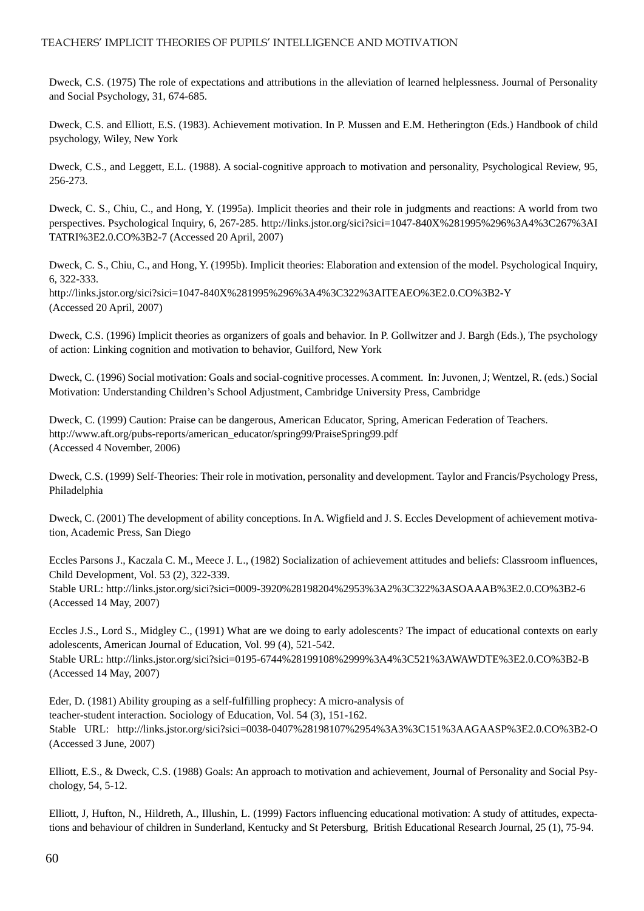Dweck, C.S. (1975) The role of expectations and attributions in the alleviation of learned helplessness. Journal of Personality and Social Psychology, 31, 674-685.

Dweck, C.S. and Elliott, E.S. (1983). Achievement motivation. In P. Mussen and E.M. Hetherington (Eds.) Handbook of child psychology, Wiley, New York

Dweck, C.S., and Leggett, E.L. (1988). A social-cognitive approach to motivation and personality, Psychological Review, 95, 256-273.

Dweck, C. S., Chiu, C., and Hong, Y. (1995a). Implicit theories and their role in judgments and reactions: A world from two perspectives. Psychological Inquiry, 6, 267-285. http://links.jstor.org/sici?sici=1047-840X%281995%296%3A4%3C267%3AITATRI%3E2.0.CO%3B2-7 (Accessed 20 April, 2007)

Dweck, C. S., Chiu, C., and Hong, Y. (1995b). Implicit theories: Elaboration and extension of the model. Psychological Inquiry, 6, 322-333.
http://links.jstor.org/sici?sici=1047-840X%281995%296%3A4%3C322%3AITEAEO%3E2.0.CO%3B2-Y
(Accessed 20 April, 2007)

Dweck, C.S. (1996) Implicit theories as organizers of goals and behavior. In P. Gollwitzer and J. Bargh (Eds.), The psychology of action: Linking cognition and motivation to behavior, Guilford, New York

Dweck, C. (1996) Social motivation: Goals and social-cognitive processes. A comment. In: Juvonen, J; Wentzel, R. (eds.) Social Motivation: Understanding Children's School Adjustment, Cambridge University Press, Cambridge

Dweck, C. (1999) Caution: Praise can be dangerous, American Educator, Spring, American Federation of Teachers.
http://www.aft.org/pubs-reports/american_educator/spring99/PraiseSpring99.pdf
(Accessed 4 November, 2006)

Dweck, C.S. (1999) Self-Theories: Their role in motivation, personality and development. Taylor and Francis/Psychology Press, Philadelphia

Dweck, C. (2001) The development of ability conceptions. In A. Wigfield and J. S. Eccles Development of achievement motivation, Academic Press, San Diego

Eccles Parsons J., Kaczala C. M., Meece J. L., (1982) Socialization of achievement attitudes and beliefs: Classroom influences, Child Development, Vol. 53 (2), 322-339.
Stable URL: http://links.jstor.org/sici?sici=0009-3920%28198204%2953%3A2%3C322%3ASOAAAB%3E2.0.CO%3B2-6
(Accessed 14 May, 2007)

Eccles J.S., Lord S., Midgley C., (1991) What are we doing to early adolescents? The impact of educational contexts on early adolescents, American Journal of Education, Vol. 99 (4), 521-542.
Stable URL: http://links.jstor.org/sici?sici=0195-6744%28199108%2999%3A4%3C521%3AWAWDTE%3E2.0.CO%3B2-B
(Accessed 14 May, 2007)

Eder, D. (1981) Ability grouping as a self-fulfilling prophecy: A micro-analysis of
teacher-student interaction. Sociology of Education, Vol. 54 (3), 151-162.
Stable URL: http://links.jstor.org/sici?sici=0038-0407%28198107%2954%3A3%3C151%3AAGAASP%3E2.0.CO%3B2-O
(Accessed 3 June, 2007)

Elliott, E.S., & Dweck, C.S. (1988) Goals: An approach to motivation and achievement, Journal of Personality and Social Psychology, 54, 5-12.

Elliott, J, Hufton, N., Hildreth, A., Illushin, L. (1999) Factors influencing educational motivation: A study of attitudes, expectations and behaviour of children in Sunderland, Kentucky and St Petersburg, British Educational Research Journal, 25 (1), 75-94.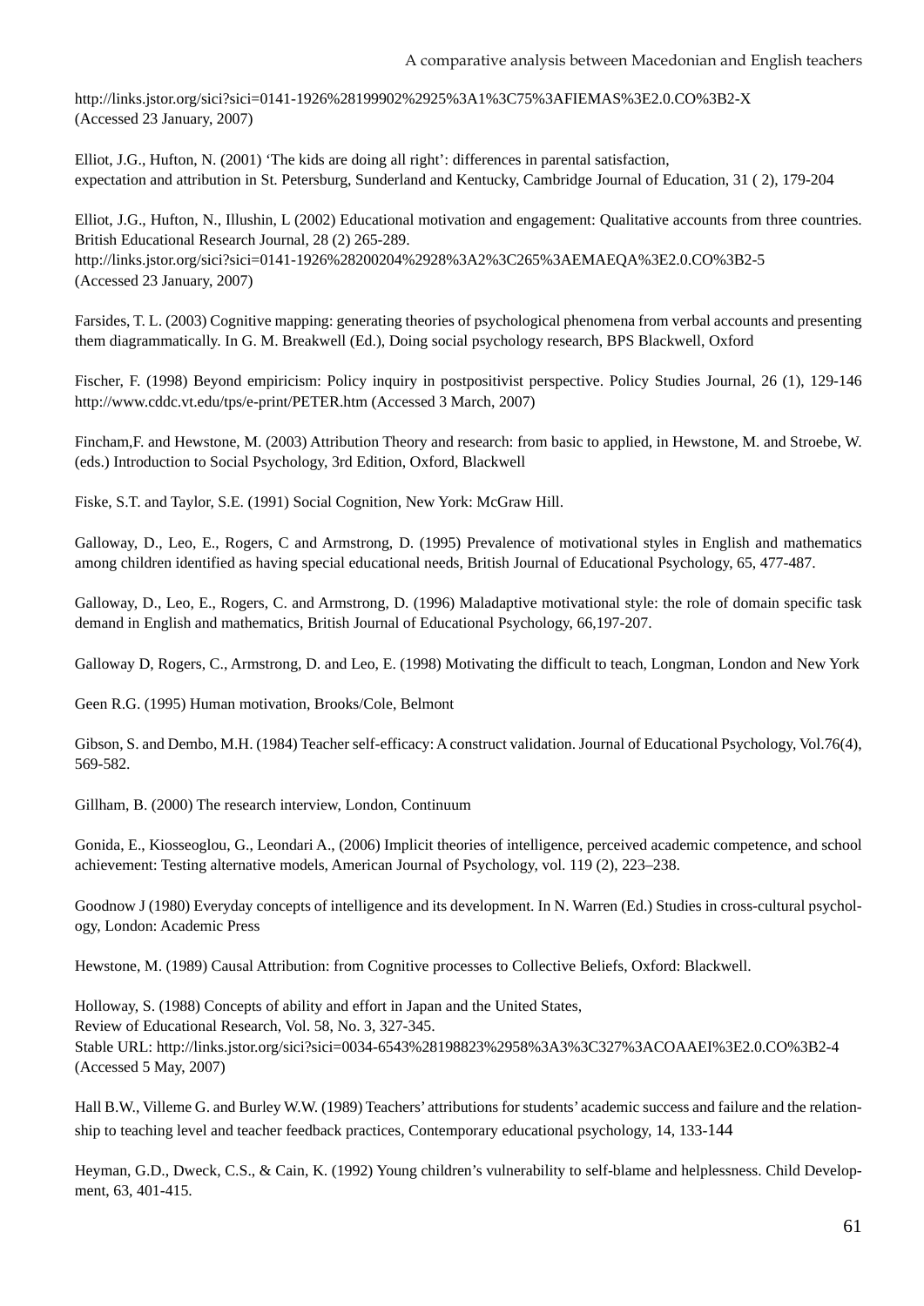http://links.jstor.org/sici?sici=0141-1926%28199902%2925%3A1%3C75%3AFIEMAS%3E2.0.CO%3B2-X
(Accessed 23 January, 2007)

Elliot, J.G., Hufton, N. (2001) 'The kids are doing all right': differences in parental satisfaction, expectation and attribution in St. Petersburg, Sunderland and Kentucky, Cambridge Journal of Education, 31 ( 2), 179-204

Elliot, J.G., Hufton, N., Illushin, L (2002) Educational motivation and engagement: Qualitative accounts from three countries. British Educational Research Journal, 28 (2) 265-289.
http://links.jstor.org/sici?sici=0141-1926%28200204%2928%3A2%3C265%3AEMAEQA%3E2.0.CO%3B2-5
(Accessed 23 January, 2007)

Farsides, T. L. (2003) Cognitive mapping: generating theories of psychological phenomena from verbal accounts and presenting them diagrammatically. In G. M. Breakwell (Ed.), Doing social psychology research, BPS Blackwell, Oxford

Fischer, F. (1998) Beyond empiricism: Policy inquiry in postpositivist perspective. Policy Studies Journal, 26 (1), 129-146 http://www.cddc.vt.edu/tps/e-print/PETER.htm (Accessed 3 March, 2007)

Fincham,F. and Hewstone, M. (2003) Attribution Theory and research: from basic to applied, in Hewstone, M. and Stroebe, W. (eds.) Introduction to Social Psychology, 3rd Edition, Oxford, Blackwell

Fiske, S.T. and Taylor, S.E. (1991) Social Cognition, New York: McGraw Hill.

Galloway, D., Leo, E., Rogers, C and Armstrong, D. (1995) Prevalence of motivational styles in English and mathematics among children identified as having special educational needs, British Journal of Educational Psychology, 65, 477-487.

Galloway, D., Leo, E., Rogers, C. and Armstrong, D. (1996) Maladaptive motivational style: the role of domain specific task demand in English and mathematics, British Journal of Educational Psychology, 66,197-207.

Galloway D, Rogers, C., Armstrong, D. and Leo, E. (1998) Motivating the difficult to teach, Longman, London and New York

Geen R.G. (1995) Human motivation, Brooks/Cole, Belmont

Gibson, S. and Dembo, M.H. (1984) Teacher self-efficacy: A construct validation. Journal of Educational Psychology, Vol.76(4), 569-582.

Gillham, B. (2000) The research interview, London, Continuum

Gonida, E., Kiosseoglou, G., Leondari A., (2006) Implicit theories of intelligence, perceived academic competence, and school achievement: Testing alternative models, American Journal of Psychology, vol. 119 (2), 223–238.

Goodnow J (1980) Everyday concepts of intelligence and its development. In N. Warren (Ed.) Studies in cross-cultural psychology, London: Academic Press

Hewstone, M. (1989) Causal Attribution: from Cognitive processes to Collective Beliefs, Oxford: Blackwell.

Holloway, S. (1988) Concepts of ability and effort in Japan and the United States,
Review of Educational Research, Vol. 58, No. 3, 327-345.
Stable URL: http://links.jstor.org/sici?sici=0034-6543%28198823%2958%3A3%3C327%3ACOAAEI%3E2.0.CO%3B2-4
(Accessed 5 May, 2007)

Hall B.W., Villeme G. and Burley W.W. (1989) Teachers' attributions for students' academic success and failure and the relationship to teaching level and teacher feedback practices, Contemporary educational psychology, 14, 133-144

Heyman, G.D., Dweck, C.S., & Cain, K. (1992) Young children's vulnerability to self-blame and helplessness. Child Development, 63, 401-415.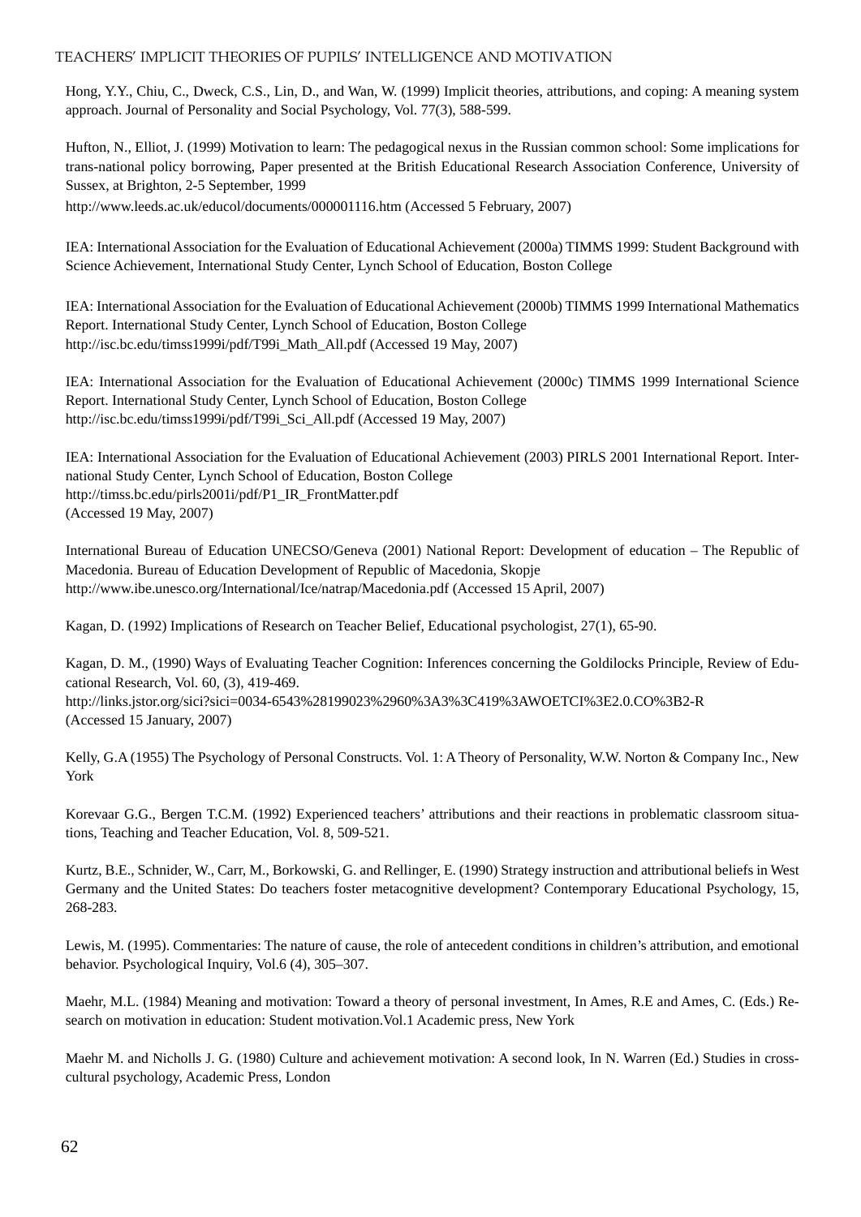Hong, Y.Y., Chiu, C., Dweck, C.S., Lin, D., and Wan, W. (1999) Implicit theories, attributions, and coping: A meaning system approach. Journal of Personality and Social Psychology, Vol. 77(3), 588-599.

Hufton, N., Elliot, J. (1999) Motivation to learn: The pedagogical nexus in the Russian common school: Some implications for trans-national policy borrowing, Paper presented at the British Educational Research Association Conference, University of Sussex, at Brighton, 2-5 September, 1999
http://www.leeds.ac.uk/educol/documents/000001116.htm (Accessed 5 February, 2007)

IEA: International Association for the Evaluation of Educational Achievement (2000a) TIMMS 1999: Student Background with Science Achievement, International Study Center, Lynch School of Education, Boston College

IEA: International Association for the Evaluation of Educational Achievement (2000b) TIMMS 1999 International Mathematics Report. International Study Center, Lynch School of Education, Boston College
http://isc.bc.edu/timss1999i/pdf/T99i_Math_All.pdf (Accessed 19 May, 2007)

IEA: International Association for the Evaluation of Educational Achievement (2000c) TIMMS 1999 International Science Report. International Study Center, Lynch School of Education, Boston College
http://isc.bc.edu/timss1999i/pdf/T99i_Sci_All.pdf (Accessed 19 May, 2007)

IEA: International Association for the Evaluation of Educational Achievement (2003) PIRLS 2001 International Report. International Study Center, Lynch School of Education, Boston College
http://timss.bc.edu/pirls2001i/pdf/P1_IR_FrontMatter.pdf
(Accessed 19 May, 2007)

International Bureau of Education UNECSO/Geneva (2001) National Report: Development of education – The Republic of Macedonia. Bureau of Education Development of Republic of Macedonia, Skopje
http://www.ibe.unesco.org/International/Ice/natrap/Macedonia.pdf (Accessed 15 April, 2007)

Kagan, D. (1992) Implications of Research on Teacher Belief, Educational psychologist, 27(1), 65-90.

Kagan, D. M., (1990) Ways of Evaluating Teacher Cognition: Inferences concerning the Goldilocks Principle, Review of Educational Research, Vol. 60, (3), 419-469.
http://links.jstor.org/sici?sici=0034-6543%28199023%2960%3A3%3C419%3AWOETCI%3E2.0.CO%3B2-R
(Accessed 15 January, 2007)

Kelly, G.A (1955) The Psychology of Personal Constructs. Vol. 1: A Theory of Personality, W.W. Norton & Company Inc., New York

Korevaar G.G., Bergen T.C.M. (1992) Experienced teachers' attributions and their reactions in problematic classroom situations, Teaching and Teacher Education, Vol. 8, 509-521.

Kurtz, B.E., Schnider, W., Carr, M., Borkowski, G. and Rellinger, E. (1990) Strategy instruction and attributional beliefs in West Germany and the United States: Do teachers foster metacognitive development? Contemporary Educational Psychology, 15, 268-283.

Lewis, M. (1995). Commentaries: The nature of cause, the role of antecedent conditions in children's attribution, and emotional behavior. Psychological Inquiry, Vol.6 (4), 305–307.

Maehr, M.L. (1984) Meaning and motivation: Toward a theory of personal investment, In Ames, R.E and Ames, C. (Eds.) Research on motivation in education: Student motivation.Vol.1 Academic press, New York

Maehr M. and Nicholls J. G. (1980) Culture and achievement motivation: A second look, In N. Warren (Ed.) Studies in cross-cultural psychology, Academic Press, London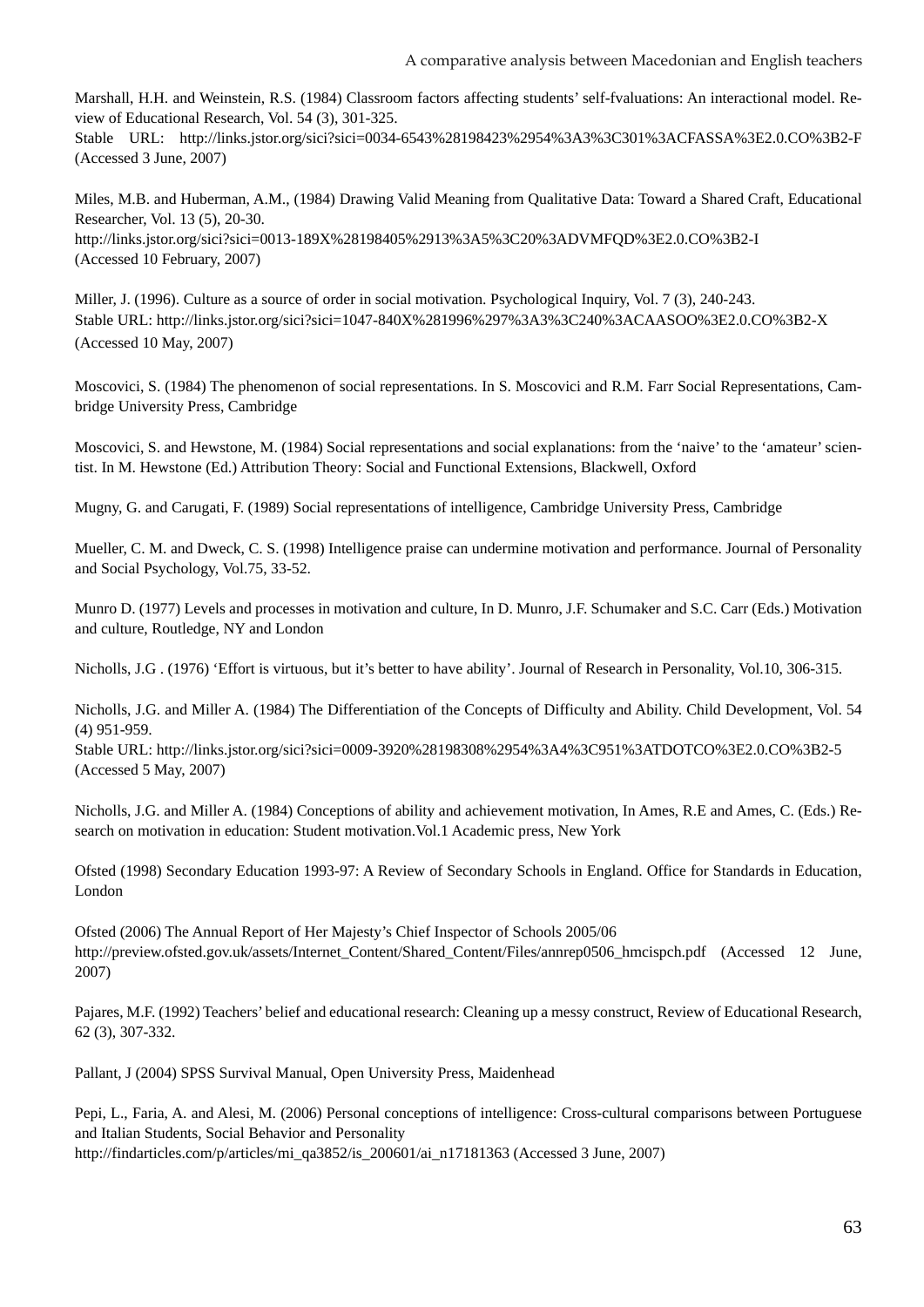Marshall, H.H. and Weinstein, R.S. (1984) Classroom factors affecting students' self-fvaluations: An interactional model. Review of Educational Research, Vol. 54 (3), 301-325.
Stable URL: http://links.jstor.org/sici?sici=0034-6543%28198423%2954%3A3%3C301%3ACFASSA%3E2.0.CO%3B2-F (Accessed 3 June, 2007)

Miles, M.B. and Huberman, A.M., (1984) Drawing Valid Meaning from Qualitative Data: Toward a Shared Craft, Educational Researcher, Vol. 13 (5), 20-30.
http://links.jstor.org/sici?sici=0013-189X%28198405%2913%3A5%3C20%3ADVMFQD%3E2.0.CO%3B2-I
(Accessed 10 February, 2007)

Miller, J. (1996). Culture as a source of order in social motivation. Psychological Inquiry, Vol. 7 (3), 240-243.
Stable URL: http://links.jstor.org/sici?sici=1047-840X%281996%297%3A3%3C240%3ACAASOO%3E2.0.CO%3B2-X
(Accessed 10 May, 2007)

Moscovici, S. (1984) The phenomenon of social representations. In S. Moscovici and R.M. Farr Social Representations, Cambridge University Press, Cambridge

Moscovici, S. and Hewstone, M. (1984) Social representations and social explanations: from the 'naive' to the 'amateur' scientist. In M. Hewstone (Ed.) Attribution Theory: Social and Functional Extensions, Blackwell, Oxford

Mugny, G. and Carugati, F. (1989) Social representations of intelligence, Cambridge University Press, Cambridge

Mueller, C. M. and Dweck, C. S. (1998) Intelligence praise can undermine motivation and performance. Journal of Personality and Social Psychology, Vol.75, 33-52.

Munro D. (1977) Levels and processes in motivation and culture, In D. Munro, J.F. Schumaker and S.C. Carr (Eds.) Motivation and culture, Routledge, NY and London

Nicholls, J.G . (1976) 'Effort is virtuous, but it's better to have ability'. Journal of Research in Personality, Vol.10, 306-315.

Nicholls, J.G. and Miller A. (1984) The Differentiation of the Concepts of Difficulty and Ability. Child Development, Vol. 54 (4) 951-959.
Stable URL: http://links.jstor.org/sici?sici=0009-3920%28198308%2954%3A4%3C951%3ATDOTCO%3E2.0.CO%3B2-5
(Accessed 5 May, 2007)

Nicholls, J.G. and Miller A. (1984) Conceptions of ability and achievement motivation, In Ames, R.E and Ames, C. (Eds.) Research on motivation in education: Student motivation.Vol.1 Academic press, New York

Ofsted (1998) Secondary Education 1993-97: A Review of Secondary Schools in England. Office for Standards in Education, London

Ofsted (2006) The Annual Report of Her Majesty's Chief Inspector of Schools 2005/06
http://preview.ofsted.gov.uk/assets/Internet_Content/Shared_Content/Files/annrep0506_hmcispch.pdf (Accessed 12 June, 2007)

Pajares, M.F. (1992) Teachers' belief and educational research: Cleaning up a messy construct, Review of Educational Research, 62 (3), 307-332.

Pallant, J (2004) SPSS Survival Manual, Open University Press, Maidenhead

Pepi, L., Faria, A. and Alesi, M. (2006) Personal conceptions of intelligence: Cross-cultural comparisons between Portuguese and Italian Students, Social Behavior and Personality
http://findarticles.com/p/articles/mi_qa3852/is_200601/ai_n17181363 (Accessed 3 June, 2007)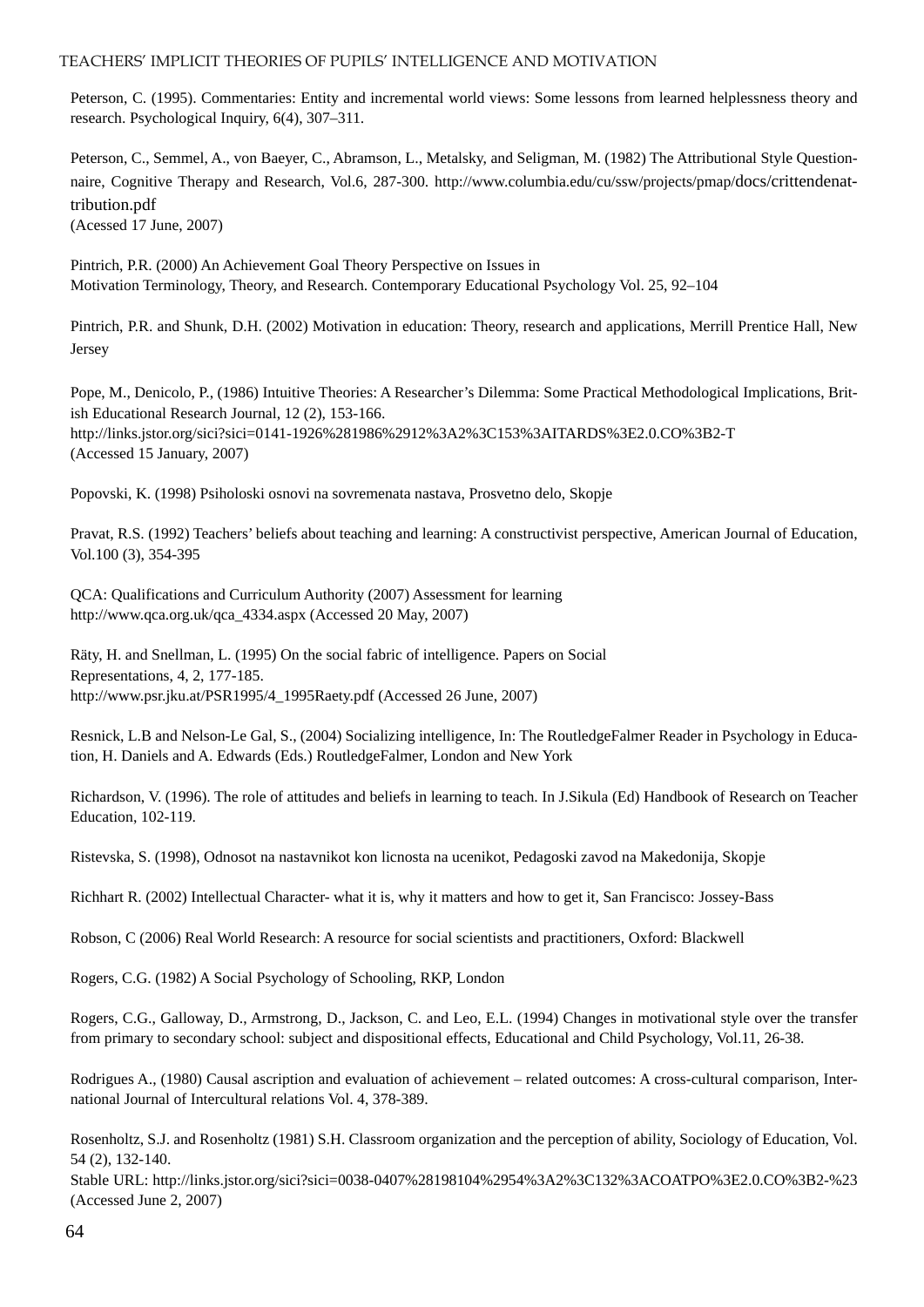Peterson, C. (1995). Commentaries: Entity and incremental world views: Some lessons from learned helplessness theory and research. Psychological Inquiry, 6(4), 307–311.

Peterson, C., Semmel, A., von Baeyer, C., Abramson, L., Metalsky, and Seligman, M. (1982) The Attributional Style Questionnaire, Cognitive Therapy and Research, Vol.6, 287-300. http://www.columbia.edu/cu/ssw/projects/pmap/docs/crittendenattribution.pdf
(Acessed 17 June, 2007)

Pintrich, P.R. (2000) An Achievement Goal Theory Perspective on Issues in
Motivation Terminology, Theory, and Research. Contemporary Educational Psychology Vol. 25, 92–104

Pintrich, P.R. and Shunk, D.H. (2002) Motivation in education: Theory, research and applications, Merrill Prentice Hall, New Jersey

Pope, M., Denicolo, P., (1986) Intuitive Theories: A Researcher's Dilemma: Some Practical Methodological Implications, British Educational Research Journal, 12 (2), 153-166.
http://links.jstor.org/sici?sici=0141-1926%281986%2912%3A2%3C153%3AITARDS%3E2.0.CO%3B2-T
(Accessed 15 January, 2007)

Popovski, K. (1998) Psiholoski osnovi na sovremenata nastava, Prosvetno delo, Skopje

Pravat, R.S. (1992) Teachers' beliefs about teaching and learning: A constructivist perspective, American Journal of Education, Vol.100 (3), 354-395

QCA: Qualifications and Curriculum Authority (2007) Assessment for learning
http://www.qca.org.uk/qca_4334.aspx (Accessed 20 May, 2007)

Räty, H. and Snellman, L. (1995) On the social fabric of intelligence. Papers on Social
Representations, 4, 2, 177-185.
http://www.psr.jku.at/PSR1995/4_1995Raety.pdf (Accessed 26 June, 2007)

Resnick, L.B and Nelson-Le Gal, S., (2004) Socializing intelligence, In: The RoutledgeFalmer Reader in Psychology in Education, H. Daniels and A. Edwards (Eds.) RoutledgeFalmer, London and New York

Richardson, V. (1996). The role of attitudes and beliefs in learning to teach. In J.Sikula (Ed) Handbook of Research on Teacher Education, 102-119.

Ristevska, S. (1998), Odnosot na nastavnikot kon licnosta na ucenikot, Pedagoski zavod na Makedonija, Skopje

Richhart R. (2002) Intellectual Character- what it is, why it matters and how to get it, San Francisco: Jossey-Bass

Robson, C (2006) Real World Research: A resource for social scientists and practitioners, Oxford: Blackwell

Rogers, C.G. (1982) A Social Psychology of Schooling, RKP, London

Rogers, C.G., Galloway, D., Armstrong, D., Jackson, C. and Leo, E.L. (1994) Changes in motivational style over the transfer from primary to secondary school: subject and dispositional effects, Educational and Child Psychology, Vol.11, 26-38.

Rodrigues A., (1980) Causal ascription and evaluation of achievement – related outcomes: A cross-cultural comparison, International Journal of Intercultural relations Vol. 4, 378-389.

Rosenholtz, S.J. and Rosenholtz (1981) S.H. Classroom organization and the perception of ability, Sociology of Education, Vol. 54 (2), 132-140.
Stable URL: http://links.jstor.org/sici?sici=0038-0407%28198104%2954%3A2%3C132%3ACOATPO%3E2.0.CO%3B2-%23
(Accessed June 2, 2007)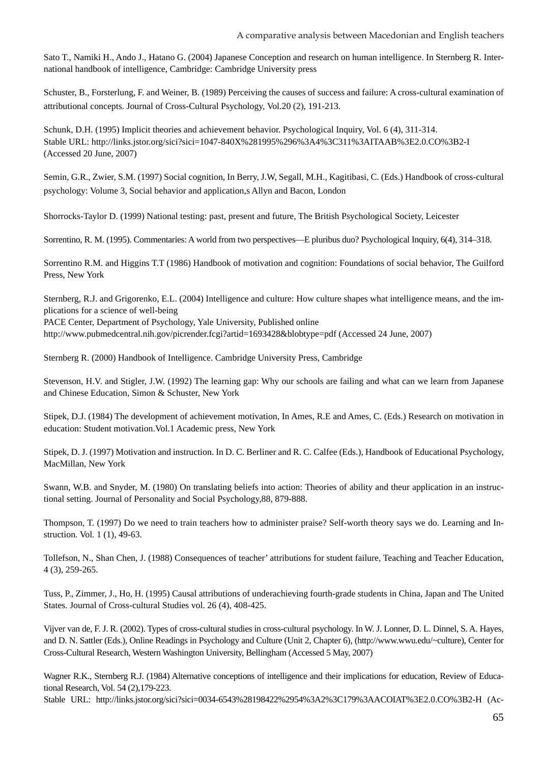Sato T., Namiki H., Ando J., Hatano G. (2004) Japanese Conception and research on human intelligence. In Sternberg R. International handbook of intelligence, Cambridge: Cambridge University press

Schuster, B., Forsterlung, F. and Weiner, B. (1989) Perceiving the causes of success and failure: A cross-cultural examination of attributional concepts. Journal of Cross-Cultural Psychology, Vol.20 (2), 191-213.

Schunk, D.H. (1995) Implicit theories and achievement behavior. Psychological Inquiry, Vol. 6 (4), 311-314.
Stable URL: http://links.jstor.org/sici?sici=1047-840X%281995%296%3A4%3C311%3AITAAB%3E2.0.CO%3B2-I (Accessed 20 June, 2007)

Semin, G.R., Zwier, S.M. (1997) Social cognition, In Berry, J.W, Segall, M.H., Kagitibasi, C. (Eds.) Handbook of cross-cultural psychology: Volume 3, Social behavior and application,s Allyn and Bacon, London

Shorrocks-Taylor D. (1999) National testing: past, present and future, The British Psychological Society, Leicester

Sorrentino, R. M. (1995). Commentaries: A world from two perspectives—E pluribus duo? Psychological Inquiry, 6(4), 314–318.

Sorrentino R.M. and Higgins T.T (1986) Handbook of motivation and cognition: Foundations of social behavior, The Guilford Press, New York

Sternberg, R.J. and Grigorenko, E.L. (2004) Intelligence and culture: How culture shapes what intelligence means, and the implications for a science of well-being
PACE Center, Department of Psychology, Yale University, Published online
http://www.pubmedcentral.nih.gov/picrender.fcgi?artid=1693428&blobtype=pdf (Accessed 24 June, 2007)

Sternberg R. (2000) Handbook of Intelligence. Cambridge University Press, Cambridge

Stevenson, H.V. and Stigler, J.W. (1992) The learning gap: Why our schools are failing and what can we learn from Japanese and Chinese Education, Simon & Schuster, New York

Stipek, D.J. (1984) The development of achievement motivation, In Ames, R.E and Ames, C. (Eds.) Research on motivation in education: Student motivation.Vol.1 Academic press, New York

Stipek, D. J. (1997) Motivation and instruction. In D. C. Berliner and R. C. Calfee (Eds.), Handbook of Educational Psychology, MacMillan, New York

Swann, W.B. and Snyder, M. (1980) On translating beliefs into action: Theories of ability and theur application in an instructional setting. Journal of Personality and Social Psychology,88, 879-888.

Thompson, T. (1997) Do we need to train teachers how to administer praise? Self-worth theory says we do. Learning and Instruction. Vol. 1 (1), 49-63.

Tollefson, N., Shan Chen, J. (1988) Consequences of teacher' attributions for student failure, Teaching and Teacher Education, 4 (3), 259-265.

Tuss, P., Zimmer, J., Ho, H. (1995) Causal attributions of underachieving fourth-grade students in China, Japan and The United States. Journal of Cross-cultural Studies vol. 26 (4), 408-425.

Vijver van de, F. J. R. (2002). Types of cross-cultural studies in cross-cultural psychology. In W. J. Lonner, D. L. Dinnel, S. A. Hayes, and D. N. Sattler (Eds.), Online Readings in Psychology and Culture (Unit 2, Chapter 6), (http://www.wwu.edu/~culture), Center for Cross-Cultural Research, Western Washington University, Bellingham (Accessed 5 May, 2007)

Wagner R.K., Sternberg R.J. (1984) Alternative conceptions of intelligence and their implications for education, Review of Educational Research, Vol. 54 (2),179-223.
Stable URL: http://links.jstor.org/sici?sici=0034-6543%28198422%2954%3A2%3C179%3AACOIAT%3E2.0.CO%3B2-H (Ac-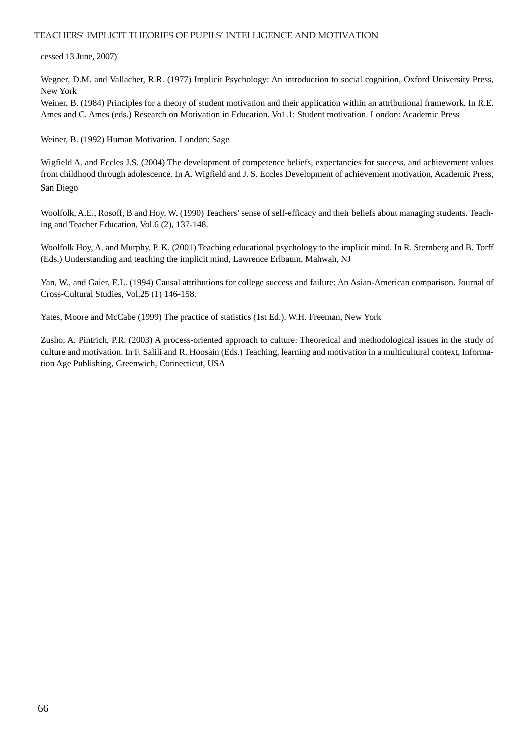cessed 13 June, 2007)

Wegner, D.M. and Vallacher, R.R. (1977) Implicit Psychology: An introduction to social cognition, Oxford University Press, New York

Weiner, B. (1984) Principles for a theory of student motivation and their application within an attributional framework. In R.E. Ames and C. Ames (eds.) Research on Motivation in Education. Vo1.1: Student motivation. London: Academic Press

Weiner, B. (1992) Human Motivation. London: Sage

Wigfield A. and Eccles J.S. (2004) The development of competence beliefs, expectancies for success, and achievement values from childhood through adolescence. In A. Wigfield and J. S. Eccles Development of achievement motivation, Academic Press, San Diego

Woolfolk, A.E., Rosoff, B and Hoy, W. (1990) Teachers' sense of self-efficacy and their beliefs about managing students. Teaching and Teacher Education, Vol.6 (2), 137-148.

Woolfolk Hoy, A. and Murphy, P. K. (2001) Teaching educational psychology to the implicit mind. In R. Sternberg and B. Torff (Eds.) Understanding and teaching the implicit mind, Lawrence Erlbaum, Mahwah, NJ

Yan, W., and Gaier, E.L. (1994) Causal attributions for college success and failure: An Asian-American comparison. Journal of Cross-Cultural Studies, Vol.25 (1) 146-158.

Yates, Moore and McCabe (1999) The practice of statistics (1st Ed.). W.H. Freeman, New York

Zusho, A. Pintrich, P.R. (2003) A process-oriented approach to culture: Theoretical and methodological issues in the study of culture and motivation. In F. Salili and R. Hoosain (Eds.) Teaching, learning and motivation in a multicultural context, Information Age Publishing, Greenwich, Connecticut, USA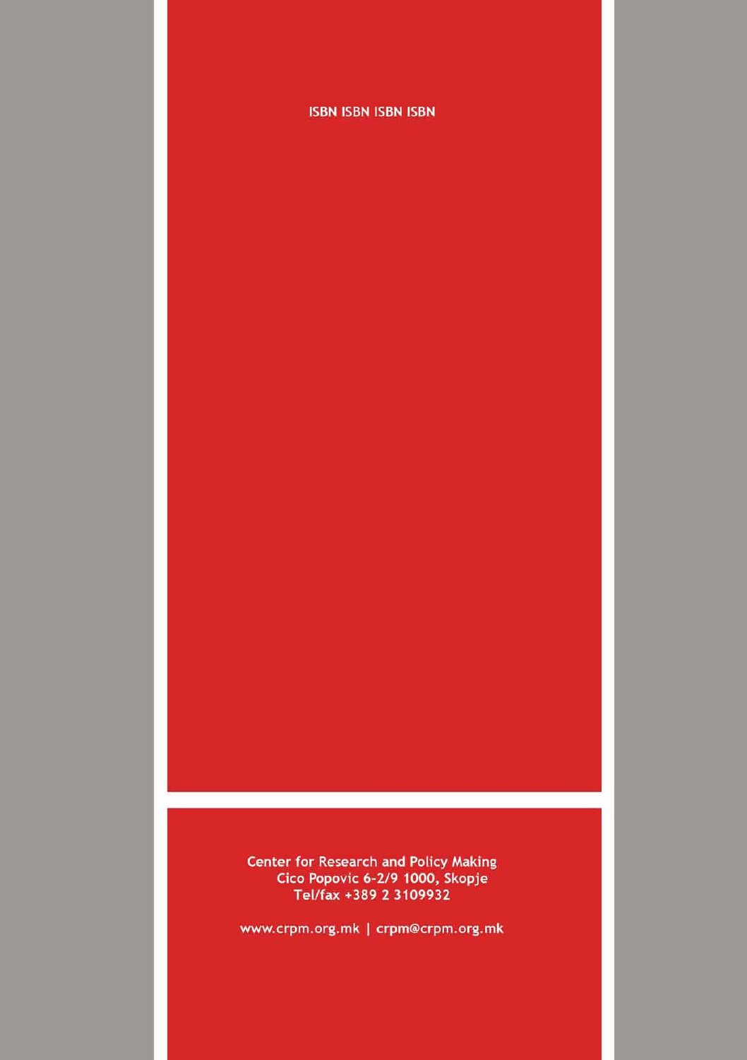ISBN ISBN ISBN ISBN

Center for Research and Policy Making
Cico Popovic 6-2/9 1000, Skopje
Tel/fax +389 2 3109932

www.crpm.org.mk | crpm@crpm.org.mk